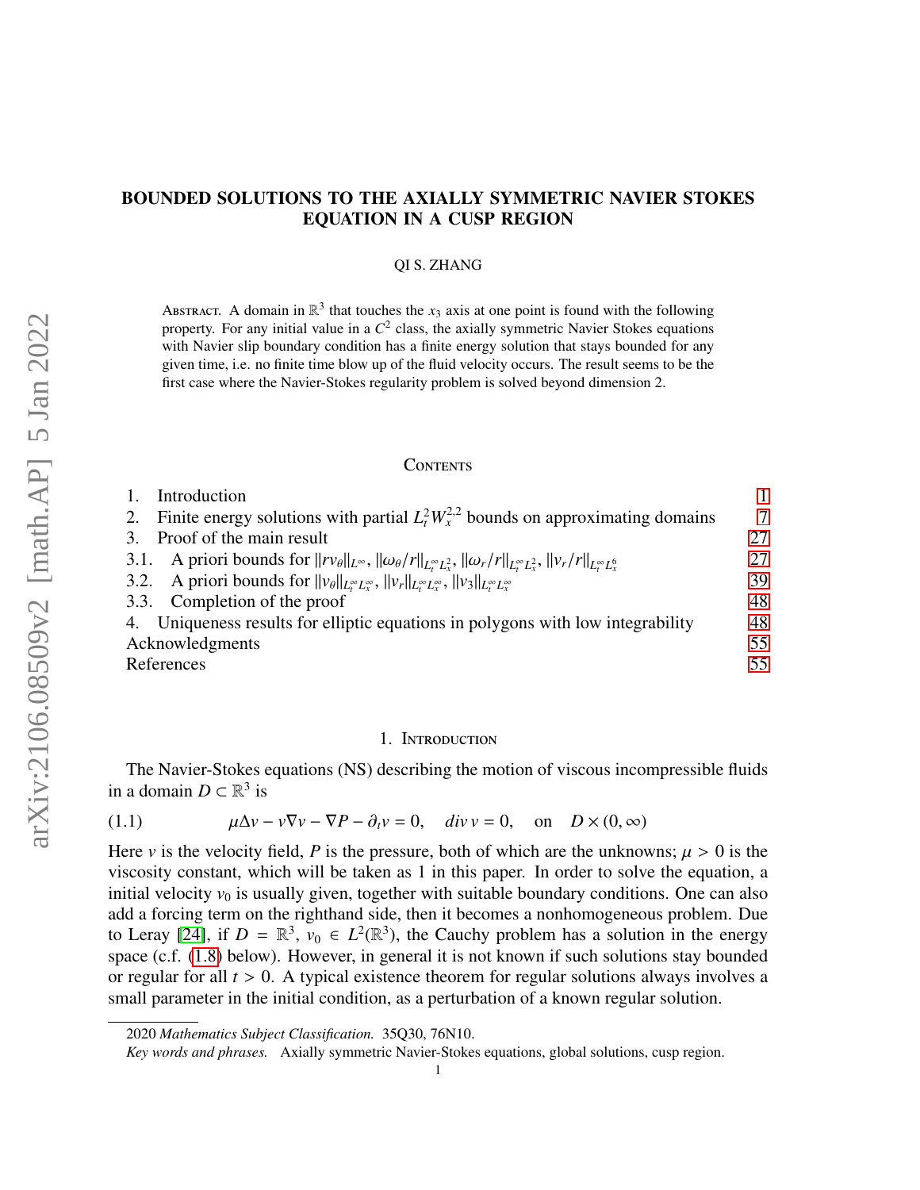# BOUNDED SOLUTIONS TO THE AXIALLY SYMMETRIC NAVIER STOKES EQUATION IN A CUSP REGION

QI S. ZHANG

Abstract. A domain in $\mathbb{R}^3$ that touches the $x_3$ axis at one point is found with the following property. For any initial value in a $C^2$ class, the axially symmetric Navier Stokes equations with Navier slip boundary condition has a finite energy solution that stays bounded for any given time, i.e. no finite time blow up of the fluid velocity occurs. The result seems to be the first case where the Navier-Stokes regularity problem is solved beyond dimension 2.

## Contents

1. Introduction — 1
2. Finite energy solutions with partial $L^2_t W^{2,2}_x$ bounds on approximating domains — 7
3. Proof of the main result — 27
   - 3.1. A priori bounds for $\|rv_\theta\|_{L^\infty}$, $\|\omega_\theta/r\|_{L^\infty_t L^2_x}$, $\|\omega_r/r\|_{L^\infty_t L^2_x}$, $\|v_r/r\|_{L^\infty_t L^6_x}$ — 27
   - 3.2. A priori bounds for $\|v_\theta\|_{L^\infty_t L^\infty_x}$, $\|v_r\|_{L^\infty_t L^\infty_x}$, $\|v_3\|_{L^\infty_t L^\infty_x}$ — 39
   - 3.3. Completion of the proof — 48
4. Uniqueness results for elliptic equations in polygons with low integrability — 48

Acknowledgments — 55

References — 55

## 1. Introduction

The Navier-Stokes equations (NS) describing the motion of viscous incompressible fluids in a domain $D \subset \mathbb{R}^3$ is

$$\mu \Delta v - v\nabla v - \nabla P - \partial_t v = 0, \quad div\, v = 0, \quad \text{on} \quad D \times (0, \infty) \tag{1.1}$$

Here $v$ is the velocity field, $P$ is the pressure, both of which are the unknowns; $\mu > 0$ is the viscosity constant, which will be taken as 1 in this paper. In order to solve the equation, a initial velocity $v_0$ is usually given, together with suitable boundary conditions. One can also add a forcing term on the righthand side, then it becomes a nonhomogeneous problem. Due to Leray [24], if $D = \mathbb{R}^3$, $v_0 \in L^2(\mathbb{R}^3)$, the Cauchy problem has a solution in the energy space (c.f. (1.8) below). However, in general it is not known if such solutions stay bounded or regular for all $t > 0$. A typical existence theorem for regular solutions always involves a small parameter in the initial condition, as a perturbation of a known regular solution.

2020 *Mathematics Subject Classification.* 35Q30, 76N10.

*Key words and phrases.* Axially symmetric Navier-Stokes equations, global solutions, cusp region.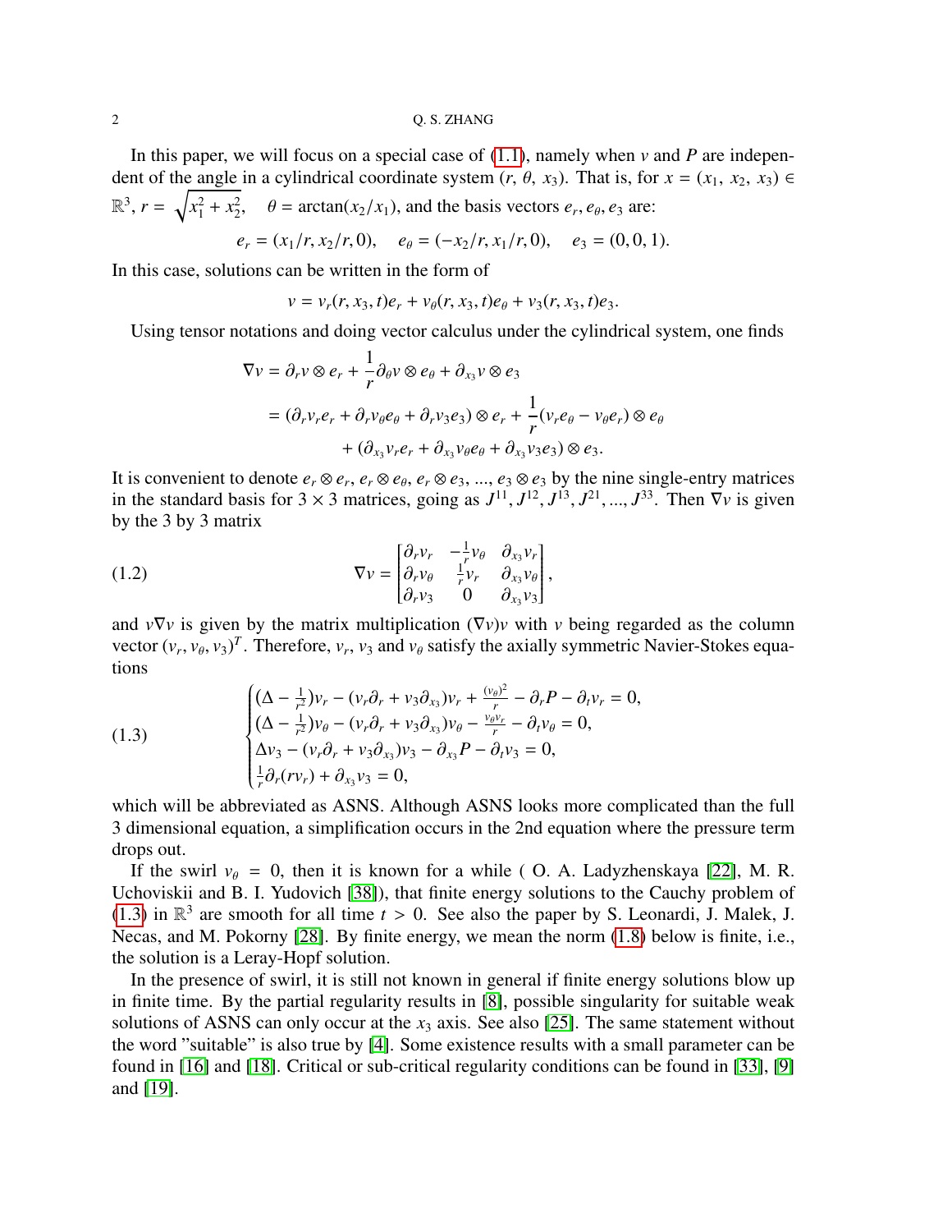In this paper, we will focus on a special case of (1.1), namely when $v$ and $P$ are independent of the angle in a cylindrical coordinate system $(r, \theta, x_3)$. That is, for $x = (x_1, x_2, x_3) \in \mathbb{R}^3$, $r = \sqrt{x_1^2 + x_2^2}$, $\quad \theta = \arctan(x_2/x_1)$, and the basis vectors $e_r, e_\theta, e_3$ are:

$$e_r = (x_1/r, x_2/r, 0), \quad e_\theta = (-x_2/r, x_1/r, 0), \quad e_3 = (0, 0, 1).$$

In this case, solutions can be written in the form of

$$v = v_r(r, x_3, t)e_r + v_\theta(r, x_3, t)e_\theta + v_3(r, x_3, t)e_3.$$

Using tensor notations and doing vector calculus under the cylindrical system, one finds

$$\begin{aligned}
\nabla v &= \partial_r v \otimes e_r + \frac{1}{r}\partial_\theta v \otimes e_\theta + \partial_{x_3} v \otimes e_3 \\
&= (\partial_r v_r e_r + \partial_r v_\theta e_\theta + \partial_r v_3 e_3) \otimes e_r + \frac{1}{r}(v_r e_\theta - v_\theta e_r) \otimes e_\theta \\
&\qquad + (\partial_{x_3} v_r e_r + \partial_{x_3} v_\theta e_\theta + \partial_{x_3} v_3 e_3) \otimes e_3.
\end{aligned}$$

It is convenient to denote $e_r \otimes e_r$, $e_r \otimes e_\theta$, $e_r \otimes e_3$, ..., $e_3 \otimes e_3$ by the nine single-entry matrices in the standard basis for $3 \times 3$ matrices, going as $J^{11}, J^{12}, J^{13}, J^{21}, ..., J^{33}$. Then $\nabla v$ is given by the 3 by 3 matrix

$$\nabla v = \begin{bmatrix} \partial_r v_r & -\frac{1}{r}v_\theta & \partial_{x_3} v_r \\ \partial_r v_\theta & \frac{1}{r}v_r & \partial_{x_3} v_\theta \\ \partial_r v_3 & 0 & \partial_{x_3} v_3 \end{bmatrix}, \tag{1.2}$$

and $v\nabla v$ is given by the matrix multiplication $(\nabla v)v$ with $v$ being regarded as the column vector $(v_r, v_\theta, v_3)^T$. Therefore, $v_r$, $v_3$ and $v_\theta$ satisfy the axially symmetric Navier-Stokes equations

$$\begin{cases}
(\Delta - \frac{1}{r^2})v_r - (v_r\partial_r + v_3\partial_{x_3})v_r + \frac{(v_\theta)^2}{r} - \partial_r P - \partial_t v_r = 0, \\
(\Delta - \frac{1}{r^2})v_\theta - (v_r\partial_r + v_3\partial_{x_3})v_\theta - \frac{v_\theta v_r}{r} - \partial_t v_\theta = 0, \\
\Delta v_3 - (v_r\partial_r + v_3\partial_{x_3})v_3 - \partial_{x_3} P - \partial_t v_3 = 0, \\
\frac{1}{r}\partial_r(r v_r) + \partial_{x_3} v_3 = 0,
\end{cases} \tag{1.3}$$

which will be abbreviated as ASNS. Although ASNS looks more complicated than the full 3 dimensional equation, a simplification occurs in the 2nd equation where the pressure term drops out.

If the swirl $v_\theta = 0$, then it is known for a while ( O. A. Ladyzhenskaya [22], M. R. Uchoviskii and B. I. Yudovich [38]), that finite energy solutions to the Cauchy problem of (1.3) in $\mathbb{R}^3$ are smooth for all time $t > 0$. See also the paper by S. Leonardi, J. Malek, J. Necas, and M. Pokorny [28]. By finite energy, we mean the norm (1.8) below is finite, i.e., the solution is a Leray-Hopf solution.

In the presence of swirl, it is still not known in general if finite energy solutions blow up in finite time. By the partial regularity results in [8], possible singularity for suitable weak solutions of ASNS can only occur at the $x_3$ axis. See also [25]. The same statement without the word "suitable" is also true by [4]. Some existence results with a small parameter can be found in [16] and [18]. Critical or sub-critical regularity conditions can be found in [33], [9] and [19].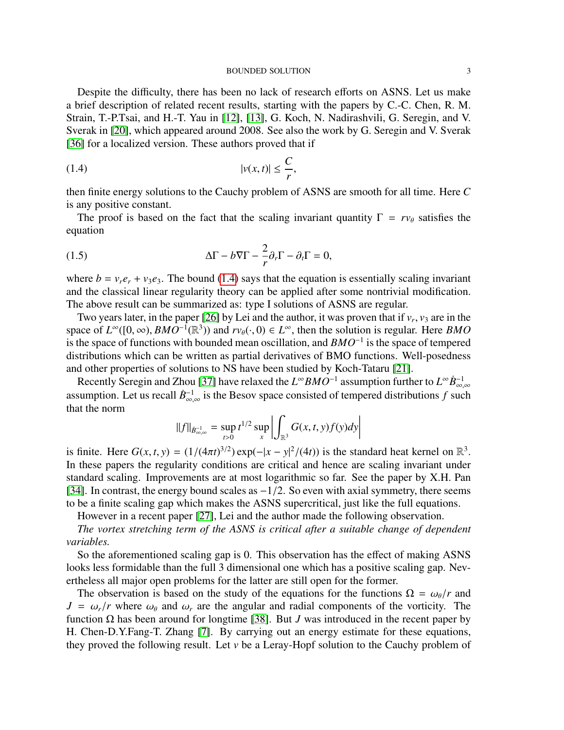Despite the difficulty, there has been no lack of research efforts on ASNS. Let us make a brief description of related recent results, starting with the papers by C.-C. Chen, R. M. Strain, T.-P.Tsai, and H.-T. Yau in [12], [13], G. Koch, N. Nadirashvili, G. Seregin, and V. Sverak in [20], which appeared around 2008. See also the work by G. Seregin and V. Sverak [36] for a localized version. These authors proved that if

$$|v(x,t)| \le \frac{C}{r}, \tag{1.4}$$

then finite energy solutions to the Cauchy problem of ASNS are smooth for all time. Here $C$ is any positive constant.

The proof is based on the fact that the scaling invariant quantity $\Gamma = r v_\theta$ satisfies the equation

$$\Delta \Gamma - b \nabla \Gamma - \frac{2}{r} \partial_r \Gamma - \partial_t \Gamma = 0, \tag{1.5}$$

where $b = v_r e_r + v_3 e_3$. The bound (1.4) says that the equation is essentially scaling invariant and the classical linear regularity theory can be applied after some nontrivial modification. The above result can be summarized as: type I solutions of ASNS are regular.

Two years later, in the paper [26] by Lei and the author, it was proven that if $v_r, v_3$ are in the space of $L^\infty([0,\infty), BMO^{-1}(\mathbb{R}^3))$ and $r v_\theta(\cdot, 0) \in L^\infty$, then the solution is regular. Here $BMO$ is the space of functions with bounded mean oscillation, and $BMO^{-1}$ is the space of tempered distributions which can be written as partial derivatives of BMO functions. Well-posedness and other properties of solutions to NS have been studied by Koch-Tataru [21].

Recently Seregin and Zhou [37] have relaxed the $L^\infty BMO^{-1}$ assumption further to $L^\infty \dot{B}^{-1}_{\infty,\infty}$ assumption. Let us recall $\dot{B}^{-1}_{\infty,\infty}$ is the Besov space consisted of tempered distributions $f$ such that the norm

$$\|f\|_{\dot{B}^{-1}_{\infty,\infty}} = \sup_{t>0} t^{1/2} \sup_x \left| \int_{\mathbb{R}^3} G(x,t,y) f(y) dy \right|$$

is finite. Here $G(x,t,y) = (1/(4\pi t)^{3/2}) \exp(-|x-y|^2/(4t))$ is the standard heat kernel on $\mathbb{R}^3$. In these papers the regularity conditions are critical and hence are scaling invariant under standard scaling. Improvements are at most logarithmic so far. See the paper by X.H. Pan [34]. In contrast, the energy bound scales as $-1/2$. So even with axial symmetry, there seems to be a finite scaling gap which makes the ASNS supercritical, just like the full equations.

However in a recent paper [27], Lei and the author made the following observation.

*The vortex stretching term of the ASNS is critical after a suitable change of dependent variables.*

So the aforementioned scaling gap is 0. This observation has the effect of making ASNS looks less formidable than the full 3 dimensional one which has a positive scaling gap. Nevertheless all major open problems for the latter are still open for the former.

The observation is based on the study of the equations for the functions $\Omega = \omega_\theta / r$ and $J = \omega_r / r$ where $\omega_\theta$ and $\omega_r$ are the angular and radial components of the vorticity. The function $\Omega$ has been around for longtime [38]. But $J$ was introduced in the recent paper by H. Chen-D.Y.Fang-T. Zhang [7]. By carrying out an energy estimate for these equations, they proved the following result. Let $v$ be a Leray-Hopf solution to the Cauchy problem of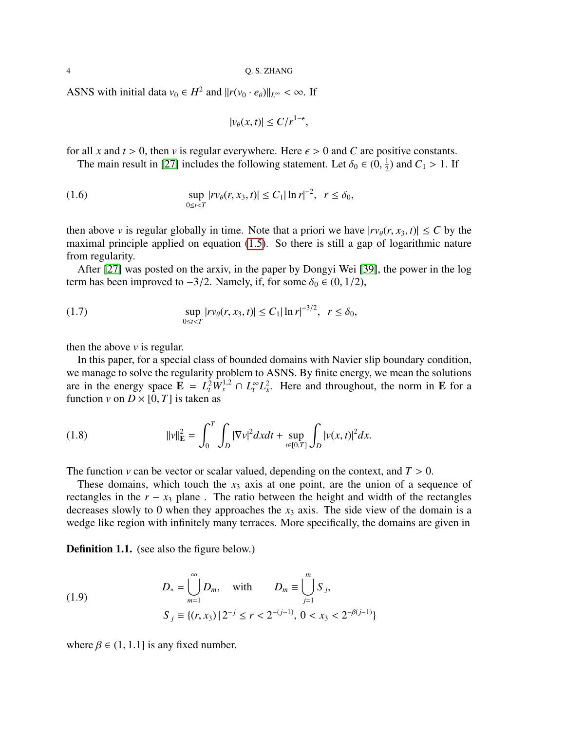ASNS with initial data $v_0 \in H^2$ and $\|r(v_0 \cdot e_\theta)\|_{L^\infty} < \infty$. If

$$
|v_\theta(x,t)| \le C/r^{1-\epsilon},
$$

for all $x$ and $t > 0$, then $v$ is regular everywhere. Here $\epsilon > 0$ and $C$ are positive constants.

The main result in [27] includes the following statement. Let $\delta_0 \in (0, \frac{1}{2})$ and $C_1 > 1$. If

$$
\sup_{0 \le t < T} |r v_\theta(r, x_3, t)| \le C_1 |\ln r|^{-2}, \quad r \le \delta_0, \tag{1.6}
$$

then above $v$ is regular globally in time. Note that a priori we have $|r v_\theta(r, x_3, t)| \le C$ by the maximal principle applied on equation (1.5). So there is still a gap of logarithmic nature from regularity.

After [27] was posted on the arxiv, in the paper by Dongyi Wei [39], the power in the log term has been improved to $-3/2$. Namely, if, for some $\delta_0 \in (0, 1/2)$,

$$
\sup_{0 \le t < T} |r v_\theta(r, x_3, t)| \le C_1 |\ln r|^{-3/2}, \quad r \le \delta_0, \tag{1.7}
$$

then the above $v$ is regular.

In this paper, for a special class of bounded domains with Navier slip boundary condition, we manage to solve the regularity problem to ASNS. By finite energy, we mean the solutions are in the energy space $\mathbf{E} = L^2_t W^{1,2}_x \cap L^\infty_t L^2_x$. Here and throughout, the norm in $\mathbf{E}$ for a function $v$ on $D \times [0, T]$ is taken as

$$
\|v\|^2_{\mathbf{E}} = \int_0^T \int_D |\nabla v|^2 dx dt + \sup_{t \in [0,T]} \int_D |v(x,t)|^2 dx. \tag{1.8}
$$

The function $v$ can be vector or scalar valued, depending on the context, and $T > 0$.

These domains, which touch the $x_3$ axis at one point, are the union of a sequence of rectangles in the $r - x_3$ plane . The ratio between the height and width of the rectangles decreases slowly to 0 when they approaches the $x_3$ axis. The side view of the domain is a wedge like region with infinitely many terraces. More specifically, the domains are given in

**Definition 1.1.** (see also the figure below.)

$$
\begin{aligned}
& D_* = \bigcup_{m=1}^{\infty} D_m, \quad \text{with} \qquad D_m \equiv \bigcup_{j=1}^{m} S_j, \\
& S_j \equiv \{(r, x_3) \,|\, 2^{-j} \le r < 2^{-(j-1)}, \ 0 < x_3 < 2^{-\beta(j-1)}\}
\end{aligned} \tag{1.9}
$$

where $\beta \in (1, 1.1]$ is any fixed number.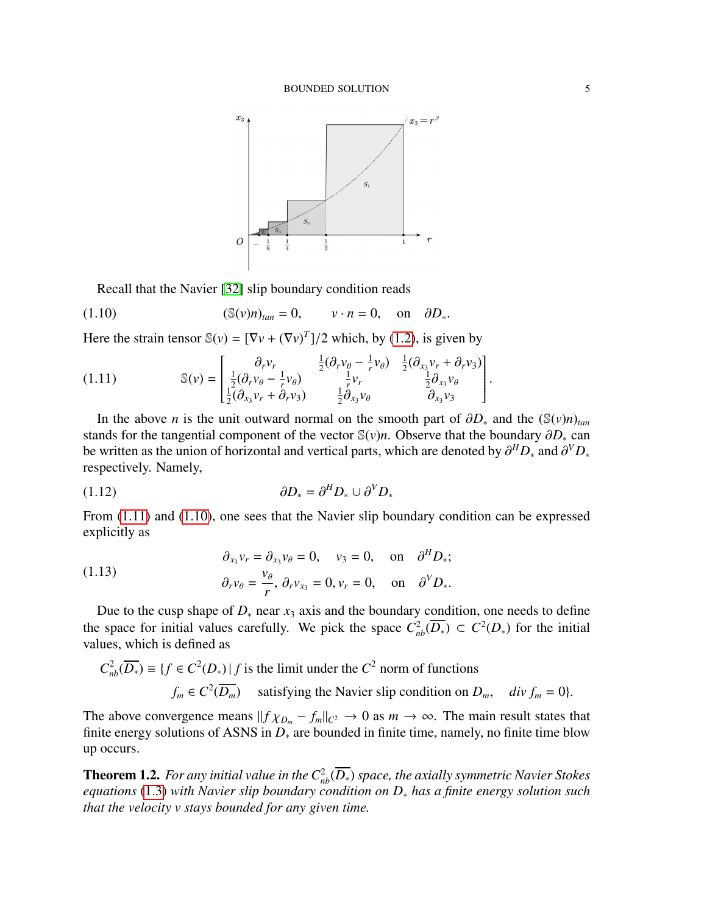Recall that the Navier [32] slip boundary condition reads

$$(\mathbb{S}(v)n)_{tan} = 0, \qquad v \cdot n = 0, \quad \text{on} \quad \partial D_*. \tag{1.10}$$

Here the strain tensor $\mathbb{S}(v) = [\nabla v + (\nabla v)^T]/2$ which, by (1.2), is given by

$$\mathbb{S}(v) = \begin{bmatrix} \partial_r v_r & \frac{1}{2}(\partial_r v_\theta - \frac{1}{r} v_\theta) & \frac{1}{2}(\partial_{x_3} v_r + \partial_r v_3) \\ \frac{1}{2}(\partial_r v_\theta - \frac{1}{r} v_\theta) & \frac{1}{r} v_r & \frac{1}{2}\partial_{x_3} v_\theta \\ \frac{1}{2}(\partial_{x_3} v_r + \partial_r v_3) & \frac{1}{2}\partial_{x_3} v_\theta & \partial_{x_3} v_3 \end{bmatrix}. \tag{1.11}$$

In the above $n$ is the unit outward normal on the smooth part of $\partial D_*$ and the $(\mathbb{S}(v)n)_{tan}$ stands for the tangential component of the vector $\mathbb{S}(v)n$. Observe that the boundary $\partial D_*$ can be written as the union of horizontal and vertical parts, which are denoted by $\partial^H D_*$ and $\partial^V D_*$ respectively. Namely,

$$\partial D_* = \partial^H D_* \cup \partial^V D_* \tag{1.12}$$

From (1.11) and (1.10), one sees that the Navier slip boundary condition can be expressed explicitly as

$$\begin{aligned} &\partial_{x_3} v_r = \partial_{x_3} v_\theta = 0, \quad v_3 = 0, \quad \text{on} \quad \partial^H D_*; \\ &\partial_r v_\theta = \frac{v_\theta}{r}, \ \partial_r v_{x_3} = 0, v_r = 0, \quad \text{on} \quad \partial^V D_*. \end{aligned} \tag{1.13}$$

Due to the cusp shape of $D_*$ near $x_3$ axis and the boundary condition, one needs to define the space for initial values carefully. We pick the space $C^2_{nb}(\overline{D_*}) \subset C^2(D_*)$ for the initial values, which is defined as

$$\begin{aligned} C^2_{nb}(\overline{D_*}) \equiv \{ f \in C^2(D_*) \,|\, &f \text{ is the limit under the } C^2 \text{ norm of functions} \\ &f_m \in C^2(\overline{D_m}) \quad \text{satisfying the Navier slip condition on } D_m, \quad div\, f_m = 0 \}. \end{aligned}$$

The above convergence means $\| f \chi_{D_m} - f_m \|_{C^2} \to 0$ as $m \to \infty$. The main result states that finite energy solutions of ASNS in $D_*$ are bounded in finite time, namely, no finite time blow up occurs.

**Theorem 1.2.** *For any initial value in the $C^2_{nb}(\overline{D_*})$ space, the axially symmetric Navier Stokes equations (1.3) with Navier slip boundary condition on $D_*$ has a finite energy solution such that the velocity $v$ stays bounded for any given time.*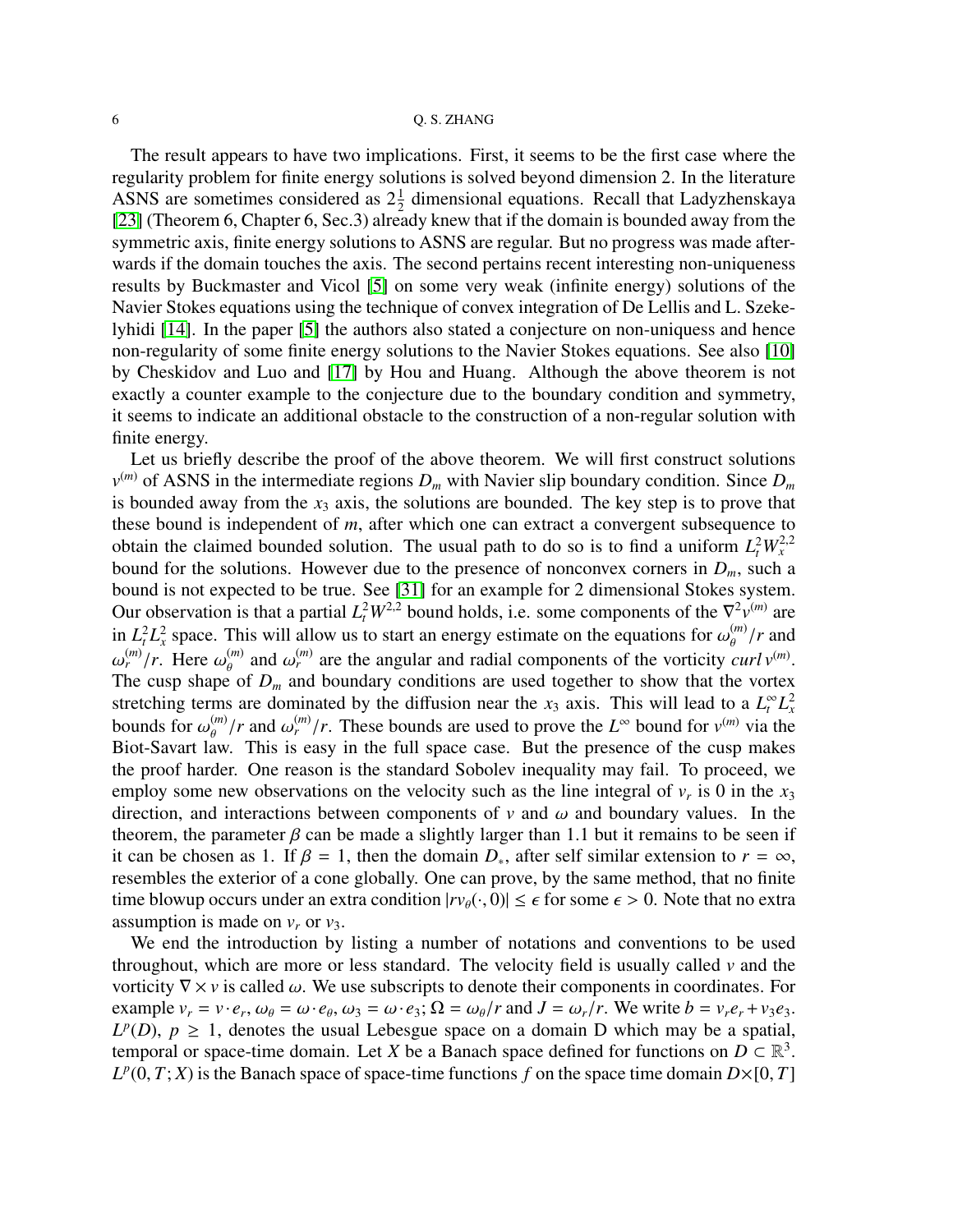The result appears to have two implications. First, it seems to be the first case where the regularity problem for finite energy solutions is solved beyond dimension 2. In the literature ASNS are sometimes considered as $2\frac{1}{2}$ dimensional equations. Recall that Ladyzhenskaya [23] (Theorem 6, Chapter 6, Sec.3) already knew that if the domain is bounded away from the symmetric axis, finite energy solutions to ASNS are regular. But no progress was made afterwards if the domain touches the axis. The second pertains recent interesting non-uniqueness results by Buckmaster and Vicol [5] on some very weak (infinite energy) solutions of the Navier Stokes equations using the technique of convex integration of De Lellis and L. Szekelyhidi [14]. In the paper [5] the authors also stated a conjecture on non-uniquess and hence non-regularity of some finite energy solutions to the Navier Stokes equations. See also [10] by Cheskidov and Luo and [17] by Hou and Huang. Although the above theorem is not exactly a counter example to the conjecture due to the boundary condition and symmetry, it seems to indicate an additional obstacle to the construction of a non-regular solution with finite energy.

Let us briefly describe the proof of the above theorem. We will first construct solutions $v^{(m)}$ of ASNS in the intermediate regions $D_m$ with Navier slip boundary condition. Since $D_m$ is bounded away from the $x_3$ axis, the solutions are bounded. The key step is to prove that these bound is independent of $m$, after which one can extract a convergent subsequence to obtain the claimed bounded solution. The usual path to do so is to find a uniform $L^2_t W^{2,2}_x$ bound for the solutions. However due to the presence of nonconvex corners in $D_m$, such a bound is not expected to be true. See [31] for an example for 2 dimensional Stokes system. Our observation is that a partial $L^2_t W^{2,2}$ bound holds, i.e. some components of the $\nabla^2 v^{(m)}$ are in $L^2_t L^2_x$ space. This will allow us to start an energy estimate on the equations for $\omega^{(m)}_\theta / r$ and $\omega^{(m)}_r / r$. Here $\omega^{(m)}_\theta$ and $\omega^{(m)}_r$ are the angular and radial components of the vorticity $curl\, v^{(m)}$. The cusp shape of $D_m$ and boundary conditions are used together to show that the vortex stretching terms are dominated by the diffusion near the $x_3$ axis. This will lead to a $L^\infty_t L^2_x$ bounds for $\omega^{(m)}_\theta / r$ and $\omega^{(m)}_r / r$. These bounds are used to prove the $L^\infty$ bound for $v^{(m)}$ via the Biot-Savart law. This is easy in the full space case. But the presence of the cusp makes the proof harder. One reason is the standard Sobolev inequality may fail. To proceed, we employ some new observations on the velocity such as the line integral of $v_r$ is 0 in the $x_3$ direction, and interactions between components of $v$ and $\omega$ and boundary values. In the theorem, the parameter $\beta$ can be made a slightly larger than 1.1 but it remains to be seen if it can be chosen as 1. If $\beta = 1$, then the domain $D_*$, after self similar extension to $r = \infty$, resembles the exterior of a cone globally. One can prove, by the same method, that no finite time blowup occurs under an extra condition $|r v_\theta(\cdot, 0)| \le \epsilon$ for some $\epsilon > 0$. Note that no extra assumption is made on $v_r$ or $v_3$.

We end the introduction by listing a number of notations and conventions to be used throughout, which are more or less standard. The velocity field is usually called $v$ and the vorticity $\nabla \times v$ is called $\omega$. We use subscripts to denote their components in coordinates. For example $v_r = v \cdot e_r$, $\omega_\theta = \omega \cdot e_\theta$, $\omega_3 = \omega \cdot e_3$; $\Omega = \omega_\theta / r$ and $J = \omega_r / r$. We write $b = v_r e_r + v_3 e_3$. $L^p(D)$, $p \ge 1$, denotes the usual Lebesgue space on a domain D which may be a spatial, temporal or space-time domain. Let $X$ be a Banach space defined for functions on $D \subset \mathbb{R}^3$. $L^p(0, T; X)$ is the Banach space of space-time functions $f$ on the space time domain $D \times [0, T]$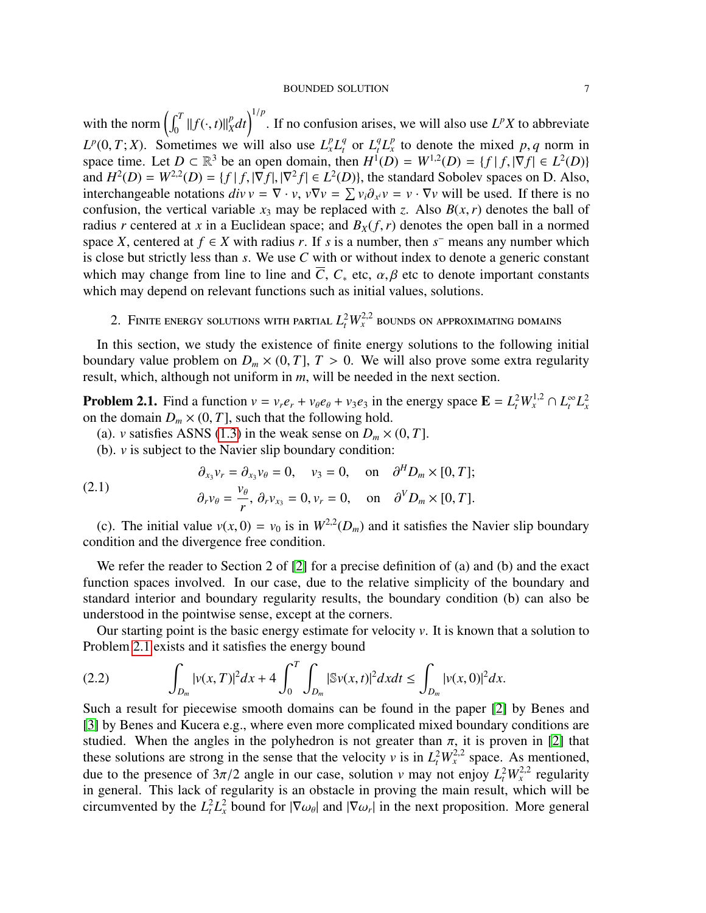with the norm $\left(\int_0^T \|f(\cdot,t)\|_X^p dt\right)^{1/p}$. If no confusion arises, we will also use $L^pX$ to abbreviate $L^p(0,T;X)$. Sometimes we will also use $L^p_xL^q_t$ or $L^q_tL^p_x$ to denote the mixed $p,q$ norm in space time. Let $D \subset \mathbb{R}^3$ be an open domain, then $H^1(D) = W^{1,2}(D) = \{f \,|\, f, |\nabla f| \in L^2(D)\}$ and $H^2(D) = W^{2,2}(D) = \{f \,|\, f, |\nabla f|, |\nabla^2 f| \in L^2(D)\}$, the standard Sobolev spaces on D. Also, interchangeable notations $div\, v = \nabla \cdot v$, $v\nabla v = \sum v_i \partial_{x^i} v = v \cdot \nabla v$ will be used. If there is no confusion, the vertical variable $x_3$ may be replaced with $z$. Also $B(x,r)$ denotes the ball of radius $r$ centered at $x$ in a Euclidean space; and $B_X(f,r)$ denotes the open ball in a normed space $X$, centered at $f \in X$ with radius $r$. If $s$ is a number, then $s^-$ means any number which is close but strictly less than $s$. We use $C$ with or without index to denote a generic constant which may change from line to line and $\overline{C}$, $C_*$ etc, $\alpha, \beta$ etc to denote important constants which may depend on relevant functions such as initial values, solutions.

## 2. Finite energy solutions with partial $L^2_tW^{2,2}_x$ bounds on approximating domains

In this section, we study the existence of finite energy solutions to the following initial boundary value problem on $D_m \times (0,T]$, $T > 0$. We will also prove some extra regularity result, which, although not uniform in $m$, will be needed in the next section.

**Problem 2.1.** Find a function $v = v_r e_r + v_\theta e_\theta + v_3 e_3$ in the energy space $\mathbf{E} = L^2_tW^{1,2}_x \cap L^\infty_t L^2_x$ on the domain $D_m \times (0,T]$, such that the following hold.

(a). $v$ satisfies ASNS (1.3) in the weak sense on $D_m \times (0,T]$.

(b). $v$ is subject to the Navier slip boundary condition:

$$
\begin{aligned}
&\partial_{x_3} v_r = \partial_{x_3} v_\theta = 0, \quad v_3 = 0, \quad \text{on} \quad \partial^H D_m \times [0,T]; \\
&\partial_r v_\theta = \frac{v_\theta}{r},\ \partial_r v_{x_3} = 0, v_r = 0, \quad \text{on} \quad \partial^V D_m \times [0,T].
\end{aligned}
\tag{2.1}
$$

(c). The initial value $v(x,0) = v_0$ is in $W^{2,2}(D_m)$ and it satisfies the Navier slip boundary condition and the divergence free condition.

We refer the reader to Section 2 of [2] for a precise definition of (a) and (b) and the exact function spaces involved. In our case, due to the relative simplicity of the boundary and standard interior and boundary regularity results, the boundary condition (b) can also be understood in the pointwise sense, except at the corners.

Our starting point is the basic energy estimate for velocity $v$. It is known that a solution to Problem 2.1 exists and it satisfies the energy bound

$$
\int_{D_m} |v(x,T)|^2 dx + 4\int_0^T \int_{D_m} |\mathbb{S}v(x,t)|^2 dx dt \le \int_{D_m} |v(x,0)|^2 dx.
\tag{2.2}
$$

Such a result for piecewise smooth domains can be found in the paper [2] by Benes and [3] by Benes and Kucera e.g., where even more complicated mixed boundary conditions are studied. When the angles in the polyhedron is not greater than $\pi$, it is proven in [2] that these solutions are strong in the sense that the velocity $v$ is in $L^2_tW^{2,2}_x$ space. As mentioned, due to the presence of $3\pi/2$ angle in our case, solution $v$ may not enjoy $L^2_tW^{2,2}_x$ regularity in general. This lack of regularity is an obstacle in proving the main result, which will be circumvented by the $L^2_tL^2_x$ bound for $|\nabla\omega_\theta|$ and $|\nabla\omega_r|$ in the next proposition. More general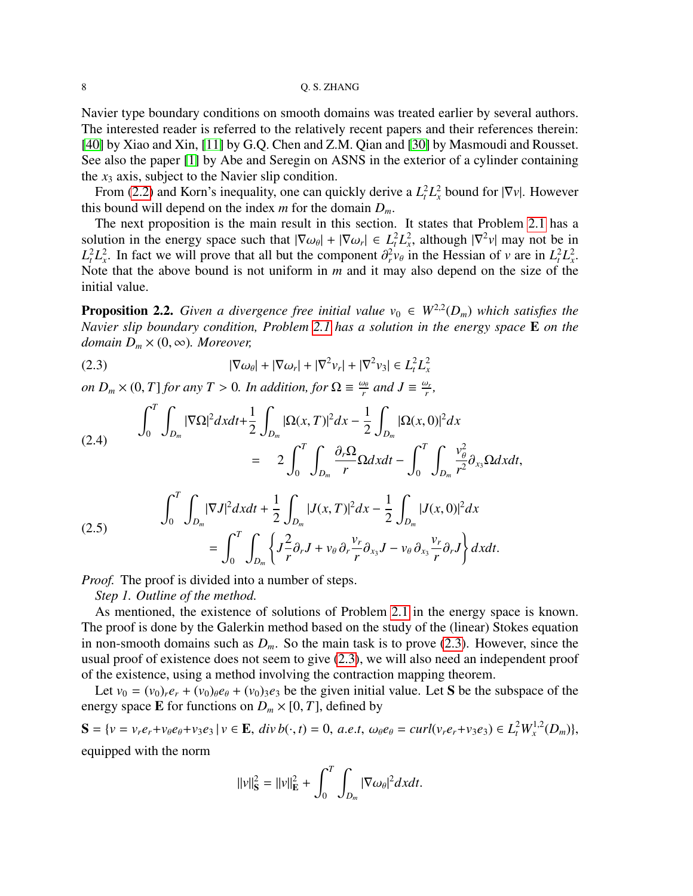Navier type boundary conditions on smooth domains was treated earlier by several authors. The interested reader is referred to the relatively recent papers and their references therein: [40] by Xiao and Xin, [11] by G.Q. Chen and Z.M. Qian and [30] by Masmoudi and Rousset. See also the paper [1] by Abe and Seregin on ASNS in the exterior of a cylinder containing the $x_3$ axis, subject to the Navier slip condition.

From (2.2) and Korn's inequality, one can quickly derive a $L^2_t L^2_x$ bound for $|\nabla v|$. However this bound will depend on the index $m$ for the domain $D_m$.

The next proposition is the main result in this section. It states that Problem 2.1 has a solution in the energy space such that $|\nabla \omega_\theta| + |\nabla \omega_r| \in L^2_t L^2_x$, although $|\nabla^2 v|$ may not be in $L^2_t L^2_x$. In fact we will prove that all but the component $\partial^2_r v_\theta$ in the Hessian of $v$ are in $L^2_t L^2_x$. Note that the above bound is not uniform in $m$ and it may also depend on the size of the initial value.

**Proposition 2.2.** *Given a divergence free initial value $v_0 \in W^{2,2}(D_m)$ which satisfies the Navier slip boundary condition, Problem 2.1 has a solution in the energy space* **E** *on the domain $D_m \times (0, \infty)$. Moreover,*

$$
|\nabla \omega_\theta| + |\nabla \omega_r| + |\nabla^2 v_r| + |\nabla^2 v_3| \in L^2_t L^2_x \tag{2.3}
$$

*on $D_m \times (0, T]$ for any $T > 0$. In addition, for $\Omega \equiv \frac{\omega_\theta}{r}$ and $J \equiv \frac{\omega_r}{r}$,*

$$
\begin{aligned}
\int_0^T \int_{D_m} |\nabla \Omega|^2 dx dt + \frac{1}{2} \int_{D_m} |\Omega(x, T)|^2 dx - \frac{1}{2} \int_{D_m} |\Omega(x, 0)|^2 dx \\
= \quad 2 \int_0^T \int_{D_m} \frac{\partial_r \Omega}{r} \Omega dx dt - \int_0^T \int_{D_m} \frac{v_\theta^2}{r^2} \partial_{x_3} \Omega dx dt,
\end{aligned} \tag{2.4}
$$

$$
\begin{aligned}
\int_0^T \int_{D_m} |\nabla J|^2 dx dt + \frac{1}{2} \int_{D_m} |J(x, T)|^2 dx - \frac{1}{2} \int_{D_m} |J(x, 0)|^2 dx \\
= \int_0^T \int_{D_m} \left\{ J \frac{2}{r} \partial_r J + v_\theta \, \partial_r \frac{v_r}{r} \partial_{x_3} J - v_\theta \, \partial_{x_3} \frac{v_r}{r} \partial_r J \right\} dx dt.
\end{aligned} \tag{2.5}
$$

*Proof.* The proof is divided into a number of steps.

*Step 1. Outline of the method.*

As mentioned, the existence of solutions of Problem 2.1 in the energy space is known. The proof is done by the Galerkin method based on the study of the (linear) Stokes equation in non-smooth domains such as $D_m$. So the main task is to prove (2.3). However, since the usual proof of existence does not seem to give (2.3), we will also need an independent proof of the existence, using a method involving the contraction mapping theorem.

Let $v_0 = (v_0)_r e_r + (v_0)_\theta e_\theta + (v_0)_3 e_3$ be the given initial value. Let **S** be the subspace of the energy space **E** for functions on $D_m \times [0, T]$, defined by

$$
\mathbf{S} = \{ v = v_r e_r + v_\theta e_\theta + v_3 e_3 \mid v \in \mathbf{E}, \; div \, b(\cdot, t) = 0, \; a.e.t, \; \omega_\theta e_\theta = curl(v_r e_r + v_3 e_3) \in L^2_t W^{1,2}_x(D_m) \},
$$

equipped with the norm

$$
\|v\|^2_{\mathbf{S}} = \|v\|^2_{\mathbf{E}} + \int_0^T \int_{D_m} |\nabla \omega_\theta|^2 dx dt.
$$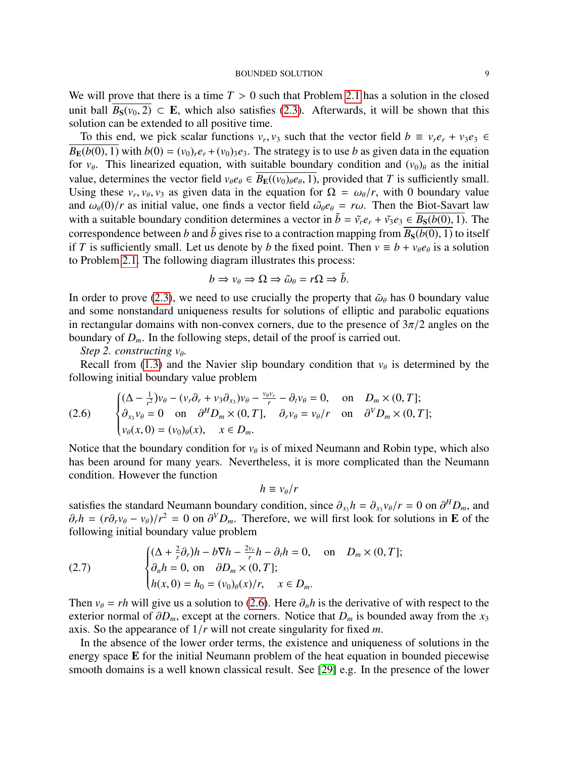We will prove that there is a time $T > 0$ such that Problem 2.1 has a solution in the closed unit ball $\overline{B_{\mathbf{S}}(v_0, 2)} \subset \mathbf{E}$, which also satisfies (2.3). Afterwards, it will be shown that this solution can be extended to all positive time.

To this end, we pick scalar functions $v_r, v_3$ such that the vector field $b \equiv v_r e_r + v_3 e_3 \in \overline{B_{\mathbf{E}}(b(0), 1)}$ with $b(0) = (v_0)_r e_r + (v_0)_3 e_3$. The strategy is to use $b$ as given data in the equation for $v_\theta$. This linearized equation, with suitable boundary condition and $(v_0)_\theta$ as the initial value, determines the vector field $v_\theta e_\theta \in \overline{B_{\mathbf{E}}((v_0)_\theta e_\theta, 1)}$, provided that $T$ is sufficiently small. Using these $v_r, v_\theta, v_3$ as given data in the equation for $\Omega = \omega_\theta / r$, with 0 boundary value and $\omega_\theta(0)/r$ as initial value, one finds a vector field $\tilde{\omega}_\theta e_\theta = r\omega$. Then the Biot-Savart law with a suitable boundary condition determines a vector in $\tilde{b} = \tilde{v}_r e_r + \tilde{v}_3 e_3 \in \overline{B_{\mathbf{S}}(b(0), 1)}$. The correspondence between $b$ and $\tilde{b}$ gives rise to a contraction mapping from $\overline{B_{\mathbf{S}}(b(0), 1)}$ to itself if $T$ is sufficiently small. Let us denote by $b$ the fixed point. Then $v \equiv b + v_\theta e_\theta$ is a solution to Problem 2.1. The following diagram illustrates this process:

$$b \Rightarrow v_\theta \Rightarrow \Omega \Rightarrow \tilde{\omega}_\theta = r\Omega \Rightarrow \tilde{b}.$$

In order to prove (2.3), we need to use crucially the property that $\tilde{\omega}_\theta$ has 0 boundary value and some nonstandard uniqueness results for solutions of elliptic and parabolic equations in rectangular domains with non-convex corners, due to the presence of $3\pi/2$ angles on the boundary of $D_m$. In the following steps, detail of the proof is carried out.

*Step 2. constructing $v_\theta$.*

Recall from (1.3) and the Navier slip boundary condition that $v_\theta$ is determined by the following initial boundary value problem

$$
\begin{cases}
(\Delta - \frac{1}{r^2}) v_\theta - (v_r \partial_r + v_3 \partial_{x_3}) v_\theta - \frac{v_\theta v_r}{r} - \partial_t v_\theta = 0, \quad \text{on} \quad D_m \times (0, T]; \\
\partial_{x_3} v_\theta = 0 \quad \text{on} \quad \partial^H D_m \times (0, T], \quad \partial_r v_\theta = v_\theta / r \quad \text{on} \quad \partial^V D_m \times (0, T]; \\
v_\theta(x, 0) = (v_0)_\theta(x), \quad x \in D_m.
\end{cases}
\tag{2.6}
$$

Notice that the boundary condition for $v_\theta$ is of mixed Neumann and Robin type, which also has been around for many years. Nevertheless, it is more complicated than the Neumann condition. However the function

$$h \equiv v_\theta / r$$

satisfies the standard Neumann boundary condition, since $\partial_{x_3} h = \partial_{x_3} v_\theta / r = 0$ on $\partial^H D_m$, and $\partial_r h = (r \partial_r v_\theta - v_\theta)/r^2 = 0$ on $\partial^V D_m$. Therefore, we will first look for solutions in $\mathbf{E}$ of the following initial boundary value problem

$$
\begin{cases}
(\Delta + \frac{2}{r} \partial_r) h - b \nabla h - \frac{2 v_r}{r} h - \partial_t h = 0, \quad \text{on} \quad D_m \times (0, T]; \\
\partial_n h = 0, \text{ on} \quad \partial D_m \times (0, T]; \\
h(x, 0) = h_0 = (v_0)_\theta(x)/r, \quad x \in D_m.
\end{cases}
\tag{2.7}
$$

Then $v_\theta = rh$ will give us a solution to (2.6). Here $\partial_n h$ is the derivative of with respect to the exterior normal of $\partial D_m$, except at the corners. Notice that $D_m$ is bounded away from the $x_3$ axis. So the appearance of $1/r$ will not create singularity for fixed $m$.

In the absence of the lower order terms, the existence and uniqueness of solutions in the energy space $\mathbf{E}$ for the initial Neumann problem of the heat equation in bounded piecewise smooth domains is a well known classical result. See [29] e.g. In the presence of the lower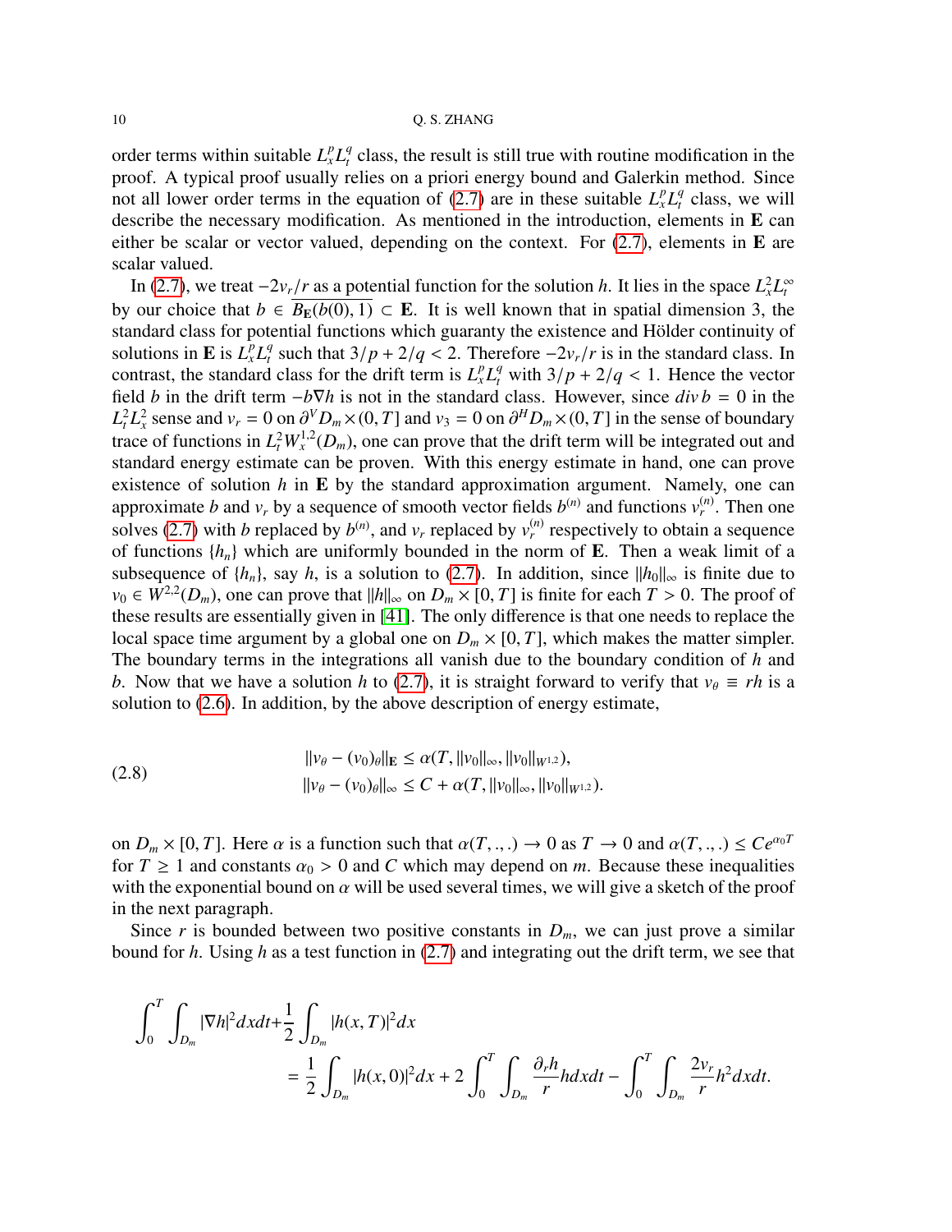order terms within suitable $L^p_x L^q_t$ class, the result is still true with routine modification in the proof. A typical proof usually relies on a priori energy bound and Galerkin method. Since not all lower order terms in the equation of (2.7) are in these suitable $L^p_x L^q_t$ class, we will describe the necessary modification. As mentioned in the introduction, elements in $\mathbf{E}$ can either be scalar or vector valued, depending on the context. For (2.7), elements in $\mathbf{E}$ are scalar valued.

In (2.7), we treat $-2v_r/r$ as a potential function for the solution $h$. It lies in the space $L^2_x L^\infty_t$ by our choice that $b \in \overline{B_{\mathbf{E}}(b(0), 1)} \subset \mathbf{E}$. It is well known that in spatial dimension 3, the standard class for potential functions which guaranty the existence and Hölder continuity of solutions in $\mathbf{E}$ is $L^p_x L^q_t$ such that $3/p + 2/q < 2$. Therefore $-2v_r/r$ is in the standard class. In contrast, the standard class for the drift term is $L^p_x L^q_t$ with $3/p + 2/q < 1$. Hence the vector field $b$ in the drift term $-b\nabla h$ is not in the standard class. However, since $div\, b = 0$ in the $L^2_t L^2_x$ sense and $v_r = 0$ on $\partial^V D_m \times (0, T]$ and $v_3 = 0$ on $\partial^H D_m \times (0, T]$ in the sense of boundary trace of functions in $L^2_t W^{1,2}_x(D_m)$, one can prove that the drift term will be integrated out and standard energy estimate can be proven. With this energy estimate in hand, one can prove existence of solution $h$ in $\mathbf{E}$ by the standard approximation argument. Namely, one can approximate $b$ and $v_r$ by a sequence of smooth vector fields $b^{(n)}$ and functions $v_r^{(n)}$. Then one solves (2.7) with $b$ replaced by $b^{(n)}$, and $v_r$ replaced by $v_r^{(n)}$ respectively to obtain a sequence of functions $\{h_n\}$ which are uniformly bounded in the norm of $\mathbf{E}$. Then a weak limit of a subsequence of $\{h_n\}$, say $h$, is a solution to (2.7). In addition, since $\|h_0\|_\infty$ is finite due to $v_0 \in W^{2,2}(D_m)$, one can prove that $\|h\|_\infty$ on $D_m \times [0, T]$ is finite for each $T > 0$. The proof of these results are essentially given in [41]. The only difference is that one needs to replace the local space time argument by a global one on $D_m \times [0, T]$, which makes the matter simpler. The boundary terms in the integrations all vanish due to the boundary condition of $h$ and $b$. Now that we have a solution $h$ to (2.7), it is straight forward to verify that $v_\theta \equiv rh$ is a solution to (2.6). In addition, by the above description of energy estimate,

$$
\begin{aligned}
&\|v_\theta - (v_0)_\theta\|_{\mathbf{E}} \le \alpha(T, \|v_0\|_\infty, \|v_0\|_{W^{1,2}}), \\
&\|v_\theta - (v_0)_\theta\|_\infty \le C + \alpha(T, \|v_0\|_\infty, \|v_0\|_{W^{1,2}}).
\end{aligned}
\tag{2.8}
$$

on $D_m \times [0, T]$. Here $\alpha$ is a function such that $\alpha(T, ., .) \to 0$ as $T \to 0$ and $\alpha(T, ., .) \le Ce^{\alpha_0 T}$ for $T \ge 1$ and constants $\alpha_0 > 0$ and $C$ which may depend on $m$. Because these inequalities with the exponential bound on $\alpha$ will be used several times, we will give a sketch of the proof in the next paragraph.

Since $r$ is bounded between two positive constants in $D_m$, we can just prove a similar bound for $h$. Using $h$ as a test function in (2.7) and integrating out the drift term, we see that

$$
\begin{aligned}
\int_0^T \int_{D_m} |\nabla h|^2 dx dt + &\frac{1}{2} \int_{D_m} |h(x, T)|^2 dx \\
&= \frac{1}{2} \int_{D_m} |h(x, 0)|^2 dx + 2 \int_0^T \int_{D_m} \frac{\partial_r h}{r} h dx dt - \int_0^T \int_{D_m} \frac{2v_r}{r} h^2 dx dt.
\end{aligned}
$$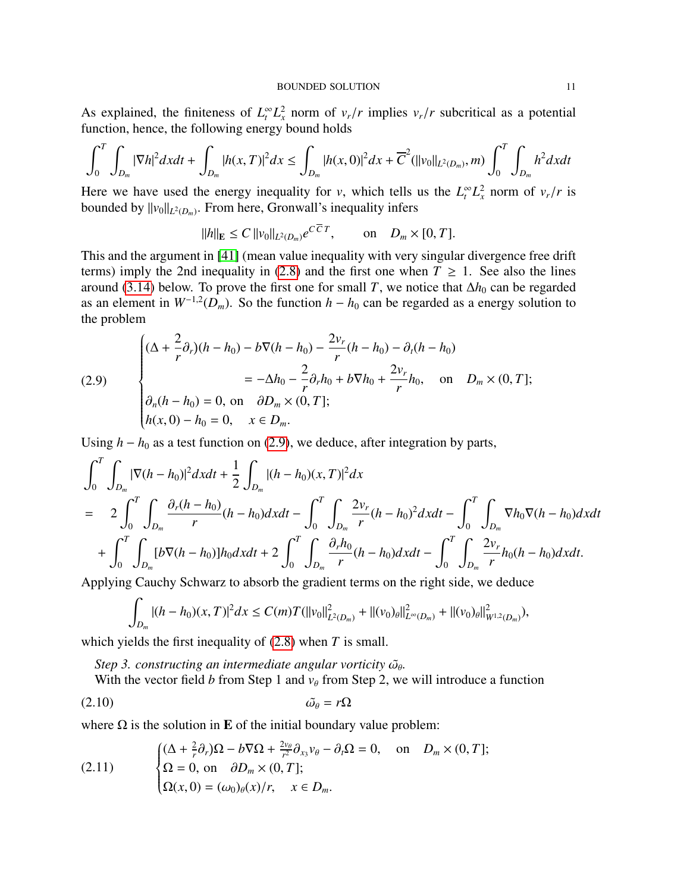As explained, the finiteness of $L^\infty_t L^2_x$ norm of $v_r/r$ implies $v_r/r$ subcritical as a potential function, hence, the following energy bound holds

$$\int_0^T \int_{D_m} |\nabla h|^2 dxdt + \int_{D_m} |h(x,T)|^2 dx \le \int_{D_m} |h(x,0)|^2 dx + \overline{C}^2(\|v_0\|_{L^2(D_m)}, m) \int_0^T \int_{D_m} h^2 dxdt$$

Here we have used the energy inequality for $v$, which tells us the $L^\infty_t L^2_x$ norm of $v_r/r$ is bounded by $\|v_0\|_{L^2(D_m)}$. From here, Gronwall's inequality infers

$$\|h\|_{\mathbf{E}} \le C \, \|v_0\|_{L^2(D_m)} e^{C\,\overline{C}\, T}, \qquad \text{on} \quad D_m \times [0,T].$$

This and the argument in [41] (mean value inequality with very singular divergence free drift terms) imply the 2nd inequality in (2.8) and the first one when $T \ge 1$. See also the lines around (3.14) below. To prove the first one for small $T$, we notice that $\Delta h_0$ can be regarded as an element in $W^{-1,2}(D_m)$. So the function $h - h_0$ can be regarded as a energy solution to the problem

$$(2.9) \qquad \begin{cases} (\Delta + \frac{2}{r}\partial_r)(h-h_0) - b\nabla(h-h_0) - \frac{2v_r}{r}(h-h_0) - \partial_t(h-h_0) \\ \qquad\qquad = -\Delta h_0 - \frac{2}{r}\partial_r h_0 + b\nabla h_0 + \frac{2v_r}{r} h_0, \quad \text{on} \quad D_m \times (0,T]; \\ \partial_n(h-h_0) = 0, \text{ on } \quad \partial D_m \times (0,T]; \\ h(x,0) - h_0 = 0, \quad x \in D_m. \end{cases}$$

Using $h - h_0$ as a test function on (2.9), we deduce, after integration by parts,

$$\begin{aligned} &\int_0^T \int_{D_m} |\nabla(h-h_0)|^2 dxdt + \frac{1}{2}\int_{D_m} |(h-h_0)(x,T)|^2 dx \\ = \;\; & 2\int_0^T \int_{D_m} \frac{\partial_r(h-h_0)}{r}(h-h_0) dxdt - \int_0^T \int_{D_m} \frac{2v_r}{r}(h-h_0)^2 dxdt - \int_0^T \int_{D_m} \nabla h_0 \nabla(h-h_0) dxdt \\ & + \int_0^T \int_{D_m} [b\nabla(h-h_0)] h_0 dxdt + 2\int_0^T \int_{D_m} \frac{\partial_r h_0}{r}(h-h_0) dxdt - \int_0^T \int_{D_m} \frac{2v_r}{r} h_0 (h-h_0) dxdt. \end{aligned}$$

Applying Cauchy Schwarz to absorb the gradient terms on the right side, we deduce

$$\int_{D_m} |(h-h_0)(x,T)|^2 dx \le C(m) T (\|v_0\|^2_{L^2(D_m)} + \|(v_0)_\theta\|^2_{L^\infty(D_m)} + \|(v_0)_\theta\|^2_{W^{1,2}(D_m)}),$$

which yields the first inequality of (2.8) when $T$ is small.

*Step 3. constructing an intermediate angular vorticity $\tilde{\omega}_\theta$.*

With the vector field $b$ from Step 1 and $v_\theta$ from Step 2, we will introduce a function

$$(2.10) \qquad \tilde{\omega}_\theta = r\Omega$$

where $\Omega$ is the solution in $\mathbf{E}$ of the initial boundary value problem:

$$(2.11) \qquad \begin{cases} (\Delta + \frac{2}{r}\partial_r)\Omega - b\nabla\Omega + \frac{2v_\theta}{r^2}\partial_{x_3} v_\theta - \partial_t \Omega = 0, \quad \text{on} \quad D_m \times (0,T]; \\ \Omega = 0, \text{ on } \quad \partial D_m \times (0,T]; \\ \Omega(x,0) = (\omega_0)_\theta(x)/r, \quad x \in D_m. \end{cases}$$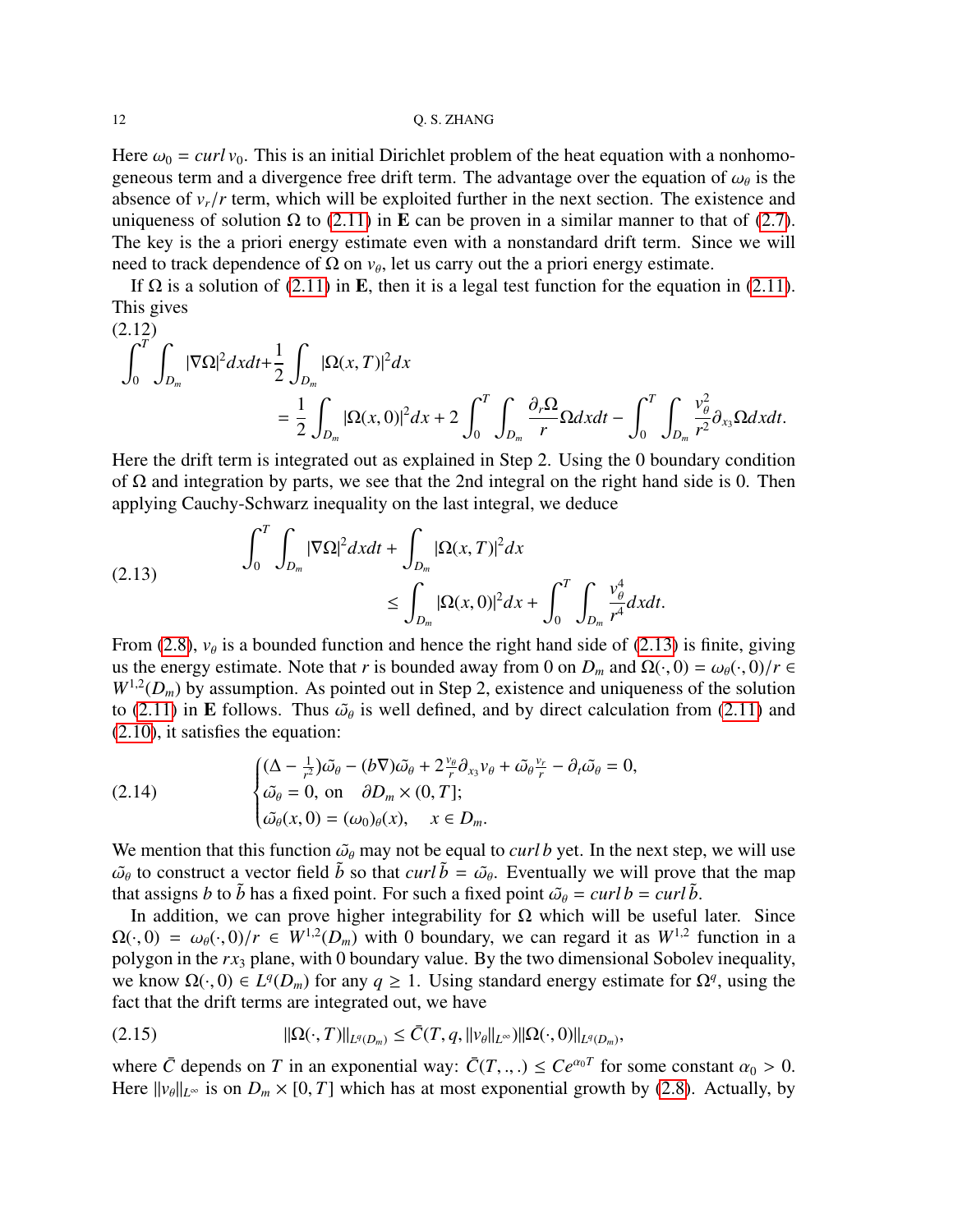Here $\omega_0 = curl\, v_0$. This is an initial Dirichlet problem of the heat equation with a nonhomogeneous term and a divergence free drift term. The advantage over the equation of $\omega_\theta$ is the absence of $v_r/r$ term, which will be exploited further in the next section. The existence and uniqueness of solution $\Omega$ to (2.11) in $\mathbf{E}$ can be proven in a similar manner to that of (2.7). The key is the a priori energy estimate even with a nonstandard drift term. Since we will need to track dependence of $\Omega$ on $v_\theta$, let us carry out the a priori energy estimate.

If $\Omega$ is a solution of (2.11) in $\mathbf{E}$, then it is a legal test function for the equation in (2.11). This gives

$$
\begin{aligned}
(2.12)\quad &\int_0^T \int_{D_m} |\nabla \Omega|^2 dxdt + \frac{1}{2}\int_{D_m} |\Omega(x,T)|^2 dx \\
&\qquad = \frac{1}{2}\int_{D_m} |\Omega(x,0)|^2 dx + 2\int_0^T \int_{D_m} \frac{\partial_r \Omega}{r}\Omega dxdt - \int_0^T \int_{D_m} \frac{v_\theta^2}{r^2}\partial_{x_3}\Omega dxdt.
\end{aligned}
$$

Here the drift term is integrated out as explained in Step 2. Using the 0 boundary condition of $\Omega$ and integration by parts, we see that the 2nd integral on the right hand side is 0. Then applying Cauchy-Schwarz inequality on the last integral, we deduce

$$
\begin{aligned}
(2.13)\quad &\int_0^T \int_{D_m} |\nabla \Omega|^2 dxdt + \int_{D_m} |\Omega(x,T)|^2 dx \\
&\qquad \le \int_{D_m} |\Omega(x,0)|^2 dx + \int_0^T \int_{D_m} \frac{v_\theta^4}{r^4} dxdt.
\end{aligned}
$$

From (2.8), $v_\theta$ is a bounded function and hence the right hand side of (2.13) is finite, giving us the energy estimate. Note that $r$ is bounded away from 0 on $D_m$ and $\Omega(\cdot,0) = \omega_\theta(\cdot,0)/r \in W^{1,2}(D_m)$ by assumption. As pointed out in Step 2, existence and uniqueness of the solution to (2.11) in $\mathbf{E}$ follows. Thus $\tilde{\omega}_\theta$ is well defined, and by direct calculation from (2.11) and (2.10), it satisfies the equation:

$$
(2.14)\quad
\begin{cases}
(\Delta - \frac{1}{r^2})\tilde{\omega}_\theta - (b\nabla)\tilde{\omega}_\theta + 2\frac{v_\theta}{r}\partial_{x_3} v_\theta + \tilde{\omega}_\theta \frac{v_r}{r} - \partial_t \tilde{\omega}_\theta = 0,\\
\tilde{\omega}_\theta = 0, \text{ on } \quad \partial D_m \times (0,T];\\
\tilde{\omega}_\theta(x,0) = (\omega_0)_\theta(x), \quad x \in D_m.
\end{cases}
$$

We mention that this function $\tilde{\omega}_\theta$ may not be equal to $curl\, b$ yet. In the next step, we will use $\tilde{\omega}_\theta$ to construct a vector field $\tilde{b}$ so that $curl\, \tilde{b} = \tilde{\omega}_\theta$. Eventually we will prove that the map that assigns $b$ to $\tilde{b}$ has a fixed point. For such a fixed point $\tilde{\omega}_\theta = curl\, b = curl\, \tilde{b}$.

In addition, we can prove higher integrability for $\Omega$ which will be useful later. Since $\Omega(\cdot,0) = \omega_\theta(\cdot,0)/r \in W^{1,2}(D_m)$ with 0 boundary, we can regard it as $W^{1,2}$ function in a polygon in the $rx_3$ plane, with 0 boundary value. By the two dimensional Sobolev inequality, we know $\Omega(\cdot,0) \in L^q(D_m)$ for any $q \ge 1$. Using standard energy estimate for $\Omega^q$, using the fact that the drift terms are integrated out, we have

$$
(2.15)\quad \|\Omega(\cdot,T)\|_{L^q(D_m)} \le \bar{C}(T, q, \|v_\theta\|_{L^\infty})\|\Omega(\cdot,0)\|_{L^q(D_m)},
$$

where $\bar{C}$ depends on $T$ in an exponential way: $\bar{C}(T,.,.) \le Ce^{\alpha_0 T}$ for some constant $\alpha_0 > 0$. Here $\|v_\theta\|_{L^\infty}$ is on $D_m \times [0,T]$ which has at most exponential growth by (2.8). Actually, by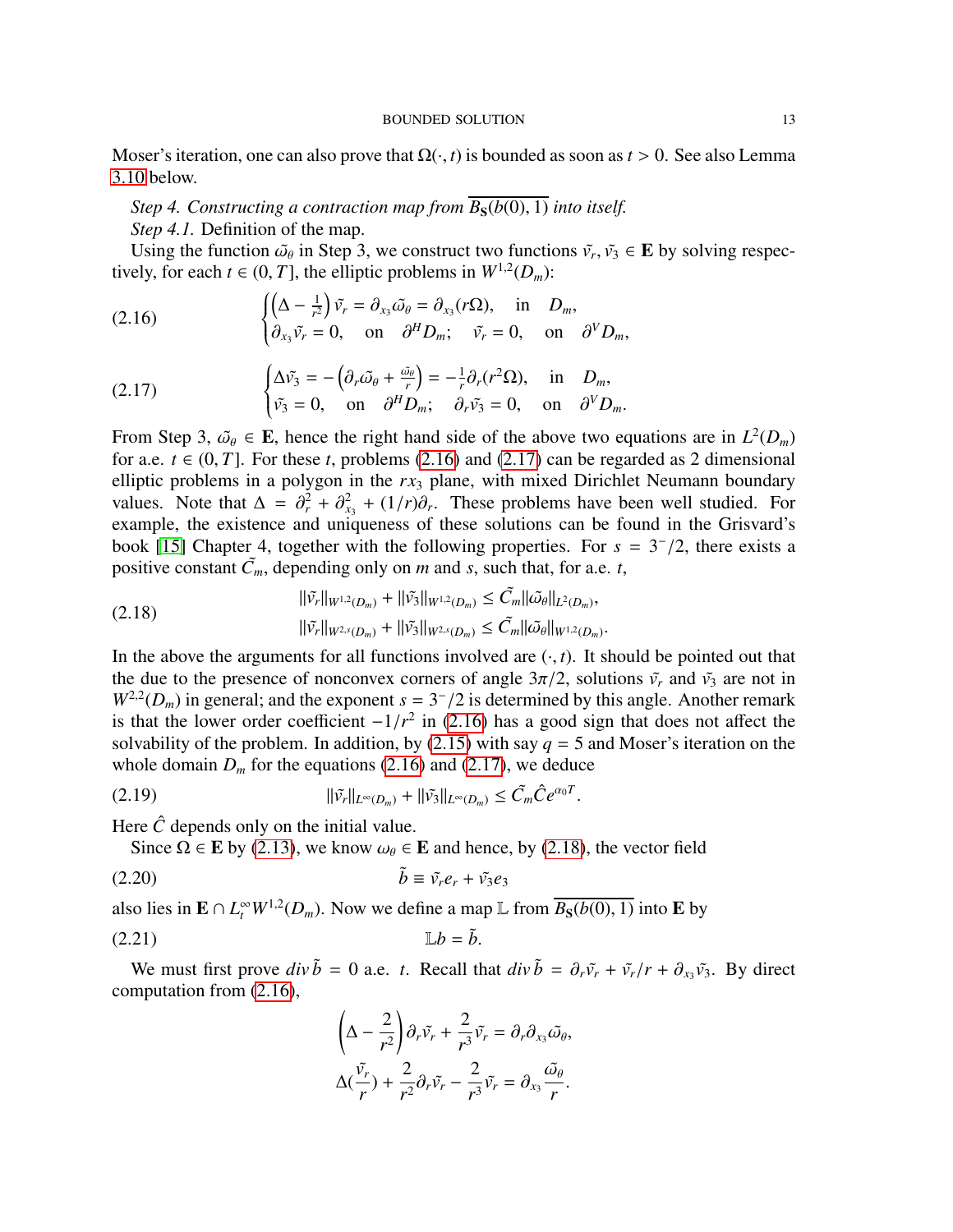Moser's iteration, one can also prove that $\Omega(\cdot, t)$ is bounded as soon as $t > 0$. See also Lemma 3.10 below.

*Step 4. Constructing a contraction map from $\overline{B_{\mathbf{S}}(b(0),1)}$ into itself.*

*Step 4.1.* Definition of the map.

Using the function $\tilde{\omega_\theta}$ in Step 3, we construct two functions $\tilde{v_r}, \tilde{v_3} \in \mathbf{E}$ by solving respectively, for each $t \in (0, T]$, the elliptic problems in $W^{1,2}(D_m)$:

$$
\begin{cases} \left(\Delta - \frac{1}{r^2}\right)\tilde{v_r} = \partial_{x_3}\tilde{\omega_\theta} = \partial_{x_3}(r\Omega), \quad \text{in} \quad D_m, \\ \partial_{x_3}\tilde{v_r} = 0, \quad \text{on} \quad \partial^H D_m; \quad \tilde{v_r} = 0, \quad \text{on} \quad \partial^V D_m, \end{cases} \tag{2.16}
$$

$$
\begin{cases} \Delta\tilde{v_3} = -\left(\partial_r\tilde{\omega_\theta} + \frac{\tilde{\omega_\theta}}{r}\right) = -\frac{1}{r}\partial_r(r^2\Omega), \quad \text{in} \quad D_m, \\ \tilde{v_3} = 0, \quad \text{on} \quad \partial^H D_m; \quad \partial_r\tilde{v_3} = 0, \quad \text{on} \quad \partial^V D_m. \end{cases} \tag{2.17}
$$

From Step 3, $\tilde{\omega_\theta} \in \mathbf{E}$, hence the right hand side of the above two equations are in $L^2(D_m)$ for a.e. $t \in (0, T]$. For these $t$, problems (2.16) and (2.17) can be regarded as 2 dimensional elliptic problems in a polygon in the $rx_3$ plane, with mixed Dirichlet Neumann boundary values. Note that $\Delta = \partial_r^2 + \partial_{x_3}^2 + (1/r)\partial_r$. These problems have been well studied. For example, the existence and uniqueness of these solutions can be found in the Grisvard's book [15] Chapter 4, together with the following properties. For $s = 3^-/2$, there exists a positive constant $\tilde{C_m}$, depending only on $m$ and $s$, such that, for a.e. $t$,

$$
\begin{aligned} \|\tilde{v_r}\|_{W^{1,2}(D_m)} + \|\tilde{v_3}\|_{W^{1,2}(D_m)} &\le \tilde{C_m}\|\tilde{\omega_\theta}\|_{L^2(D_m)}, \\ \|\tilde{v_r}\|_{W^{2,s}(D_m)} + \|\tilde{v_3}\|_{W^{2,s}(D_m)} &\le \tilde{C_m}\|\tilde{\omega_\theta}\|_{W^{1,2}(D_m)}. \end{aligned} \tag{2.18}
$$

In the above the arguments for all functions involved are $(\cdot, t)$. It should be pointed out that the due to the presence of nonconvex corners of angle $3\pi/2$, solutions $\tilde{v_r}$ and $\tilde{v_3}$ are not in $W^{2,2}(D_m)$ in general; and the exponent $s = 3^-/2$ is determined by this angle. Another remark is that the lower order coefficient $-1/r^2$ in (2.16) has a good sign that does not affect the solvability of the problem. In addition, by (2.15) with say $q = 5$ and Moser's iteration on the whole domain $D_m$ for the equations (2.16) and (2.17), we deduce

$$
\|\tilde{v_r}\|_{L^\infty(D_m)} + \|\tilde{v_3}\|_{L^\infty(D_m)} \le \tilde{C_m}\hat{C}e^{\alpha_0 T}. \tag{2.19}
$$

Here $\hat{C}$ depends only on the initial value.

Since $\Omega \in \mathbf{E}$ by (2.13), we know $\omega_\theta \in \mathbf{E}$ and hence, by (2.18), the vector field

$$
\tilde{b} \equiv \tilde{v_r}e_r + \tilde{v_3}e_3 \tag{2.20}
$$

also lies in $\mathbf{E} \cap L_t^\infty W^{1,2}(D_m)$. Now we define a map $\mathbb{L}$ from $\overline{B_{\mathbf{S}}(b(0),1)}$ into $\mathbf{E}$ by

$$
\mathbb{L}b = \tilde{b}. \tag{2.21}
$$

We must first prove $div\,\tilde{b} = 0$ a.e. $t$. Recall that $div\,\tilde{b} = \partial_r\tilde{v_r} + \tilde{v_r}/r + \partial_{x_3}\tilde{v_3}$. By direct computation from (2.16),

$$
\begin{aligned} \left(\Delta - \frac{2}{r^2}\right)\partial_r\tilde{v_r} + \frac{2}{r^3}\tilde{v_r} &= \partial_r\partial_{x_3}\tilde{\omega_\theta}, \\ \Delta\left(\frac{\tilde{v_r}}{r}\right) + \frac{2}{r^2}\partial_r\tilde{v_r} - \frac{2}{r^3}\tilde{v_r} &= \partial_{x_3}\frac{\tilde{\omega_\theta}}{r}. \end{aligned}
$$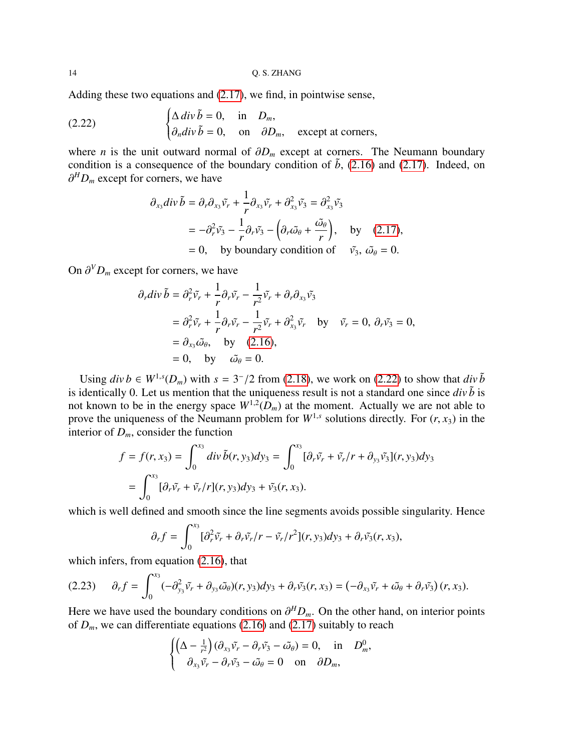Adding these two equations and (2.17), we find, in pointwise sense,

$$
\begin{cases} \Delta\, div\, \tilde{b} = 0, & \text{in} \quad D_m, \\ \partial_n div\, \tilde{b} = 0, & \text{on} \quad \partial D_m, \quad \text{except at corners}, \end{cases} \tag{2.22}
$$

where $n$ is the unit outward normal of $\partial D_m$ except at corners. The Neumann boundary condition is a consequence of the boundary condition of $\tilde{b}$, (2.16) and (2.17). Indeed, on $\partial^H D_m$ except for corners, we have

$$
\begin{aligned}
\partial_{x_3} div\, \tilde{b} &= \partial_r \partial_{x_3} \tilde{v}_r + \frac{1}{r} \partial_{x_3} \tilde{v}_r + \partial^2_{x_3} \tilde{v}_3 = \partial^2_{x_3} \tilde{v}_3 \\
&= -\partial^2_r \tilde{v}_3 - \frac{1}{r} \partial_r \tilde{v}_3 - \left( \partial_r \tilde{\omega}_\theta + \frac{\tilde{\omega}_\theta}{r} \right), \quad \text{by} \quad (2.17), \\
&= 0, \quad \text{by boundary condition of} \quad \tilde{v}_3,\ \tilde{\omega}_\theta = 0.
\end{aligned}
$$

On $\partial^V D_m$ except for corners, we have

$$
\begin{aligned}
\partial_r div\, \tilde{b} &= \partial^2_r \tilde{v}_r + \frac{1}{r} \partial_r \tilde{v}_r - \frac{1}{r^2} \tilde{v}_r + \partial_r \partial_{x_3} \tilde{v}_3 \\
&= \partial^2_r \tilde{v}_r + \frac{1}{r} \partial_r \tilde{v}_r - \frac{1}{r^2} \tilde{v}_r + \partial^2_{x_3} \tilde{v}_r \quad \text{by} \quad \tilde{v}_r = 0,\ \partial_r \tilde{v}_3 = 0, \\
&= \partial_{x_3} \tilde{\omega}_\theta, \quad \text{by} \quad (2.16), \\
&= 0, \quad \text{by} \quad \tilde{\omega}_\theta = 0.
\end{aligned}
$$

Using $div\, b \in W^{1,s}(D_m)$ with $s = 3^-/2$ from (2.18), we work on (2.22) to show that $div\, \tilde{b}$ is identically 0. Let us mention that the uniqueness result is not a standard one since $div\, \tilde{b}$ is not known to be in the energy space $W^{1,2}(D_m)$ at the moment. Actually we are not able to prove the uniqueness of the Neumann problem for $W^{1,s}$ solutions directly. For $(r, x_3)$ in the interior of $D_m$, consider the function

$$
\begin{aligned}
f = f(r, x_3) &= \int_0^{x_3} div\, \tilde{b}(r, y_3) dy_3 = \int_0^{x_3} [\partial_r \tilde{v}_r + \tilde{v}_r / r + \partial_{y_3} \tilde{v}_3](r, y_3) dy_3 \\
&= \int_0^{x_3} [\partial_r \tilde{v}_r + \tilde{v}_r / r](r, y_3) dy_3 + \tilde{v}_3(r, x_3).
\end{aligned}
$$

which is well defined and smooth since the line segments avoids possible singularity. Hence

$$
\partial_r f = \int_0^{x_3} [\partial^2_r \tilde{v}_r + \partial_r \tilde{v}_r / r - \tilde{v}_r / r^2](r, y_3) dy_3 + \partial_r \tilde{v}_3(r, x_3),
$$

which infers, from equation (2.16), that

$$
\partial_r f = \int_0^{x_3} (-\partial^2_{y_3} \tilde{v}_r + \partial_{y_3} \tilde{\omega}_\theta)(r, y_3) dy_3 + \partial_r \tilde{v}_3(r, x_3) = \left( -\partial_{x_3} \tilde{v}_r + \tilde{\omega}_\theta + \partial_r \tilde{v}_3 \right)(r, x_3). \tag{2.23}
$$

Here we have used the boundary conditions on $\partial^H D_m$. On the other hand, on interior points of $D_m$, we can differentiate equations (2.16) and (2.17) suitably to reach

$$
\begin{cases} \left( \Delta - \frac{1}{r^2} \right) (\partial_{x_3} \tilde{v}_r - \partial_r \tilde{v}_3 - \tilde{\omega}_\theta) = 0, & \text{in} \quad D^0_m, \\ \quad \partial_{x_3} \tilde{v}_r - \partial_r \tilde{v}_3 - \tilde{\omega}_\theta = 0 & \text{on} \quad \partial D_m, \end{cases}
$$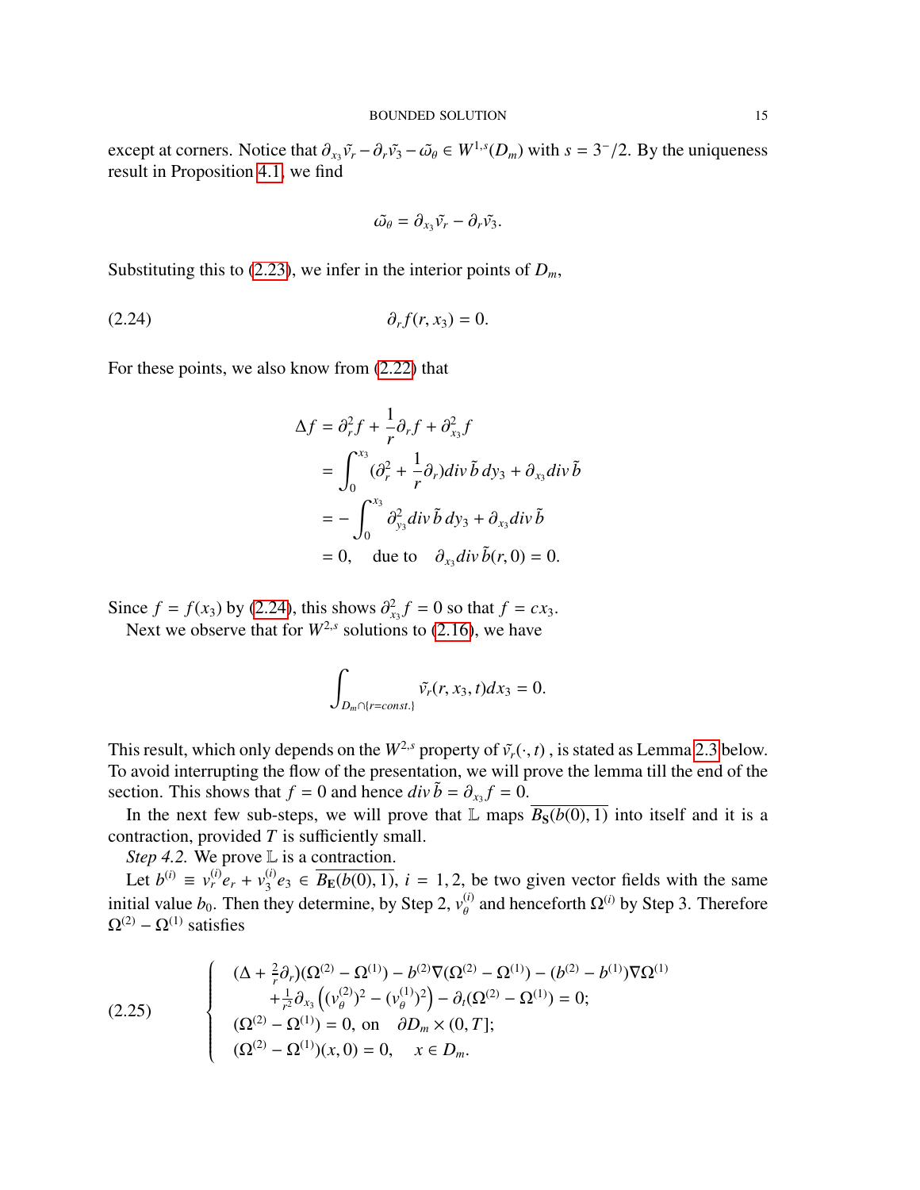except at corners. Notice that $\partial_{x_3}\tilde{v}_r - \partial_r \tilde{v}_3 - \tilde{\omega}_\theta \in W^{1,s}(D_m)$ with $s = 3^-/2$. By the uniqueness result in Proposition 4.1, we find

$$\tilde{\omega}_\theta = \partial_{x_3}\tilde{v}_r - \partial_r \tilde{v}_3.$$

Substituting this to (2.23), we infer in the interior points of $D_m$,

$$\partial_r f(r, x_3) = 0. \tag{2.24}$$

For these points, we also know from (2.22) that

$$\begin{aligned}
\Delta f &= \partial_r^2 f + \frac{1}{r}\partial_r f + \partial_{x_3}^2 f \\
&= \int_0^{x_3} (\partial_r^2 + \frac{1}{r}\partial_r) div\, \tilde{b}\, dy_3 + \partial_{x_3} div\, \tilde{b} \\
&= -\int_0^{x_3} \partial_{y_3}^2 div\, \tilde{b}\, dy_3 + \partial_{x_3} div\, \tilde{b} \\
&= 0, \quad \text{due to} \quad \partial_{x_3} div\, \tilde{b}(r, 0) = 0.
\end{aligned}$$

Since $f = f(x_3)$ by (2.24), this shows $\partial_{x_3}^2 f = 0$ so that $f = cx_3$.

Next we observe that for $W^{2,s}$ solutions to (2.16), we have

$$\int_{D_m \cap \{r = const.\}} \tilde{v}_r(r, x_3, t) dx_3 = 0.$$

This result, which only depends on the $W^{2,s}$ property of $\tilde{v}_r(\cdot, t)$ , is stated as Lemma 2.3 below. To avoid interrupting the flow of the presentation, we will prove the lemma till the end of the section. This shows that $f = 0$ and hence $div\, \tilde{b} = \partial_{x_3} f = 0$.

In the next few sub-steps, we will prove that $\mathbb{L}$ maps $\overline{B_{\mathbf{S}}(b(0), 1)}$ into itself and it is a contraction, provided $T$ is sufficiently small.

*Step 4.2.* We prove $\mathbb{L}$ is a contraction.

Let $b^{(i)} \equiv v_r^{(i)} e_r + v_3^{(i)} e_3 \in \overline{B_{\mathbf{E}}(b(0), 1)}$, $i = 1, 2$, be two given vector fields with the same initial value $b_0$. Then they determine, by Step 2, $v_\theta^{(i)}$ and henceforth $\Omega^{(i)}$ by Step 3. Therefore $\Omega^{(2)} - \Omega^{(1)}$ satisfies

$$\begin{cases}
(\Delta + \frac{2}{r}\partial_r)(\Omega^{(2)} - \Omega^{(1)}) - b^{(2)}\nabla(\Omega^{(2)} - \Omega^{(1)}) - (b^{(2)} - b^{(1)})\nabla\Omega^{(1)} \\
\quad + \frac{1}{r^2}\partial_{x_3}\left((v_\theta^{(2)})^2 - (v_\theta^{(1)})^2\right) - \partial_t(\Omega^{(2)} - \Omega^{(1)}) = 0; \\
(\Omega^{(2)} - \Omega^{(1)}) = 0, \text{ on } \quad \partial D_m \times (0, T]; \\
(\Omega^{(2)} - \Omega^{(1)})(x, 0) = 0, \quad x \in D_m.
\end{cases} \tag{2.25}$$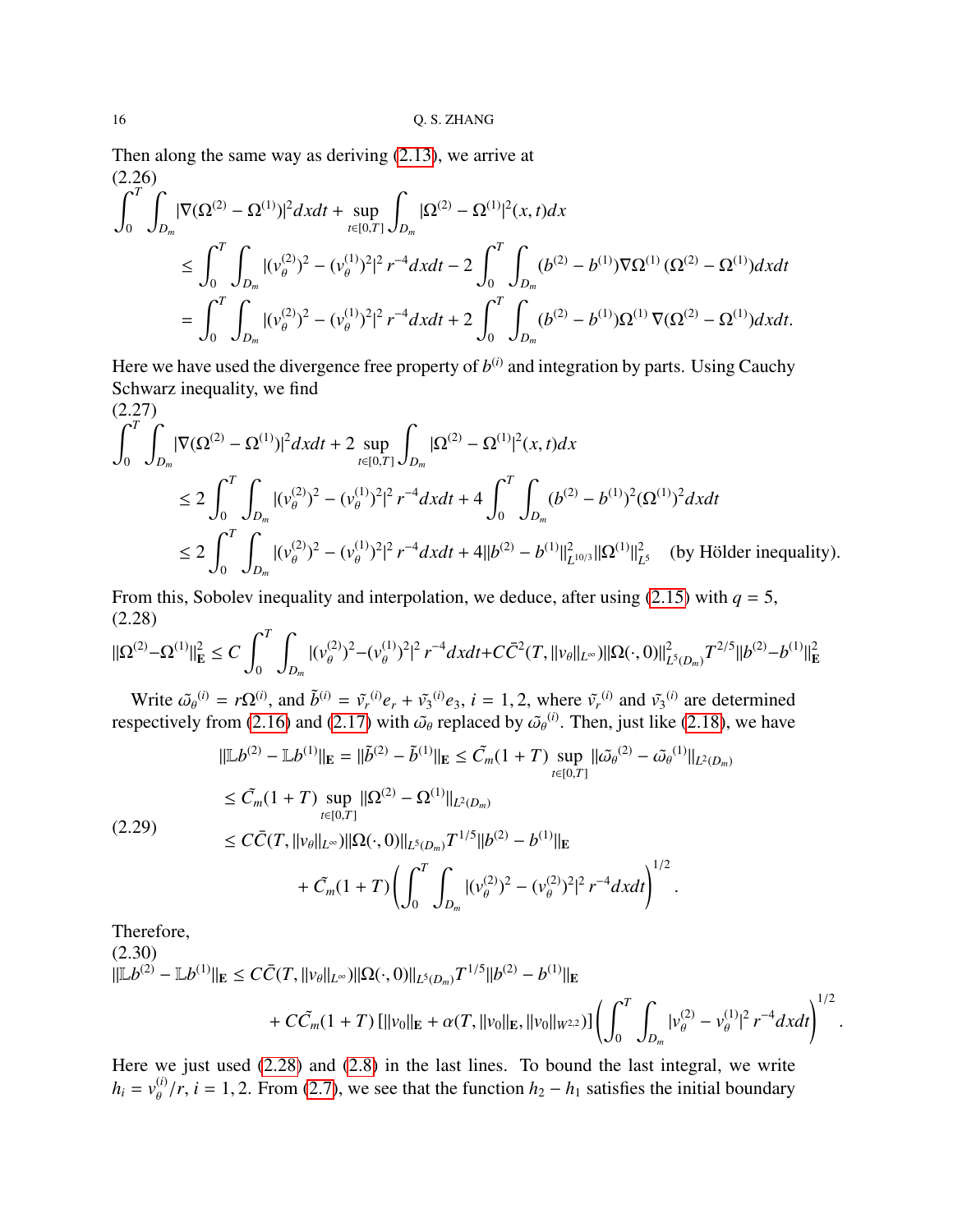Then along the same way as deriving (2.13), we arrive at

(2.26)

$$
\begin{aligned}
&\int_0^T \int_{D_m} |\nabla(\Omega^{(2)} - \Omega^{(1)})|^2 dxdt + \sup_{t\in[0,T]} \int_{D_m} |\Omega^{(2)} - \Omega^{(1)}|^2(x,t)dx \\
&\qquad \le \int_0^T \int_{D_m} |(v_\theta^{(2)})^2 - (v_\theta^{(1)})^2|^2 \, r^{-4} dxdt - 2\int_0^T \int_{D_m} (b^{(2)} - b^{(1)})\nabla\Omega^{(1)} \, (\Omega^{(2)} - \Omega^{(1)}) dxdt \\
&\qquad = \int_0^T \int_{D_m} |(v_\theta^{(2)})^2 - (v_\theta^{(1)})^2|^2 \, r^{-4} dxdt + 2\int_0^T \int_{D_m} (b^{(2)} - b^{(1)})\Omega^{(1)} \, \nabla(\Omega^{(2)} - \Omega^{(1)}) dxdt.
\end{aligned}
$$

Here we have used the divergence free property of $b^{(i)}$ and integration by parts. Using Cauchy Schwarz inequality, we find

(2.27)

$$
\begin{aligned}
&\int_0^T \int_{D_m} |\nabla(\Omega^{(2)} - \Omega^{(1)})|^2 dxdt + 2\sup_{t\in[0,T]} \int_{D_m} |\Omega^{(2)} - \Omega^{(1)}|^2(x,t)dx \\
&\qquad \le 2\int_0^T \int_{D_m} |(v_\theta^{(2)})^2 - (v_\theta^{(1)})^2|^2 \, r^{-4} dxdt + 4\int_0^T \int_{D_m} (b^{(2)} - b^{(1)})^2 (\Omega^{(1)})^2 dxdt \\
&\qquad \le 2\int_0^T \int_{D_m} |(v_\theta^{(2)})^2 - (v_\theta^{(1)})^2|^2 \, r^{-4} dxdt + 4\|b^{(2)} - b^{(1)}\|^2_{L^{10/3}} \|\Omega^{(1)}\|^2_{L^5} \quad \text{(by Hölder inequality).}
\end{aligned}
$$

From this, Sobolev inequality and interpolation, we deduce, after using (2.15) with $q = 5$,

(2.28)

$$
\|\Omega^{(2)} - \Omega^{(1)}\|^2_{\mathbf{E}} \le C\int_0^T \int_{D_m} |(v_\theta^{(2)})^2 - (v_\theta^{(1)})^2|^2 \, r^{-4} dxdt + C\bar{C}^2(T, \|v_\theta\|_{L^\infty})\|\Omega(\cdot,0)\|^2_{L^5(D_m)} T^{2/5} \|b^{(2)} - b^{(1)}\|^2_{\mathbf{E}}
$$

Write $\tilde{\omega_\theta}^{(i)} = r\Omega^{(i)}$, and $\tilde{b}^{(i)} = \tilde{v_r}^{(i)} e_r + \tilde{v_3}^{(i)} e_3$, $i = 1, 2$, where $\tilde{v_r}^{(i)}$ and $\tilde{v_3}^{(i)}$ are determined respectively from (2.16) and (2.17) with $\tilde{\omega}_\theta$ replaced by $\tilde{\omega_\theta}^{(i)}$. Then, just like (2.18), we have

(2.29)

$$
\begin{aligned}
\|\mathbb{L}b^{(2)} - \mathbb{L}b^{(1)}\|_{\mathbf{E}} &= \|\tilde{b}^{(2)} - \tilde{b}^{(1)}\|_{\mathbf{E}} \le \tilde{C}_m(1+T) \sup_{t\in[0,T]} \|\tilde{\omega_\theta}^{(2)} - \tilde{\omega_\theta}^{(1)}\|_{L^2(D_m)} \\
&\le \tilde{C}_m(1+T) \sup_{t\in[0,T]} \|\Omega^{(2)} - \Omega^{(1)}\|_{L^2(D_m)} \\
&\le C\bar{C}(T, \|v_\theta\|_{L^\infty})\|\Omega(\cdot,0)\|_{L^5(D_m)} T^{1/5} \|b^{(2)} - b^{(1)}\|_{\mathbf{E}} \\
&\qquad + \tilde{C}_m(1+T)\left(\int_0^T \int_{D_m} |(v_\theta^{(2)})^2 - (v_\theta^{(2)})^2|^2 \, r^{-4} dxdt\right)^{1/2}.
\end{aligned}
$$

Therefore,

(2.30)

$$
\begin{aligned}
\|\mathbb{L}b^{(2)} - \mathbb{L}b^{(1)}\|_{\mathbf{E}} &\le C\bar{C}(T, \|v_\theta\|_{L^\infty})\|\Omega(\cdot,0)\|_{L^5(D_m)} T^{1/5} \|b^{(2)} - b^{(1)}\|_{\mathbf{E}} \\
&\qquad + C\tilde{C}_m(1+T)\left[\|v_0\|_{\mathbf{E}} + \alpha(T, \|v_0\|_{\mathbf{E}}, \|v_0\|_{W^{2,2}})\right]\left(\int_0^T \int_{D_m} |v_\theta^{(2)} - v_\theta^{(1)}|^2 \, r^{-4} dxdt\right)^{1/2}.
\end{aligned}
$$

Here we just used (2.28) and (2.8) in the last lines. To bound the last integral, we write $h_i = v_\theta^{(i)}/r$, $i = 1, 2$. From (2.7), we see that the function $h_2 - h_1$ satisfies the initial boundary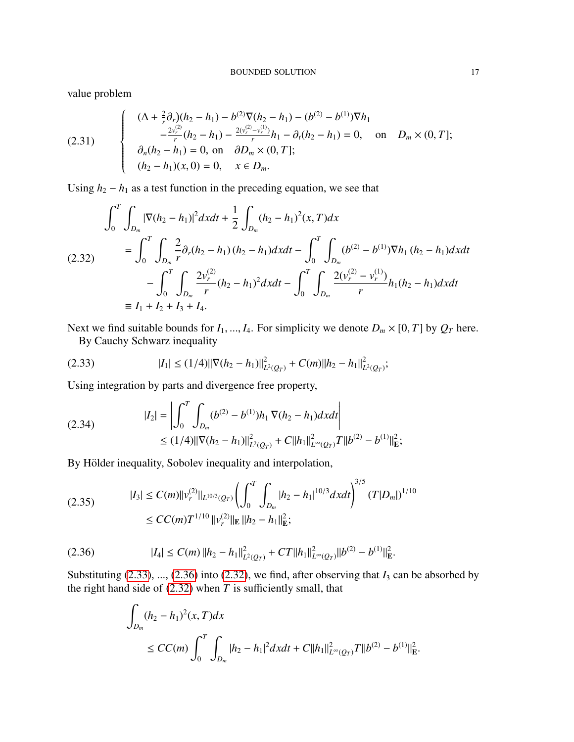value problem

$$
(2.31)\qquad \begin{cases} (\Delta + \frac{2}{r}\partial_r)(h_2 - h_1) - b^{(2)}\nabla(h_2 - h_1) - (b^{(2)} - b^{(1)})\nabla h_1 \\ \qquad -\frac{2v_r^{(2)}}{r}(h_2 - h_1) - \frac{2(v_r^{(2)} - v_r^{(1)})}{r} h_1 - \partial_t(h_2 - h_1) = 0, \quad \text{on} \quad D_m \times (0, T]; \\ \partial_n(h_2 - h_1) = 0, \text{ on} \quad \partial D_m \times (0, T]; \\ (h_2 - h_1)(x, 0) = 0, \quad x \in D_m. \end{cases}
$$

Using $h_2 - h_1$ as a test function in the preceding equation, we see that

$$
(2.32)\qquad \begin{aligned} &\int_0^T \int_{D_m} |\nabla(h_2 - h_1)|^2 dxdt + \frac{1}{2}\int_{D_m} (h_2 - h_1)^2(x, T)dx \\ &= \int_0^T \int_{D_m} \frac{2}{r}\partial_r(h_2 - h_1)\,(h_2 - h_1)dxdt - \int_0^T \int_{D_m} (b^{(2)} - b^{(1)})\nabla h_1\,(h_2 - h_1)dxdt \\ &\qquad - \int_0^T \int_{D_m} \frac{2v_r^{(2)}}{r}(h_2 - h_1)^2 dxdt - \int_0^T \int_{D_m} \frac{2(v_r^{(2)} - v_r^{(1)})}{r} h_1(h_2 - h_1)dxdt \\ &\equiv I_1 + I_2 + I_3 + I_4. \end{aligned}
$$

Next we find suitable bounds for $I_1, ..., I_4$. For simplicity we denote $D_m \times [0, T]$ by $Q_T$ here.
By Cauchy Schwarz inequality

$$
(2.33)\qquad |I_1| \le (1/4)\|\nabla(h_2 - h_1)\|^2_{L^2(Q_T)} + C(m)\|h_2 - h_1\|^2_{L^2(Q_T)};
$$

Using integration by parts and divergence free property,

$$
(2.34)\qquad \begin{aligned} |I_2| &= \left| \int_0^T \int_{D_m} (b^{(2)} - b^{(1)})h_1\, \nabla(h_2 - h_1)dxdt \right| \\ &\le (1/4)\|\nabla(h_2 - h_1)\|^2_{L^2(Q_T)} + C\|h_1\|^2_{L^\infty(Q_T)} T\|b^{(2)} - b^{(1)}\|^2_{\mathbf{E}}; \end{aligned}
$$

By Hölder inequality, Sobolev inequality and interpolation,

$$
(2.35)\qquad \begin{aligned} |I_3| &\le C(m)\|v_r^{(2)}\|_{L^{10/3}(Q_T)} \left( \int_0^T \int_{D_m} |h_2 - h_1|^{10/3} dxdt \right)^{3/5} (T|D_m|)^{1/10} \\ &\le CC(m)T^{1/10}\,\|v_r^{(2)}\|_{\mathbf{E}}\,\|h_2 - h_1\|^2_{\mathbf{E}}; \end{aligned}
$$

$$
(2.36)\qquad |I_4| \le C(m)\,\|h_2 - h_1\|^2_{L^2(Q_T)} + CT\|h_1\|^2_{L^\infty(Q_T)}\|b^{(2)} - b^{(1)}\|^2_{\mathbf{E}}.
$$

Substituting (2.33), ..., (2.36) into (2.32), we find, after observing that $I_3$ can be absorbed by the right hand side of (2.32) when $T$ is sufficiently small, that

$$
\begin{aligned} &\int_{D_m} (h_2 - h_1)^2(x, T)dx \\ &\qquad \le CC(m)\int_0^T \int_{D_m} |h_2 - h_1|^2 dxdt + C\|h_1\|^2_{L^\infty(Q_T)} T\|b^{(2)} - b^{(1)}\|^2_{\mathbf{E}}. \end{aligned}
$$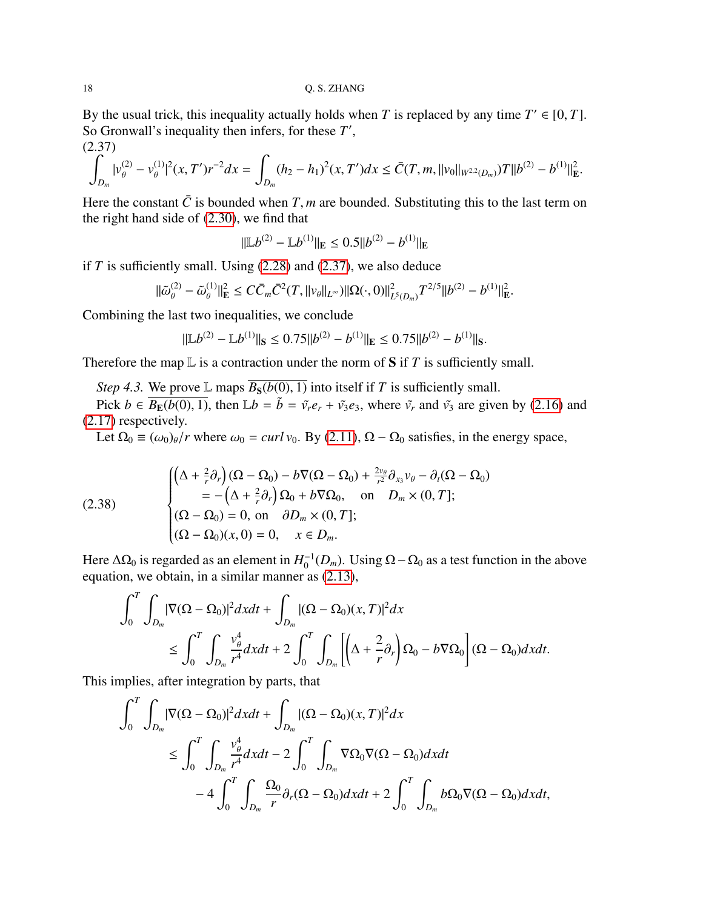By the usual trick, this inequality actually holds when $T$ is replaced by any time $T' \in [0, T]$. So Gronwall's inequality then infers, for these $T'$,

(2.37)
$$\int_{D_m} |v_\theta^{(2)} - v_\theta^{(1)}|^2(x, T') r^{-2} dx = \int_{D_m} (h_2 - h_1)^2(x, T') dx \le \bar{C}(T, m, \|v_0\|_{W^{2,2}(D_m)}) T \|b^{(2)} - b^{(1)}\|^2_{\mathbf{E}}.$$

Here the constant $\bar{C}$ is bounded when $T, m$ are bounded. Substituting this to the last term on the right hand side of (2.30), we find that

$$\|\mathbb{L}b^{(2)} - \mathbb{L}b^{(1)}\|_{\mathbf{E}} \le 0.5 \|b^{(2)} - b^{(1)}\|_{\mathbf{E}}$$

if $T$ is sufficiently small. Using (2.28) and (2.37), we also deduce

$$\|\tilde{\omega}_\theta^{(2)} - \tilde{\omega}_\theta^{(1)}\|^2_{\mathbf{E}} \le C \bar{C}_m \bar{C}^2(T, \|v_\theta\|_{L^\infty}) \|\Omega(\cdot, 0)\|^2_{L^5(D_m)} T^{2/5} \|b^{(2)} - b^{(1)}\|^2_{\mathbf{E}}.$$

Combining the last two inequalities, we conclude

$$\|\mathbb{L}b^{(2)} - \mathbb{L}b^{(1)}\|_{\mathbf{S}} \le 0.75 \|b^{(2)} - b^{(1)}\|_{\mathbf{E}} \le 0.75 \|b^{(2)} - b^{(1)}\|_{\mathbf{S}}.$$

Therefore the map $\mathbb{L}$ is a contraction under the norm of $\mathbf{S}$ if $T$ is sufficiently small.

*Step 4.3.* We prove $\mathbb{L}$ maps $\overline{B_{\mathbf{S}}(b(0), 1)}$ into itself if $T$ is sufficiently small.

Pick $b \in \overline{B_{\mathbf{E}}(b(0), 1)}$, then $\mathbb{L}b = \tilde{b} = \tilde{v}_r e_r + \tilde{v}_3 e_3$, where $\tilde{v}_r$ and $\tilde{v}_3$ are given by (2.16) and (2.17) respectively.

Let $\Omega_0 \equiv (\omega_0)_\theta / r$ where $\omega_0 = curl\, v_0$. By (2.11), $\Omega - \Omega_0$ satisfies, in the energy space,

(2.38)
$$\begin{cases} \left(\Delta + \frac{2}{r}\partial_r\right)(\Omega - \Omega_0) - b\nabla(\Omega - \Omega_0) + \frac{2v_\theta}{r^2}\partial_{x_3} v_\theta - \partial_t(\Omega - \Omega_0) \\ \qquad = -\left(\Delta + \frac{2}{r}\partial_r\right)\Omega_0 + b\nabla\Omega_0, \quad \text{on} \quad D_m \times (0, T]; \\ (\Omega - \Omega_0) = 0, \text{ on } \quad \partial D_m \times (0, T]; \\ (\Omega - \Omega_0)(x, 0) = 0, \quad x \in D_m. \end{cases}$$

Here $\Delta\Omega_0$ is regarded as an element in $H_0^{-1}(D_m)$. Using $\Omega - \Omega_0$ as a test function in the above equation, we obtain, in a similar manner as (2.13),

$$\begin{aligned} &\int_0^T \int_{D_m} |\nabla(\Omega - \Omega_0)|^2 dx dt + \int_{D_m} |(\Omega - \Omega_0)(x, T)|^2 dx \\ &\qquad \le \int_0^T \int_{D_m} \frac{v_\theta^4}{r^4} dx dt + 2\int_0^T \int_{D_m} \left[\left(\Delta + \frac{2}{r}\partial_r\right)\Omega_0 - b\nabla\Omega_0\right](\Omega - \Omega_0) dx dt. \end{aligned}$$

This implies, after integration by parts, that

$$\begin{aligned} &\int_0^T \int_{D_m} |\nabla(\Omega - \Omega_0)|^2 dx dt + \int_{D_m} |(\Omega - \Omega_0)(x, T)|^2 dx \\ &\qquad \le \int_0^T \int_{D_m} \frac{v_\theta^4}{r^4} dx dt - 2\int_0^T \int_{D_m} \nabla\Omega_0 \nabla(\Omega - \Omega_0) dx dt \\ &\qquad\quad - 4\int_0^T \int_{D_m} \frac{\Omega_0}{r}\partial_r(\Omega - \Omega_0) dx dt + 2\int_0^T \int_{D_m} b\Omega_0 \nabla(\Omega - \Omega_0) dx dt, \end{aligned}$$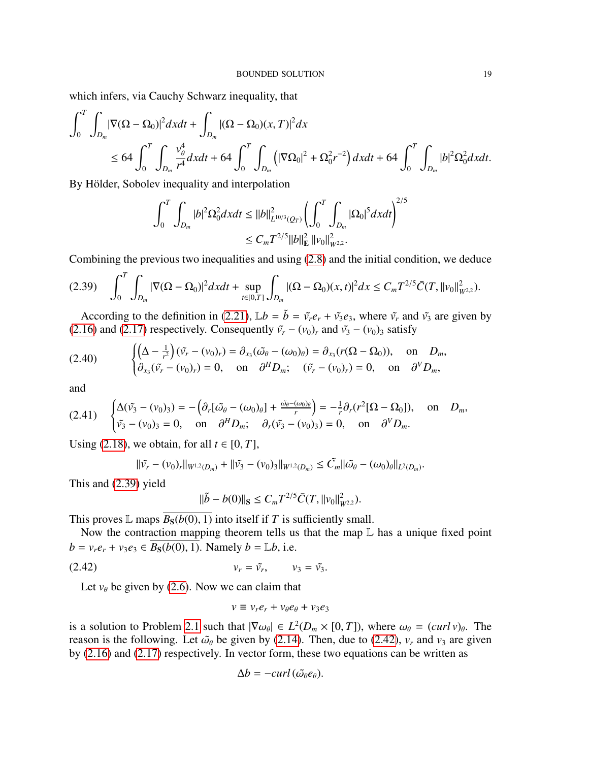which infers, via Cauchy Schwarz inequality, that

$$
\int_0^T \int_{D_m} |\nabla(\Omega - \Omega_0)|^2 dxdt + \int_{D_m} |(\Omega - \Omega_0)(x,T)|^2 dx
\leq 64 \int_0^T \int_{D_m} \frac{v_\theta^4}{r^4} dxdt + 64 \int_0^T \int_{D_m} \left( |\nabla \Omega_0|^2 + \Omega_0^2 r^{-2} \right) dxdt + 64 \int_0^T \int_{D_m} |b|^2 \Omega_0^2 dxdt.
$$

By Hölder, Sobolev inequality and interpolation

$$
\int_0^T \int_{D_m} |b|^2 \Omega_0^2 dxdt \leq \|b\|^2_{L^{10/3}(Q_T)} \left( \int_0^T \int_{D_m} |\Omega_0|^5 dxdt \right)^{2/5}
\leq C_m T^{2/5} \|b\|^2_{\mathbf{E}} \|v_0\|^2_{W^{2,2}}.
$$

Combining the previous two inequalities and using (2.8) and the initial condition, we deduce

$$
(2.39) \qquad \int_0^T \int_{D_m} |\nabla(\Omega - \Omega_0)|^2 dxdt + \sup_{t \in [0,T]} \int_{D_m} |(\Omega - \Omega_0)(x,t)|^2 dx \leq C_m T^{2/5} \bar{C}(T, \|v_0\|^2_{W^{2,2}}).
$$

According to the definition in (2.21), $\mathbb{L} b = \tilde{b} = \tilde{v}_r e_r + \tilde{v}_3 e_3$, where $\tilde{v}_r$ and $\tilde{v}_3$ are given by (2.16) and (2.17) respectively. Consequently $\tilde{v}_r - (v_0)_r$ and $\tilde{v}_3 - (v_0)_3$ satisfy

$$
(2.40) \qquad \begin{cases} \left(\Delta - \frac{1}{r^2}\right)(\tilde{v}_r - (v_0)_r) = \partial_{x_3}(\tilde{\omega}_\theta - (\omega_0)_\theta) = \partial_{x_3}(r(\Omega - \Omega_0)), & \text{on} \quad D_m, \\ \partial_{x_3}(\tilde{v}_r - (v_0)_r) = 0, \quad \text{on} \quad \partial^H D_m; \quad (\tilde{v}_r - (v_0)_r) = 0, & \text{on} \quad \partial^V D_m, \end{cases}
$$

and

$$
(2.41) \qquad \begin{cases} \Delta(\tilde{v}_3 - (v_0)_3) = -\left(\partial_r[\tilde{\omega}_\theta - (\omega_0)_\theta] + \frac{\tilde{\omega}_\theta - (\omega_0)_\theta}{r}\right) = -\frac{1}{r}\partial_r(r^2[\Omega - \Omega_0]), & \text{on} \quad D_m, \\ \tilde{v}_3 - (v_0)_3 = 0, \quad \text{on} \quad \partial^H D_m; \quad \partial_r(\tilde{v}_3 - (v_0)_3) = 0, & \text{on} \quad \partial^V D_m. \end{cases}
$$

Using (2.18), we obtain, for all $t \in [0,T]$,

$$
\|\tilde{v}_r - (v_0)_r\|_{W^{1,2}(D_m)} + \|\tilde{v}_3 - (v_0)_3\|_{W^{1,2}(D_m)} \leq \tilde{C}_m \|\tilde{\omega}_\theta - (\omega_0)_\theta\|_{L^2(D_m)}.
$$

This and (2.39) yield

$$
\|\tilde{b} - b(0)\|_{\mathbf{S}} \leq C_m T^{2/5} \bar{C}(T, \|v_0\|^2_{W^{2,2}}).
$$

This proves $\mathbb{L}$ maps $\overline{B_{\mathbf{S}}(b(0),1)}$ into itself if $T$ is sufficiently small.

Now the contraction mapping theorem tells us that the map $\mathbb{L}$ has a unique fixed point $b = v_r e_r + v_3 e_3 \in \overline{B_{\mathbf{S}}(b(0),1)}$. Namely $b = \mathbb{L} b$, i.e.

$$
(2.42) \qquad v_r = \tilde{v}_r, \qquad v_3 = \tilde{v}_3.
$$

Let $v_\theta$ be given by (2.6). Now we can claim that

$$
v \equiv v_r e_r + v_\theta e_\theta + v_3 e_3
$$

is a solution to Problem 2.1 such that $|\nabla \omega_\theta| \in L^2(D_m \times [0,T])$, where $\omega_\theta = (curl\, v)_\theta$. The reason is the following. Let $\tilde{\omega}_\theta$ be given by (2.14). Then, due to (2.42), $v_r$ and $v_3$ are given by (2.16) and (2.17) respectively. In vector form, these two equations can be written as

$$
\Delta b = -curl\, (\tilde{\omega}_\theta e_\theta).
$$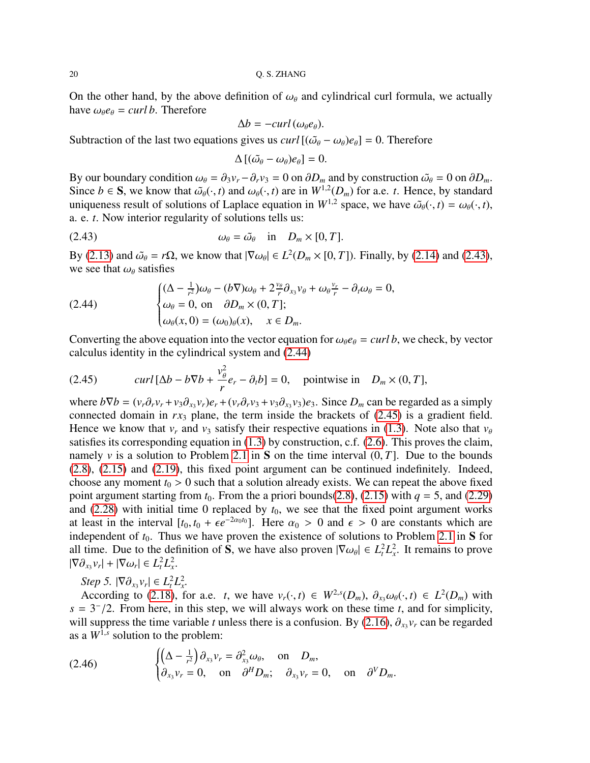On the other hand, by the above definition of $\omega_\theta$ and cylindrical curl formula, we actually have $\omega_\theta e_\theta = curl\, b$. Therefore

$$\Delta b = -curl\,(\omega_\theta e_\theta).$$

Subtraction of the last two equations gives us $curl\,[(\tilde{\omega_\theta} - \omega_\theta)e_\theta] = 0$. Therefore

$$\Delta\,[(\tilde{\omega_\theta} - \omega_\theta)e_\theta] = 0.$$

By our boundary condition $\omega_\theta = \partial_3 v_r - \partial_r v_3 = 0$ on $\partial D_m$ and by construction $\tilde{\omega_\theta} = 0$ on $\partial D_m$. Since $b \in \mathbf{S}$, we know that $\tilde{\omega_\theta}(\cdot, t)$ and $\omega_\theta(\cdot, t)$ are in $W^{1,2}(D_m)$ for a.e. $t$. Hence, by standard uniqueness result of solutions of Laplace equation in $W^{1,2}$ space, we have $\tilde{\omega_\theta}(\cdot, t) = \omega_\theta(\cdot, t)$, a. e. $t$. Now interior regularity of solutions tells us:

$$\omega_\theta = \tilde{\omega_\theta} \quad \text{in} \quad D_m \times [0, T]. \tag{2.43}$$

By (2.13) and $\tilde{\omega_\theta} = r\Omega$, we know that $|\nabla\omega_\theta| \in L^2(D_m \times [0, T])$. Finally, by (2.14) and (2.43), we see that $\omega_\theta$ satisfies

$$\begin{cases} (\Delta - \frac{1}{r^2})\omega_\theta - (b\nabla)\omega_\theta + 2\frac{v_\theta}{r}\partial_{x_3} v_\theta + \omega_\theta \frac{v_r}{r} - \partial_t \omega_\theta = 0, \\ \omega_\theta = 0, \text{ on } \quad \partial D_m \times (0, T]; \\ \omega_\theta(x, 0) = (\omega_0)_\theta(x), \quad x \in D_m. \end{cases} \tag{2.44}$$

Converting the above equation into the vector equation for $\omega_\theta e_\theta = curl\, b$, we check, by vector calculus identity in the cylindrical system and (2.44)

$$curl\,[\Delta b - b\nabla b + \frac{v_\theta^2}{r} e_r - \partial_t b] = 0, \quad \text{pointwise in} \quad D_m \times (0, T], \tag{2.45}$$

where $b\nabla b = (v_r\partial_r v_r + v_3\partial_{x_3} v_r)e_r + (v_r\partial_r v_3 + v_3\partial_{x_3} v_3)e_3$. Since $D_m$ can be regarded as a simply connected domain in $rx_3$ plane, the term inside the brackets of (2.45) is a gradient field. Hence we know that $v_r$ and $v_3$ satisfy their respective equations in (1.3). Note also that $v_\theta$ satisfies its corresponding equation in (1.3) by construction, c.f. (2.6). This proves the claim, namely $v$ is a solution to Problem 2.1 in $\mathbf{S}$ on the time interval $(0, T]$. Due to the bounds (2.8), (2.15) and (2.19), this fixed point argument can be continued indefinitely. Indeed, choose any moment $t_0 > 0$ such that a solution already exists. We can repeat the above fixed point argument starting from $t_0$. From the a priori bounds(2.8), (2.15) with $q = 5$, and (2.29) and (2.28) with initial time 0 replaced by $t_0$, we see that the fixed point argument works at least in the interval $[t_0, t_0 + \epsilon e^{-2\alpha_0 t_0}]$. Here $\alpha_0 > 0$ and $\epsilon > 0$ are constants which are independent of $t_0$. Thus we have proven the existence of solutions to Problem 2.1 in $\mathbf{S}$ for all time. Due to the definition of $\mathbf{S}$, we have also proven $|\nabla\omega_\theta| \in L^2_t L^2_x$. It remains to prove $|\nabla\partial_{x_3} v_r| + |\nabla\omega_r| \in L^2_t L^2_x$.

*Step 5.* $|\nabla\partial_{x_3} v_r| \in L^2_t L^2_x$.

According to (2.18), for a.e. $t$, we have $v_r(\cdot, t) \in W^{2,s}(D_m)$, $\partial_{x_3}\omega_\theta(\cdot, t) \in L^2(D_m)$ with $s = 3^-/2$. From here, in this step, we will always work on these time $t$, and for simplicity, will suppress the time variable $t$ unless there is a confusion. By (2.16), $\partial_{x_3} v_r$ can be regarded as a $W^{1,s}$ solution to the problem:

$$\begin{cases} \left(\Delta - \frac{1}{r^2}\right)\partial_{x_3} v_r = \partial^2_{x_3}\omega_\theta, \quad \text{on} \quad D_m, \\ \partial_{x_3} v_r = 0, \quad \text{on} \quad \partial^H D_m; \quad \partial_{x_3} v_r = 0, \quad \text{on} \quad \partial^V D_m. \end{cases} \tag{2.46}$$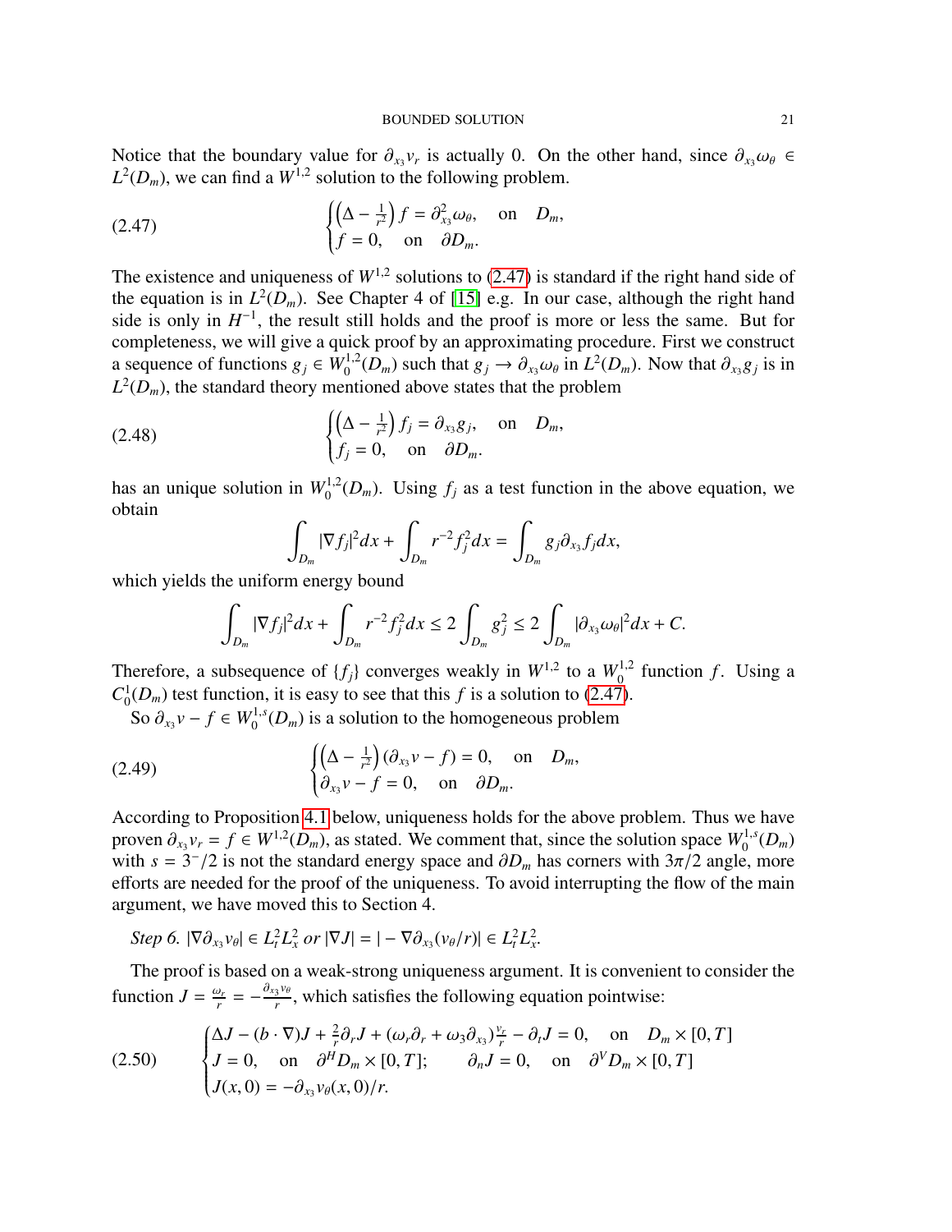Notice that the boundary value for $\partial_{x_3} v_r$ is actually 0. On the other hand, since $\partial_{x_3}\omega_\theta \in L^2(D_m)$, we can find a $W^{1,2}$ solution to the following problem.

$$
\begin{cases}
\left(\Delta - \frac{1}{r^2}\right) f = \partial_{x_3}^2 \omega_\theta, \quad \text{on} \quad D_m, \\
f = 0, \quad \text{on} \quad \partial D_m.
\end{cases}
\tag{2.47}
$$

The existence and uniqueness of $W^{1,2}$ solutions to (2.47) is standard if the right hand side of the equation is in $L^2(D_m)$. See Chapter 4 of [15] e.g. In our case, although the right hand side is only in $H^{-1}$, the result still holds and the proof is more or less the same. But for completeness, we will give a quick proof by an approximating procedure. First we construct a sequence of functions $g_j \in W_0^{1,2}(D_m)$ such that $g_j \to \partial_{x_3}\omega_\theta$ in $L^2(D_m)$. Now that $\partial_{x_3} g_j$ is in $L^2(D_m)$, the standard theory mentioned above states that the problem

$$
\begin{cases}
\left(\Delta - \frac{1}{r^2}\right) f_j = \partial_{x_3} g_j, \quad \text{on} \quad D_m, \\
f_j = 0, \quad \text{on} \quad \partial D_m.
\end{cases}
\tag{2.48}
$$

has an unique solution in $W_0^{1,2}(D_m)$. Using $f_j$ as a test function in the above equation, we obtain

$$
\int_{D_m} |\nabla f_j|^2 dx + \int_{D_m} r^{-2} f_j^2 dx = \int_{D_m} g_j \partial_{x_3} f_j dx,
$$

which yields the uniform energy bound

$$
\int_{D_m} |\nabla f_j|^2 dx + \int_{D_m} r^{-2} f_j^2 dx \le 2 \int_{D_m} g_j^2 \le 2 \int_{D_m} |\partial_{x_3}\omega_\theta|^2 dx + C.
$$

Therefore, a subsequence of $\{f_j\}$ converges weakly in $W^{1,2}$ to a $W_0^{1,2}$ function $f$. Using a $C_0^1(D_m)$ test function, it is easy to see that this $f$ is a solution to (2.47).

So $\partial_{x_3} v - f \in W_0^{1,s}(D_m)$ is a solution to the homogeneous problem

$$
\begin{cases}
\left(\Delta - \frac{1}{r^2}\right) (\partial_{x_3} v - f) = 0, \quad \text{on} \quad D_m, \\
\partial_{x_3} v - f = 0, \quad \text{on} \quad \partial D_m.
\end{cases}
\tag{2.49}
$$

According to Proposition 4.1 below, uniqueness holds for the above problem. Thus we have proven $\partial_{x_3} v_r = f \in W^{1,2}(D_m)$, as stated. We comment that, since the solution space $W_0^{1,s}(D_m)$ with $s = 3^-/2$ is not the standard energy space and $\partial D_m$ has corners with $3\pi/2$ angle, more efforts are needed for the proof of the uniqueness. To avoid interrupting the flow of the main argument, we have moved this to Section 4.

*Step 6.* $|\nabla \partial_{x_3} v_\theta| \in L_t^2 L_x^2$ *or* $|\nabla J| = |-\nabla \partial_{x_3}(v_\theta/r)| \in L_t^2 L_x^2$.

The proof is based on a weak-strong uniqueness argument. It is convenient to consider the function $J = \frac{\omega_r}{r} = -\frac{\partial_{x_3} v_\theta}{r}$, which satisfies the following equation pointwise:

$$
\begin{cases}
\Delta J - (b \cdot \nabla) J + \frac{2}{r}\partial_r J + (\omega_r \partial_r + \omega_3 \partial_{x_3}) \frac{v_r}{r} - \partial_t J = 0, \quad \text{on} \quad D_m \times [0, T] \\
J = 0, \quad \text{on} \quad \partial^H D_m \times [0, T]; \qquad \partial_n J = 0, \quad \text{on} \quad \partial^V D_m \times [0, T] \\
J(x, 0) = -\partial_{x_3} v_\theta(x, 0)/r.
\end{cases}
\tag{2.50}
$$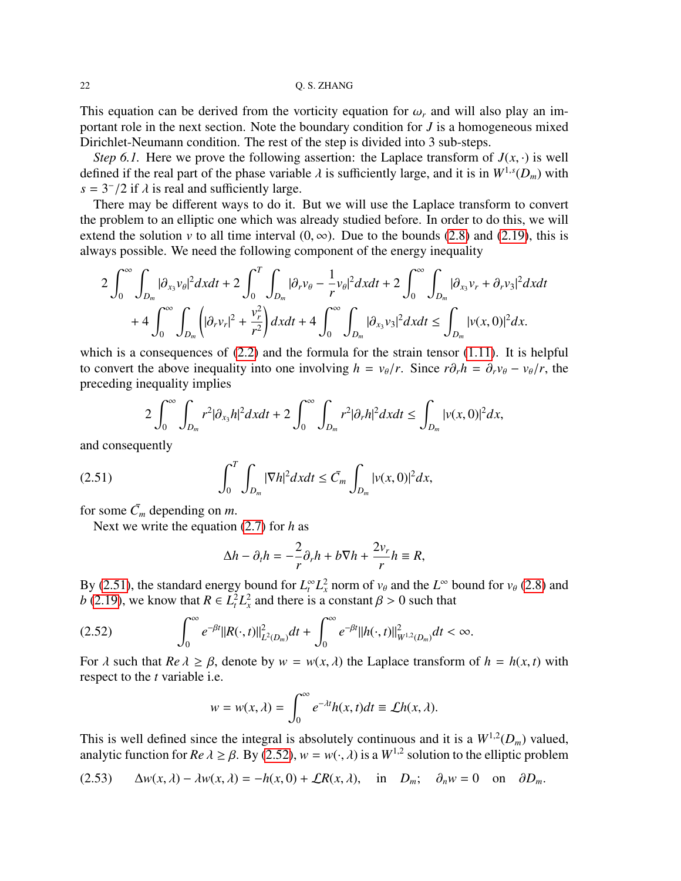This equation can be derived from the vorticity equation for $\omega_r$ and will also play an important role in the next section. Note the boundary condition for $J$ is a homogeneous mixed Dirichlet-Neumann condition. The rest of the step is divided into 3 sub-steps.

*Step 6.1.* Here we prove the following assertion: the Laplace transform of $J(x, \cdot)$ is well defined if the real part of the phase variable $\lambda$ is sufficiently large, and it is in $W^{1,s}(D_m)$ with $s = 3^-/2$ if $\lambda$ is real and sufficiently large.

There may be different ways to do it. But we will use the Laplace transform to convert the problem to an elliptic one which was already studied before. In order to do this, we will extend the solution $v$ to all time interval $(0, \infty)$. Due to the bounds (2.8) and (2.19), this is always possible. We need the following component of the energy inequality

$$
\begin{aligned}
&2\int_0^\infty \int_{D_m} |\partial_{x_3} v_\theta|^2 dxdt + 2\int_0^T \int_{D_m} |\partial_r v_\theta - \frac{1}{r} v_\theta|^2 dxdt + 2\int_0^\infty \int_{D_m} |\partial_{x_3} v_r + \partial_r v_3|^2 dxdt \\
&\quad + 4\int_0^\infty \int_{D_m} \left( |\partial_r v_r|^2 + \frac{v_r^2}{r^2} \right) dxdt + 4\int_0^\infty \int_{D_m} |\partial_{x_3} v_3|^2 dxdt \le \int_{D_m} |v(x,0)|^2 dx.
\end{aligned}
$$

which is a consequences of (2.2) and the formula for the strain tensor (1.11). It is helpful to convert the above inequality into one involving $h = v_\theta/r$. Since $r\partial_r h = \partial_r v_\theta - v_\theta/r$, the preceding inequality implies

$$
2\int_0^\infty \int_{D_m} r^2 |\partial_{x_3} h|^2 dxdt + 2\int_0^\infty \int_{D_m} r^2 |\partial_r h|^2 dxdt \le \int_{D_m} |v(x,0)|^2 dx,
$$

and consequently

$$
\int_0^T \int_{D_m} |\nabla h|^2 dxdt \le \bar{C}_m \int_{D_m} |v(x,0)|^2 dx, \tag{2.51}
$$

for some $\bar{C}_m$ depending on $m$.

Next we write the equation (2.7) for $h$ as

$$
\Delta h - \partial_t h = -\frac{2}{r}\partial_r h + b\nabla h + \frac{2v_r}{r} h \equiv R,
$$

By (2.51), the standard energy bound for $L^\infty_t L^2_x$ norm of $v_\theta$ and the $L^\infty$ bound for $v_\theta$ (2.8) and $b$ (2.19), we know that $R \in L^2_t L^2_x$ and there is a constant $\beta > 0$ such that

$$
\int_0^\infty e^{-\beta t} \|R(\cdot,t)\|^2_{L^2(D_m)} dt + \int_0^\infty e^{-\beta t} \|h(\cdot,t)\|^2_{W^{1,2}(D_m)} dt < \infty. \tag{2.52}
$$

For $\lambda$ such that $Re\, \lambda \ge \beta$, denote by $w = w(x, \lambda)$ the Laplace transform of $h = h(x,t)$ with respect to the $t$ variable i.e.

$$
w = w(x,\lambda) = \int_0^\infty e^{-\lambda t} h(x,t) dt \equiv \mathcal{L}h(x,\lambda).
$$

This is well defined since the integral is absolutely continuous and it is a $W^{1,2}(D_m)$ valued, analytic function for $Re\, \lambda \ge \beta$. By (2.52), $w = w(\cdot, \lambda)$ is a $W^{1,2}$ solution to the elliptic problem

$$
\Delta w(x,\lambda) - \lambda w(x,\lambda) = -h(x,0) + \mathcal{L}R(x,\lambda), \quad \text{in} \quad D_m; \quad \partial_n w = 0 \quad \text{on} \quad \partial D_m. \tag{2.53}
$$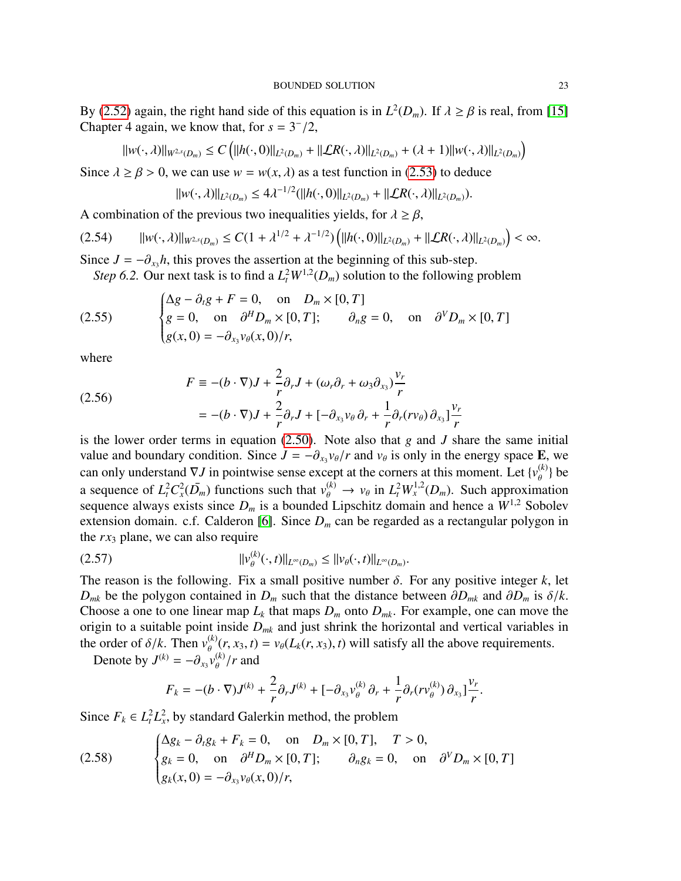By (2.52) again, the right hand side of this equation is in $L^2(D_m)$. If $\lambda \geq \beta$ is real, from [15] Chapter 4 again, we know that, for $s = 3^-/2$,

$$\|w(\cdot,\lambda)\|_{W^{2,s}(D_m)} \leq C\left(\|h(\cdot,0)\|_{L^2(D_m)} + \|\mathcal{L}R(\cdot,\lambda)\|_{L^2(D_m)} + (\lambda+1)\|w(\cdot,\lambda)\|_{L^2(D_m)}\right)$$

Since $\lambda \geq \beta > 0$, we can use $w = w(x,\lambda)$ as a test function in (2.53) to deduce

$$\|w(\cdot,\lambda)\|_{L^2(D_m)} \leq 4\lambda^{-1/2}(\|h(\cdot,0)\|_{L^2(D_m)} + \|\mathcal{L}R(\cdot,\lambda)\|_{L^2(D_m)}).$$

A combination of the previous two inequalities yields, for $\lambda \geq \beta$,

$$\|w(\cdot,\lambda)\|_{W^{2,s}(D_m)} \leq C(1+\lambda^{1/2}+\lambda^{-1/2})\left(\|h(\cdot,0)\|_{L^2(D_m)} + \|\mathcal{L}R(\cdot,\lambda)\|_{L^2(D_m)}\right) < \infty. \tag{2.54}$$

Since $J = -\partial_{x_3}h$, this proves the assertion at the beginning of this sub-step.

*Step 6.2.* Our next task is to find a $L^2_t W^{1,2}(D_m)$ solution to the following problem

$$\begin{cases} \Delta g - \partial_t g + F = 0, \quad \text{on} \quad D_m \times [0,T] \\ g = 0, \quad \text{on} \quad \partial^H D_m \times [0,T]; \qquad \partial_n g = 0, \quad \text{on} \quad \partial^V D_m \times [0,T] \\ g(x,0) = -\partial_{x_3} v_\theta(x,0)/r, \end{cases} \tag{2.55}$$

where

$$\begin{aligned} F &\equiv -(b\cdot\nabla)J + \frac{2}{r}\partial_r J + (\omega_r\partial_r + \omega_3\partial_{x_3})\frac{v_r}{r} \\ &= -(b\cdot\nabla)J + \frac{2}{r}\partial_r J + [-\partial_{x_3}v_\theta\,\partial_r + \frac{1}{r}\partial_r(rv_\theta)\,\partial_{x_3}]\frac{v_r}{r} \end{aligned} \tag{2.56}$$

is the lower order terms in equation (2.50). Note also that $g$ and $J$ share the same initial value and boundary condition. Since $J = -\partial_{x_3}v_\theta/r$ and $v_\theta$ is only in the energy space $\mathbf{E}$, we can only understand $\nabla J$ in pointwise sense except at the corners at this moment. Let $\{v_\theta^{(k)}\}$ be a sequence of $L^2_t C^2_x(\bar{D}_m)$ functions such that $v_\theta^{(k)} \to v_\theta$ in $L^2_t W^{1,2}_x(D_m)$. Such approximation sequence always exists since $D_m$ is a bounded Lipschitz domain and hence a $W^{1,2}$ Sobolev extension domain. c.f. Calderon [6]. Since $D_m$ can be regarded as a rectangular polygon in the $rx_3$ plane, we can also require

$$\|v_\theta^{(k)}(\cdot,t)\|_{L^\infty(D_m)} \leq \|v_\theta(\cdot,t)\|_{L^\infty(D_m)}. \tag{2.57}$$

The reason is the following. Fix a small positive number $\delta$. For any positive integer $k$, let $D_{mk}$ be the polygon contained in $D_m$ such that the distance between $\partial D_{mk}$ and $\partial D_m$ is $\delta/k$. Choose a one to one linear map $L_k$ that maps $D_m$ onto $D_{mk}$. For example, one can move the origin to a suitable point inside $D_{mk}$ and just shrink the horizontal and vertical variables in the order of $\delta/k$. Then $v_\theta^{(k)}(r,x_3,t) = v_\theta(L_k(r,x_3),t)$ will satisfy all the above requirements.

Denote by $J^{(k)} = -\partial_{x_3}v_\theta^{(k)}/r$ and

$$F_k = -(b\cdot\nabla)J^{(k)} + \frac{2}{r}\partial_r J^{(k)} + [-\partial_{x_3}v_\theta^{(k)}\,\partial_r + \frac{1}{r}\partial_r(rv_\theta^{(k)})\,\partial_{x_3}]\frac{v_r}{r}.$$

Since $F_k \in L^2_t L^2_x$, by standard Galerkin method, the problem

$$\begin{cases} \Delta g_k - \partial_t g_k + F_k = 0, \quad \text{on} \quad D_m \times [0,T], \quad T>0, \\ g_k = 0, \quad \text{on} \quad \partial^H D_m \times [0,T]; \qquad \partial_n g_k = 0, \quad \text{on} \quad \partial^V D_m \times [0,T] \\ g_k(x,0) = -\partial_{x_3} v_\theta(x,0)/r, \end{cases} \tag{2.58}$$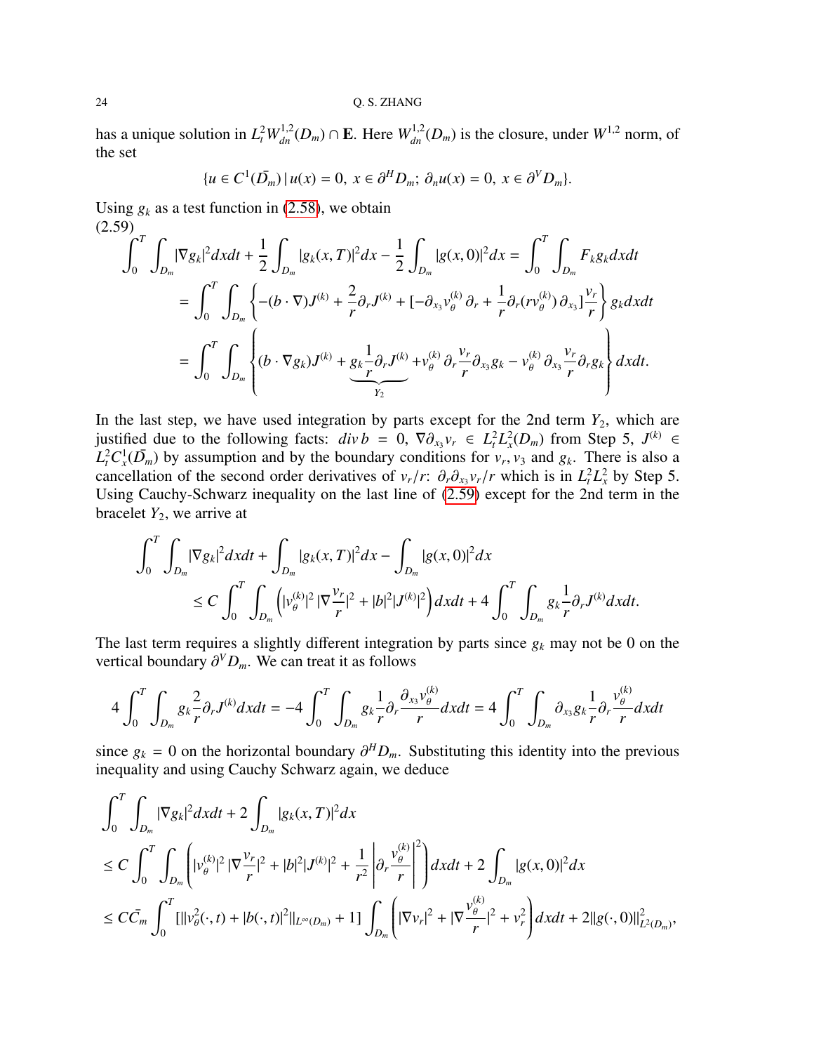has a unique solution in $L^2_t W^{1,2}_{dn}(D_m) \cap \mathbf{E}$. Here $W^{1,2}_{dn}(D_m)$ is the closure, under $W^{1,2}$ norm, of the set

$$\{u \in C^1(\bar{D_m}) \,|\, u(x) = 0, \; x \in \partial^H D_m; \; \partial_n u(x) = 0, \; x \in \partial^V D_m\}.$$

Using $g_k$ as a test function in (2.58), we obtain

(2.59)

$$\begin{aligned}
\int_0^T \int_{D_m} |\nabla g_k|^2 dx dt + \frac{1}{2} \int_{D_m} |g_k(x,T)|^2 dx - \frac{1}{2} \int_{D_m} |g(x,0)|^2 dx &= \int_0^T \int_{D_m} F_k g_k dx dt \\
&= \int_0^T \int_{D_m} \left\{ -(b \cdot \nabla) J^{(k)} + \frac{2}{r} \partial_r J^{(k)} + [-\partial_{x_3} v_\theta^{(k)} \partial_r + \frac{1}{r} \partial_r (r v_\theta^{(k)}) \partial_{x_3}] \frac{v_r}{r} \right\} g_k dx dt \\
&= \int_0^T \int_{D_m} \left\{ (b \cdot \nabla g_k) J^{(k)} + \underbrace{g_k \frac{1}{r} \partial_r J^{(k)}}_{Y_2} + v_\theta^{(k)} \partial_r \frac{v_r}{r} \partial_{x_3} g_k - v_\theta^{(k)} \partial_{x_3} \frac{v_r}{r} \partial_r g_k \right\} dx dt.
\end{aligned}$$

In the last step, we have used integration by parts except for the 2nd term $Y_2$, which are justified due to the following facts: $div\, b = 0$, $\nabla \partial_{x_3} v_r \in L^2_t L^2_x(D_m)$ from Step 5, $J^{(k)} \in L^2_t C^1_x(\bar{D}_m)$ by assumption and by the boundary conditions for $v_r, v_3$ and $g_k$. There is also a cancellation of the second order derivatives of $v_r/r$: $\partial_r \partial_{x_3} v_r / r$ which is in $L^2_t L^2_x$ by Step 5. Using Cauchy-Schwarz inequality on the last line of (2.59) except for the 2nd term in the bracelet $Y_2$, we arrive at

$$\begin{aligned}
&\int_0^T \int_{D_m} |\nabla g_k|^2 dx dt + \int_{D_m} |g_k(x,T)|^2 dx - \int_{D_m} |g(x,0)|^2 dx \\
&\qquad \le C \int_0^T \int_{D_m} \left( |v_\theta^{(k)}|^2 \, |\nabla \frac{v_r}{r}|^2 + |b|^2 |J^{(k)}|^2 \right) dx dt + 4 \int_0^T \int_{D_m} g_k \frac{1}{r} \partial_r J^{(k)} dx dt.
\end{aligned}$$

The last term requires a slightly different integration by parts since $g_k$ may not be 0 on the vertical boundary $\partial^V D_m$. We can treat it as follows

$$4 \int_0^T \int_{D_m} g_k \frac{2}{r} \partial_r J^{(k)} dx dt = -4 \int_0^T \int_{D_m} g_k \frac{1}{r} \partial_r \frac{\partial_{x_3} v_\theta^{(k)}}{r} dx dt = 4 \int_0^T \int_{D_m} \partial_{x_3} g_k \frac{1}{r} \partial_r \frac{v_\theta^{(k)}}{r} dx dt$$

since $g_k = 0$ on the horizontal boundary $\partial^H D_m$. Substituting this identity into the previous inequality and using Cauchy Schwarz again, we deduce

$$\begin{aligned}
&\int_0^T \int_{D_m} |\nabla g_k|^2 dx dt + 2 \int_{D_m} |g_k(x,T)|^2 dx \\
&\le C \int_0^T \int_{D_m} \left( |v_\theta^{(k)}|^2 \, |\nabla \frac{v_r}{r}|^2 + |b|^2 |J^{(k)}|^2 + \frac{1}{r^2} \left| \partial_r \frac{v_\theta^{(k)}}{r} \right|^2 \right) dx dt + 2 \int_{D_m} |g(x,0)|^2 dx \\
&\le C \bar{C}_m \int_0^T [\| v_\theta^2(\cdot,t) + |b(\cdot,t)|^2 \|_{L^\infty(D_m)} + 1] \int_{D_m} \left( |\nabla v_r|^2 + |\nabla \frac{v_\theta^{(k)}}{r}|^2 + v_r^2 \right) dx dt + 2 \| g(\cdot,0) \|^2_{L^2(D_m)},
\end{aligned}$$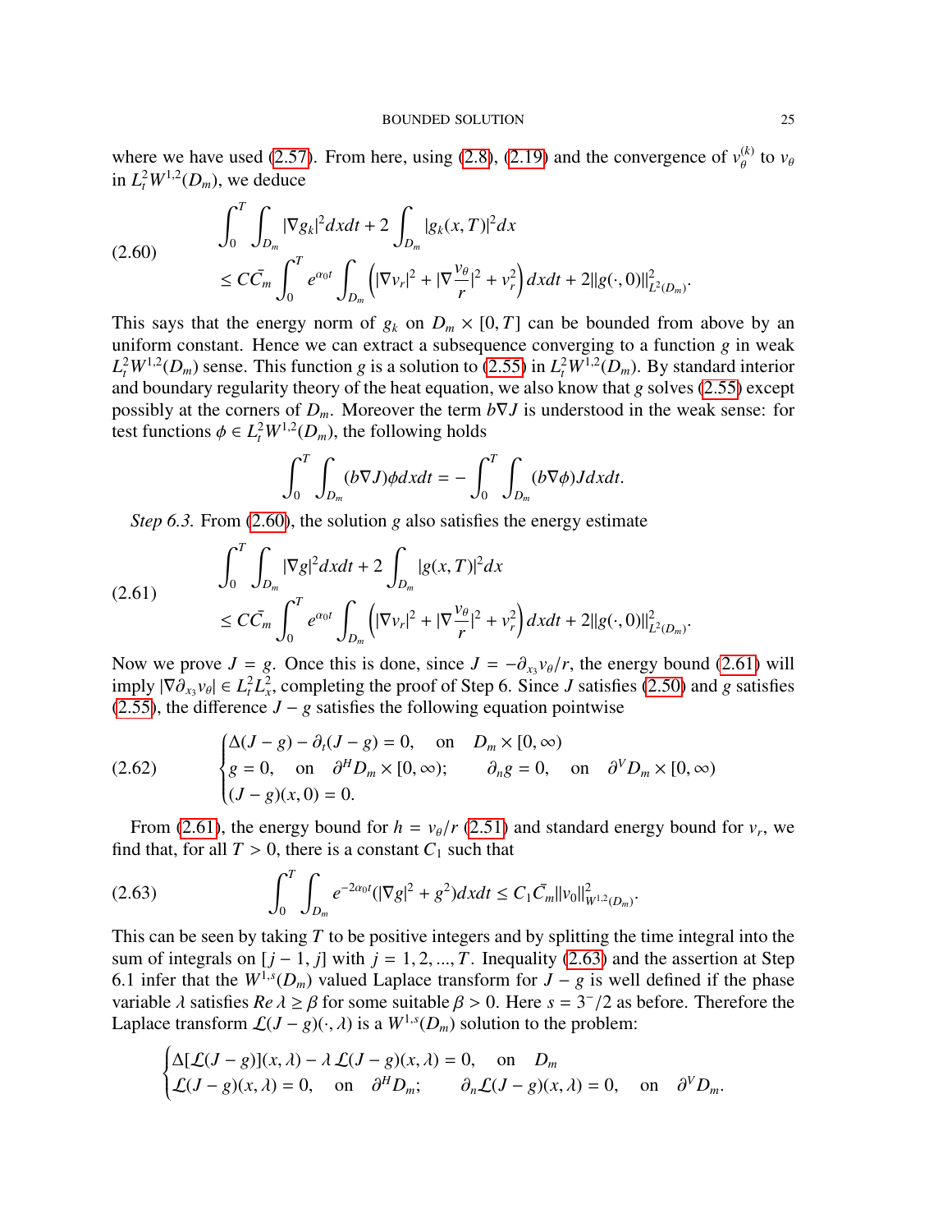where we have used (2.57). From here, using (2.8), (2.19) and the convergence of $v_\theta^{(k)}$ to $v_\theta$ in $L^2_t W^{1,2}(D_m)$, we deduce

$$
\begin{aligned}
&\int_0^T \int_{D_m} |\nabla g_k|^2 dx dt + 2 \int_{D_m} |g_k(x,T)|^2 dx \\
&\le C \bar{C}_m \int_0^T e^{\alpha_0 t} \int_{D_m} \left( |\nabla v_r|^2 + |\nabla \frac{v_\theta}{r}|^2 + v_r^2 \right) dx dt + 2 \|g(\cdot, 0)\|^2_{L^2(D_m)}.
\end{aligned} \tag{2.60}
$$

This says that the energy norm of $g_k$ on $D_m \times [0,T]$ can be bounded from above by an uniform constant. Hence we can extract a subsequence converging to a function $g$ in weak $L^2_t W^{1,2}(D_m)$ sense. This function $g$ is a solution to (2.55) in $L^2_t W^{1,2}(D_m)$. By standard interior and boundary regularity theory of the heat equation, we also know that $g$ solves (2.55) except possibly at the corners of $D_m$. Moreover the term $b\nabla J$ is understood in the weak sense: for test functions $\phi \in L^2_t W^{1,2}(D_m)$, the following holds

$$
\int_0^T \int_{D_m} (b \nabla J) \phi dx dt = - \int_0^T \int_{D_m} (b \nabla \phi) J dx dt.
$$

*Step 6.3.* From (2.60), the solution $g$ also satisfies the energy estimate

$$
\begin{aligned}
&\int_0^T \int_{D_m} |\nabla g|^2 dx dt + 2 \int_{D_m} |g(x,T)|^2 dx \\
&\le C \bar{C}_m \int_0^T e^{\alpha_0 t} \int_{D_m} \left( |\nabla v_r|^2 + |\nabla \frac{v_\theta}{r}|^2 + v_r^2 \right) dx dt + 2 \|g(\cdot, 0)\|^2_{L^2(D_m)}.
\end{aligned} \tag{2.61}
$$

Now we prove $J = g$. Once this is done, since $J = -\partial_{x_3} v_\theta / r$, the energy bound (2.61) will imply $|\nabla \partial_{x_3} v_\theta| \in L^2_t L^2_x$, completing the proof of Step 6. Since $J$ satisfies (2.50) and $g$ satisfies (2.55), the difference $J - g$ satisfies the following equation pointwise

$$
\begin{cases}
\Delta(J-g) - \partial_t (J-g) = 0, \quad \text{on} \quad D_m \times [0, \infty) \\
g = 0, \quad \text{on} \quad \partial^H D_m \times [0, \infty); \qquad \partial_n g = 0, \quad \text{on} \quad \partial^V D_m \times [0, \infty) \\
(J-g)(x, 0) = 0.
\end{cases} \tag{2.62}
$$

From (2.61), the energy bound for $h = v_\theta / r$ (2.51) and standard energy bound for $v_r$, we find that, for all $T > 0$, there is a constant $C_1$ such that

$$
\int_0^T \int_{D_m} e^{-2\alpha_0 t} (|\nabla g|^2 + g^2) dx dt \le C_1 \bar{C}_m \|v_0\|^2_{W^{1,2}(D_m)}. \tag{2.63}
$$

This can be seen by taking $T$ to be positive integers and by splitting the time integral into the sum of integrals on $[j-1, j]$ with $j = 1, 2, ..., T$. Inequality (2.63) and the assertion at Step 6.1 infer that the $W^{1,s}(D_m)$ valued Laplace transform for $J - g$ is well defined if the phase variable $\lambda$ satisfies $Re\, \lambda \ge \beta$ for some suitable $\beta > 0$. Here $s = 3^-/2$ as before. Therefore the Laplace transform $\mathcal{L}(J-g)(\cdot, \lambda)$ is a $W^{1,s}(D_m)$ solution to the problem:

$$
\begin{cases}
\Delta[\mathcal{L}(J-g)](x, \lambda) - \lambda \, \mathcal{L}(J-g)(x, \lambda) = 0, \quad \text{on} \quad D_m \\
\mathcal{L}(J-g)(x, \lambda) = 0, \quad \text{on} \quad \partial^H D_m; \qquad \partial_n \mathcal{L}(J-g)(x, \lambda) = 0, \quad \text{on} \quad \partial^V D_m.
\end{cases}
$$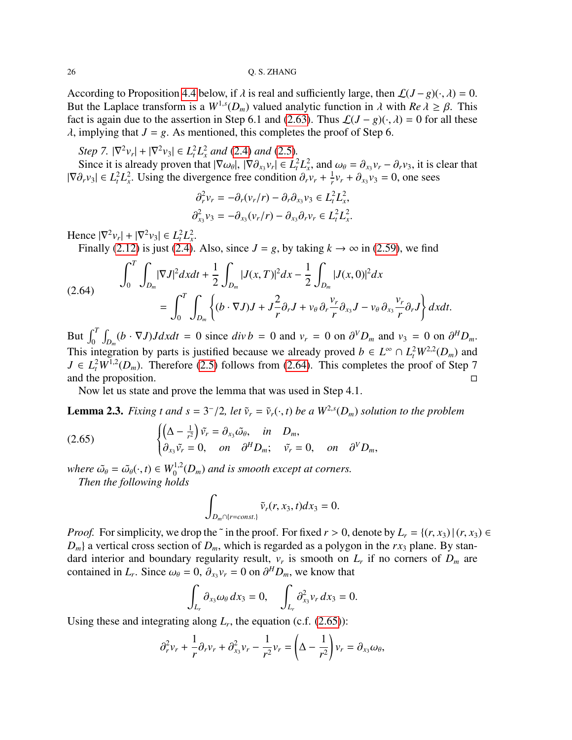According to Proposition 4.4 below, if $\lambda$ is real and sufficiently large, then $\mathcal{L}(J-g)(\cdot,\lambda) = 0$. But the Laplace transform is a $W^{1,s}(D_m)$ valued analytic function in $\lambda$ with $Re\,\lambda \ge \beta$. This fact is again due to the assertion in Step 6.1 and (2.63). Thus $\mathcal{L}(J-g)(\cdot,\lambda) = 0$ for all these $\lambda$, implying that $J = g$. As mentioned, this completes the proof of Step 6.

*Step 7.* $|\nabla^2 v_r| + |\nabla^2 v_3| \in L^2_t L^2_x$ *and* (2.4) *and* (2.5).

Since it is already proven that $|\nabla\omega_\theta|, |\nabla\partial_{x_3} v_r| \in L^2_t L^2_x$, and $\omega_\theta = \partial_{x_3} v_r - \partial_r v_3$, it is clear that $|\nabla \partial_r v_3| \in L^2_t L^2_x$. Using the divergence free condition $\partial_r v_r + \frac{1}{r} v_r + \partial_{x_3} v_3 = 0$, one sees

$$
\partial^2_r v_r = -\partial_r (v_r/r) - \partial_r \partial_{x_3} v_3 \in L^2_t L^2_x,
$$
$$
\partial^2_{x_3} v_3 = -\partial_{x_3}(v_r/r) - \partial_{x_3}\partial_r v_r \in L^2_t L^2_x.
$$

Hence $|\nabla^2 v_r| + |\nabla^2 v_3| \in L^2_t L^2_x$.

Finally (2.12) is just (2.4). Also, since $J = g$, by taking $k \to \infty$ in (2.59), we find

$$
\begin{aligned}
&\int_0^T \int_{D_m} |\nabla J|^2 dx dt + \frac{1}{2}\int_{D_m} |J(x,T)|^2 dx - \frac{1}{2}\int_{D_m} |J(x,0)|^2 dx \\
&= \int_0^T \int_{D_m} \left\{ (b\cdot\nabla J)J + J\frac{2}{r}\partial_r J + v_\theta\, \partial_r \frac{v_r}{r} \partial_{x_3} J - v_\theta\, \partial_{x_3} \frac{v_r}{r}\partial_r J \right\} dx dt.
\end{aligned} \tag{2.64}
$$

But $\int_0^T \int_{D_m} (b\cdot\nabla J) J dx dt = 0$ since $div\, b = 0$ and $v_r = 0$ on $\partial^V D_m$ and $v_3 = 0$ on $\partial^H D_m$. This integration by parts is justified because we already proved $b \in L^\infty \cap L^2_t W^{2,2}(D_m)$ and $J \in L^2_t W^{1,2}(D_m)$. Therefore (2.5) follows from (2.64). This completes the proof of Step 7 and the proposition. ◻

Now let us state and prove the lemma that was used in Step 4.1.

**Lemma 2.3.** *Fixing $t$ and $s = 3^-/2$, let $\tilde v_r = \tilde v_r(\cdot,t)$ be a $W^{2,s}(D_m)$ solution to the problem*

$$
\begin{cases} \left(\Delta - \frac{1}{r^2}\right)\tilde v_r = \partial_{x_3}\tilde\omega_\theta, \quad in \quad D_m, \\ \partial_{x_3}\tilde v_r = 0, \quad on \quad \partial^H D_m; \quad \tilde v_r = 0, \quad on \quad \partial^V D_m, \end{cases} \tag{2.65}
$$

*where $\tilde\omega_\theta = \tilde\omega_\theta(\cdot,t) \in W^{1,2}_0(D_m)$ and is smooth except at corners.*

*Then the following holds*

$$
\int_{D_m\cap\{r=const.\}} \tilde v_r(r,x_3,t) dx_3 = 0.
$$

*Proof.* For simplicity, we drop the ˜ in the proof. For fixed $r > 0$, denote by $L_r = \{(r,x_3)\,|\,(r,x_3) \in D_m\}$ a vertical cross section of $D_m$, which is regarded as a polygon in the $rx_3$ plane. By standard interior and boundary regularity result, $v_r$ is smooth on $L_r$ if no corners of $D_m$ are contained in $L_r$. Since $\omega_\theta = 0$, $\partial_{x_3} v_r = 0$ on $\partial^H D_m$, we know that

$$
\int_{L_r} \partial_{x_3}\omega_\theta\, dx_3 = 0, \qquad \int_{L_r} \partial^2_{x_3} v_r\, dx_3 = 0.
$$

Using these and integrating along $L_r$, the equation (c.f. (2.65)):

$$
\partial^2_r v_r + \frac{1}{r}\partial_r v_r + \partial^2_{x_3} v_r - \frac{1}{r^2} v_r = \left(\Delta - \frac{1}{r^2}\right) v_r = \partial_{x_3}\omega_\theta,
$$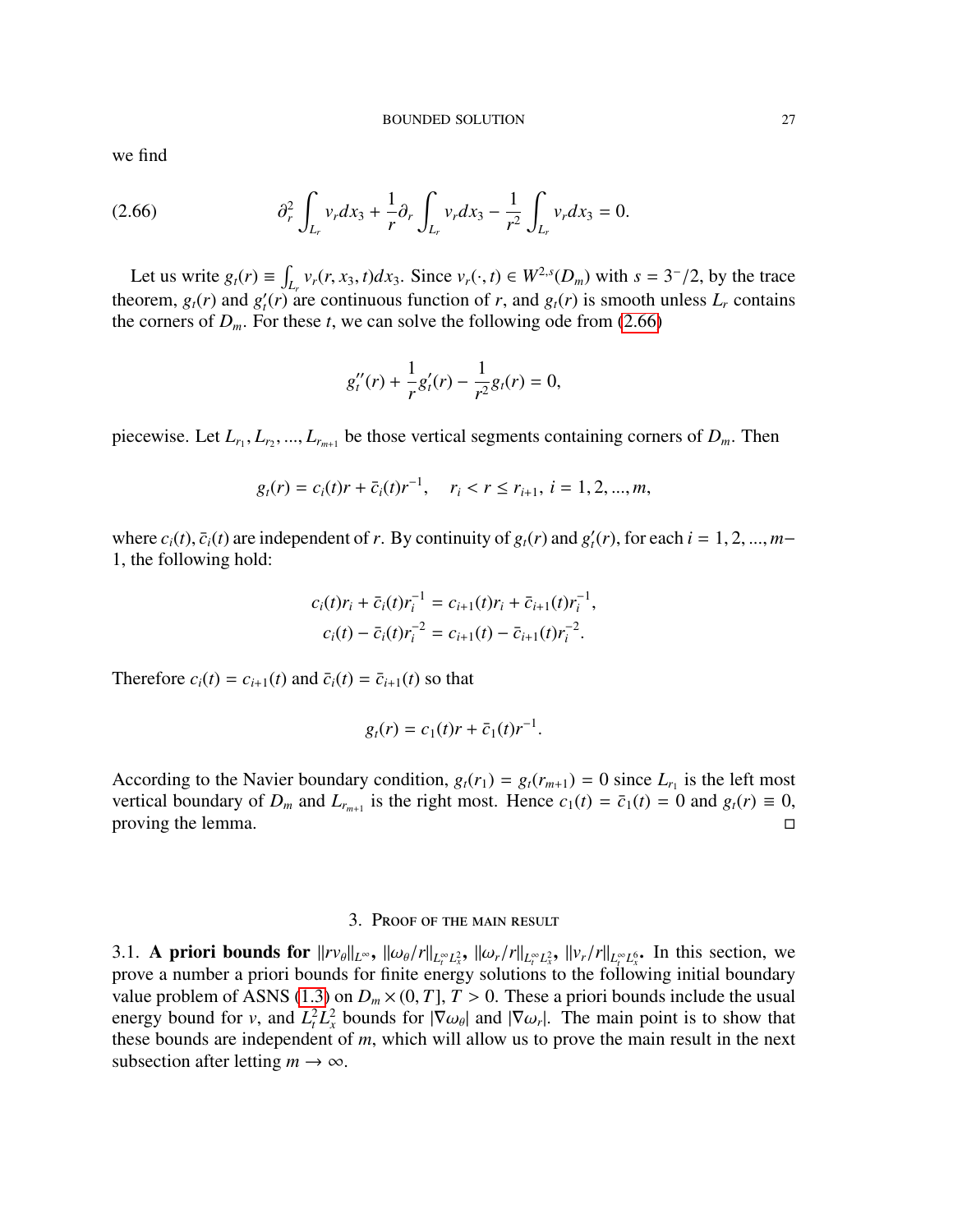we find

$$
\partial_r^2 \int_{L_r} v_r dx_3 + \frac{1}{r}\partial_r \int_{L_r} v_r dx_3 - \frac{1}{r^2}\int_{L_r} v_r dx_3 = 0. \tag{2.66}
$$

Let us write $g_t(r) \equiv \int_{L_r} v_r(r, x_3, t) dx_3$. Since $v_r(\cdot, t) \in W^{2,s}(D_m)$ with $s = 3^-/2$, by the trace theorem, $g_t(r)$ and $g_t'(r)$ are continuous function of $r$, and $g_t(r)$ is smooth unless $L_r$ contains the corners of $D_m$. For these $t$, we can solve the following ode from (2.66)

$$
g_t''(r) + \frac{1}{r} g_t'(r) - \frac{1}{r^2} g_t(r) = 0,
$$

piecewise. Let $L_{r_1}, L_{r_2}, ..., L_{r_{m+1}}$ be those vertical segments containing corners of $D_m$. Then

$$
g_t(r) = c_i(t) r + \bar{c}_i(t) r^{-1}, \quad r_i < r \le r_{i+1},\ i = 1, 2, ..., m,
$$

where $c_i(t), \bar{c}_i(t)$ are independent of $r$. By continuity of $g_t(r)$ and $g_t'(r)$, for each $i = 1, 2, ..., m-1$, the following hold:

$$
\begin{aligned}
c_i(t) r_i + \bar{c}_i(t) r_i^{-1} &= c_{i+1}(t) r_i + \bar{c}_{i+1}(t) r_i^{-1}, \\
c_i(t) - \bar{c}_i(t) r_i^{-2} &= c_{i+1}(t) - \bar{c}_{i+1}(t) r_i^{-2}.
\end{aligned}
$$

Therefore $c_i(t) = c_{i+1}(t)$ and $\bar{c}_i(t) = \bar{c}_{i+1}(t)$ so that

$$
g_t(r) = c_1(t) r + \bar{c}_1(t) r^{-1}.
$$

According to the Navier boundary condition, $g_t(r_1) = g_t(r_{m+1}) = 0$ since $L_{r_1}$ is the left most vertical boundary of $D_m$ and $L_{r_{m+1}}$ is the right most. Hence $c_1(t) = \bar{c}_1(t) = 0$ and $g_t(r) \equiv 0$, proving the lemma. □

## 3. Proof of the main result

### 3.1. A priori bounds for $\|r v_\theta\|_{L^\infty}$, $\|\omega_\theta / r\|_{L_t^\infty L_x^2}$, $\|\omega_r / r\|_{L_t^\infty L_x^2}$, $\|v_r / r\|_{L_t^\infty L_x^6}$.

In this section, we prove a number a priori bounds for finite energy solutions to the following initial boundary value problem of ASNS (1.3) on $D_m \times (0, T]$, $T > 0$. These a priori bounds include the usual energy bound for $v$, and $L_t^2 L_x^2$ bounds for $|\nabla \omega_\theta|$ and $|\nabla \omega_r|$. The main point is to show that these bounds are independent of $m$, which will allow us to prove the main result in the next subsection after letting $m \to \infty$.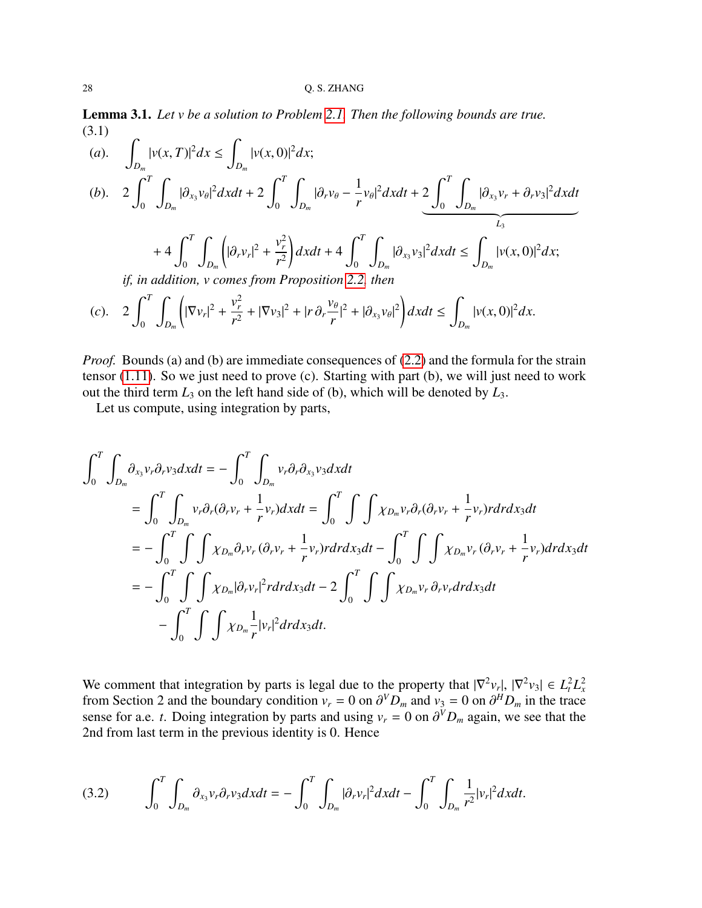**Lemma 3.1.** *Let $v$ be a solution to Problem 2.1. Then the following bounds are true.*

(3.1)

$$(a).\quad \int_{D_m} |v(x,T)|^2 dx \le \int_{D_m} |v(x,0)|^2 dx;$$

$$(b).\quad 2\int_0^T \int_{D_m} |\partial_{x_3} v_\theta|^2 dxdt + 2\int_0^T \int_{D_m} |\partial_r v_\theta - \frac{1}{r} v_\theta|^2 dxdt + \underbrace{2\int_0^T \int_{D_m} |\partial_{x_3} v_r + \partial_r v_3|^2 dxdt}_{L_3}$$

$$+ 4\int_0^T \int_{D_m} \left( |\partial_r v_r|^2 + \frac{v_r^2}{r^2} \right) dxdt + 4\int_0^T \int_{D_m} |\partial_{x_3} v_3|^2 dxdt \le \int_{D_m} |v(x,0)|^2 dx;$$

*if, in addition, $v$ comes from Proposition 2.2, then*

$$(c).\quad 2\int_0^T \int_{D_m} \left( |\nabla v_r|^2 + \frac{v_r^2}{r^2} + |\nabla v_3|^2 + |r\, \partial_r \frac{v_\theta}{r}|^2 + |\partial_{x_3} v_\theta|^2 \right) dxdt \le \int_{D_m} |v(x,0)|^2 dx.$$

*Proof.* Bounds (a) and (b) are immediate consequences of (2.2) and the formula for the strain tensor (1.11). So we just need to prove (c). Starting with part (b), we will just need to work out the third term $L_3$ on the left hand side of (b), which will be denoted by $L_3$.

Let us compute, using integration by parts,

$$\begin{aligned}
\int_0^T \int_{D_m} \partial_{x_3} v_r \partial_r v_3 dxdt &= -\int_0^T \int_{D_m} v_r \partial_r \partial_{x_3} v_3 dxdt \\
&= \int_0^T \int_{D_m} v_r \partial_r (\partial_r v_r + \frac{1}{r} v_r) dxdt = \int_0^T \int \int \chi_{D_m} v_r \partial_r (\partial_r v_r + \frac{1}{r} v_r) r dr dx_3 dt \\
&= -\int_0^T \int \int \chi_{D_m} \partial_r v_r \,(\partial_r v_r + \frac{1}{r} v_r) r dr dx_3 dt - \int_0^T \int \int \chi_{D_m} v_r \,(\partial_r v_r + \frac{1}{r} v_r) dr dx_3 dt \\
&= -\int_0^T \int \int \chi_{D_m} |\partial_r v_r|^2 r dr dx_3 dt - 2\int_0^T \int \int \chi_{D_m} v_r \,\partial_r v_r dr dx_3 dt \\
&\quad - \int_0^T \int \int \chi_{D_m} \frac{1}{r} |v_r|^2 dr dx_3 dt.
\end{aligned}$$

We comment that integration by parts is legal due to the property that $|\nabla^2 v_r|, |\nabla^2 v_3| \in L^2_t L^2_x$ from Section 2 and the boundary condition $v_r = 0$ on $\partial^V D_m$ and $v_3 = 0$ on $\partial^H D_m$ in the trace sense for a.e. $t$. Doing integration by parts and using $v_r = 0$ on $\partial^V D_m$ again, we see that the 2nd from last term in the previous identity is 0. Hence

$$(3.2)\qquad \int_0^T \int_{D_m} \partial_{x_3} v_r \partial_r v_3 dxdt = -\int_0^T \int_{D_m} |\partial_r v_r|^2 dxdt - \int_0^T \int_{D_m} \frac{1}{r^2} |v_r|^2 dxdt.$$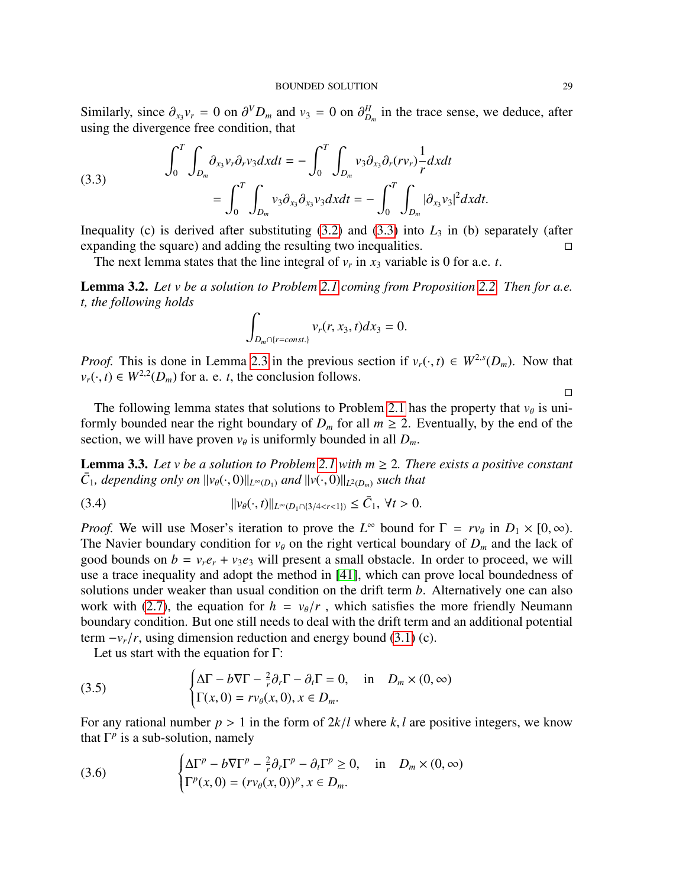Similarly, since $\partial_{x_3} v_r = 0$ on $\partial^V D_m$ and $v_3 = 0$ on $\partial^H_{D_m}$ in the trace sense, we deduce, after using the divergence free condition, that

$$
\begin{aligned}
\int_0^T \int_{D_m} \partial_{x_3} v_r \partial_r v_3 dx dt &= -\int_0^T \int_{D_m} v_3 \partial_{x_3} \partial_r (r v_r) \frac{1}{r} dx dt \\
&= \int_0^T \int_{D_m} v_3 \partial_{x_3} \partial_{x_3} v_3 dx dt = -\int_0^T \int_{D_m} |\partial_{x_3} v_3|^2 dx dt.
\end{aligned}
\tag{3.3}
$$

Inequality (c) is derived after substituting (3.2) and (3.3) into $L_3$ in (b) separately (after expanding the square) and adding the resulting two inequalities. □

The next lemma states that the line integral of $v_r$ in $x_3$ variable is 0 for a.e. $t$.

**Lemma 3.2.** *Let $v$ be a solution to Problem 2.1 coming from Proposition 2.2. Then for a.e. $t$, the following holds*

$$
\int_{D_m \cap \{r = const.\}} v_r(r, x_3, t) dx_3 = 0.
$$

*Proof.* This is done in Lemma 2.3 in the previous section if $v_r(\cdot, t) \in W^{2,s}(D_m)$. Now that $v_r(\cdot, t) \in W^{2,2}(D_m)$ for a. e. $t$, the conclusion follows.

□

The following lemma states that solutions to Problem 2.1 has the property that $v_\theta$ is uniformly bounded near the right boundary of $D_m$ for all $m \geq 2$. Eventually, by the end of the section, we will have proven $v_\theta$ is uniformly bounded in all $D_m$.

**Lemma 3.3.** *Let $v$ be a solution to Problem 2.1 with $m \geq 2$. There exists a positive constant $\bar{C}_1$, depending only on $\|v_\theta(\cdot, 0)\|_{L^\infty(D_1)}$ and $\|v(\cdot, 0)\|_{L^2(D_m)}$ such that*

$$
\|v_\theta(\cdot, t)\|_{L^\infty(D_1 \cap \{3/4 < r < 1\})} \leq \bar{C}_1, \ \forall t > 0. \tag{3.4}
$$

*Proof.* We will use Moser's iteration to prove the $L^\infty$ bound for $\Gamma = r v_\theta$ in $D_1 \times [0, \infty)$. The Navier boundary condition for $v_\theta$ on the right vertical boundary of $D_m$ and the lack of good bounds on $b = v_r e_r + v_3 e_3$ will present a small obstacle. In order to proceed, we will use a trace inequality and adopt the method in [41], which can prove local boundedness of solutions under weaker than usual condition on the drift term $b$. Alternatively one can also work with (2.7), the equation for $h = v_\theta / r$ , which satisfies the more friendly Neumann boundary condition. But one still needs to deal with the drift term and an additional potential term $-v_r/r$, using dimension reduction and energy bound (3.1) (c).

Let us start with the equation for $\Gamma$:

$$
\begin{cases}
\Delta \Gamma - b \nabla \Gamma - \frac{2}{r} \partial_r \Gamma - \partial_t \Gamma = 0, & \text{in} \quad D_m \times (0, \infty) \\
\Gamma(x, 0) = r v_\theta(x, 0), x \in D_m.
\end{cases}
\tag{3.5}
$$

For any rational number $p > 1$ in the form of $2k/l$ where $k, l$ are positive integers, we know that $\Gamma^p$ is a sub-solution, namely

$$
\begin{cases}
\Delta \Gamma^p - b \nabla \Gamma^p - \frac{2}{r} \partial_r \Gamma^p - \partial_t \Gamma^p \geq 0, & \text{in} \quad D_m \times (0, \infty) \\
\Gamma^p(x, 0) = (r v_\theta(x, 0))^p, x \in D_m.
\end{cases}
\tag{3.6}
$$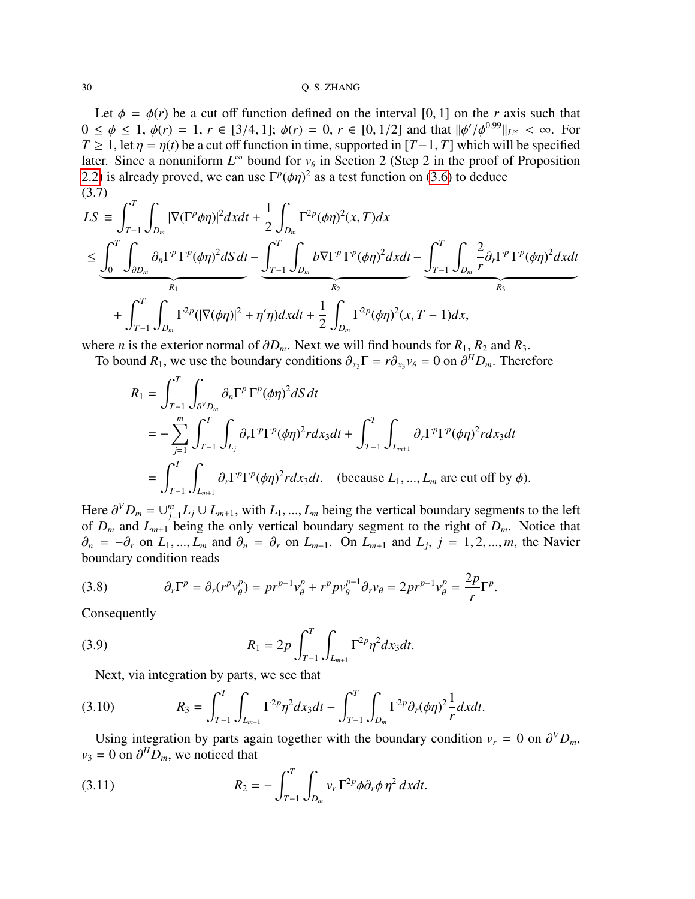Let $\phi = \phi(r)$ be a cut off function defined on the interval $[0,1]$ on the $r$ axis such that $0 \le \phi \le 1$, $\phi(r) = 1$, $r \in [3/4, 1]$; $\phi(r) = 0$, $r \in [0, 1/2]$ and that $\|\phi'/\phi^{0.99}\|_{L^\infty} < \infty$. For $T \ge 1$, let $\eta = \eta(t)$ be a cut off function in time, supported in $[T-1, T]$ which will be specified later. Since a nonuniform $L^\infty$ bound for $v_\theta$ in Section 2 (Step 2 in the proof of Proposition 2.2) is already proved, we can use $\Gamma^p(\phi\eta)^2$ as a test function on (3.6) to deduce

(3.7)

$$
\begin{aligned}
LS &\equiv \int_{T-1}^T \int_{D_m} |\nabla(\Gamma^p \phi\eta)|^2 dx dt + \frac{1}{2}\int_{D_m} \Gamma^{2p}(\phi\eta)^2(x,T) dx \\
&\le \underbrace{\int_0^T \int_{\partial D_m} \partial_n \Gamma^p \, \Gamma^p (\phi\eta)^2 dS \, dt}_{R_1} - \underbrace{\int_{T-1}^T \int_{D_m} b\nabla\Gamma^p \, \Gamma^p(\phi\eta)^2 dx dt}_{R_2} - \underbrace{\int_{T-1}^T \int_{D_m} \frac{2}{r}\partial_r \Gamma^p \, \Gamma^p(\phi\eta)^2 dx dt}_{R_3} \\
&\quad + \int_{T-1}^T \int_{D_m} \Gamma^{2p}(|\nabla(\phi\eta)|^2 + \eta'\eta) dx dt + \frac{1}{2}\int_{D_m} \Gamma^{2p}(\phi\eta)^2(x, T-1) dx,
\end{aligned}
$$

where $n$ is the exterior normal of $\partial D_m$. Next we will find bounds for $R_1$, $R_2$ and $R_3$.

To bound $R_1$, we use the boundary conditions $\partial_{x_3}\Gamma = r\partial_{x_3} v_\theta = 0$ on $\partial^H D_m$. Therefore

$$
\begin{aligned}
R_1 &= \int_{T-1}^T \int_{\partial^V D_m} \partial_n \Gamma^p \, \Gamma^p (\phi\eta)^2 dS \, dt \\
&= -\sum_{j=1}^m \int_{T-1}^T \int_{L_j} \partial_r \Gamma^p \Gamma^p (\phi\eta)^2 r dx_3 dt + \int_{T-1}^T \int_{L_{m+1}} \partial_r \Gamma^p \Gamma^p(\phi\eta)^2 r dx_3 dt \\
&= \int_{T-1}^T \int_{L_{m+1}} \partial_r \Gamma^p \Gamma^p (\phi\eta)^2 r dx_3 dt. \quad \text{(because } L_1, ..., L_m \text{ are cut off by } \phi).
\end{aligned}
$$

Here $\partial^V D_m = \cup_{j=1}^m L_j \cup L_{m+1}$, with $L_1, ..., L_m$ being the vertical boundary segments to the left of $D_m$ and $L_{m+1}$ being the only vertical boundary segment to the right of $D_m$. Notice that $\partial_n = -\partial_r$ on $L_1, ..., L_m$ and $\partial_n = \partial_r$ on $L_{m+1}$. On $L_{m+1}$ and $L_j$, $j = 1, 2, ..., m$, the Navier boundary condition reads

$$
\partial_r \Gamma^p = \partial_r (r^p v_\theta^p) = p r^{p-1} v_\theta^p + r^p p v_\theta^{p-1} \partial_r v_\theta = 2p r^{p-1} v_\theta^p = \frac{2p}{r}\Gamma^p. \tag{3.8}
$$

Consequently

$$
R_1 = 2p \int_{T-1}^T \int_{L_{m+1}} \Gamma^{2p} \eta^2 dx_3 dt. \tag{3.9}
$$

Next, via integration by parts, we see that

$$
R_3 = \int_{T-1}^T \int_{L_{m+1}} \Gamma^{2p}\eta^2 dx_3 dt - \int_{T-1}^T \int_{D_m} \Gamma^{2p} \partial_r (\phi\eta)^2 \frac{1}{r} dx dt. \tag{3.10}
$$

Using integration by parts again together with the boundary condition $v_r = 0$ on $\partial^V D_m$, $v_3 = 0$ on $\partial^H D_m$, we noticed that

$$
R_2 = -\int_{T-1}^T \int_{D_m} v_r \, \Gamma^{2p} \phi \partial_r \phi \, \eta^2 \, dx dt. \tag{3.11}
$$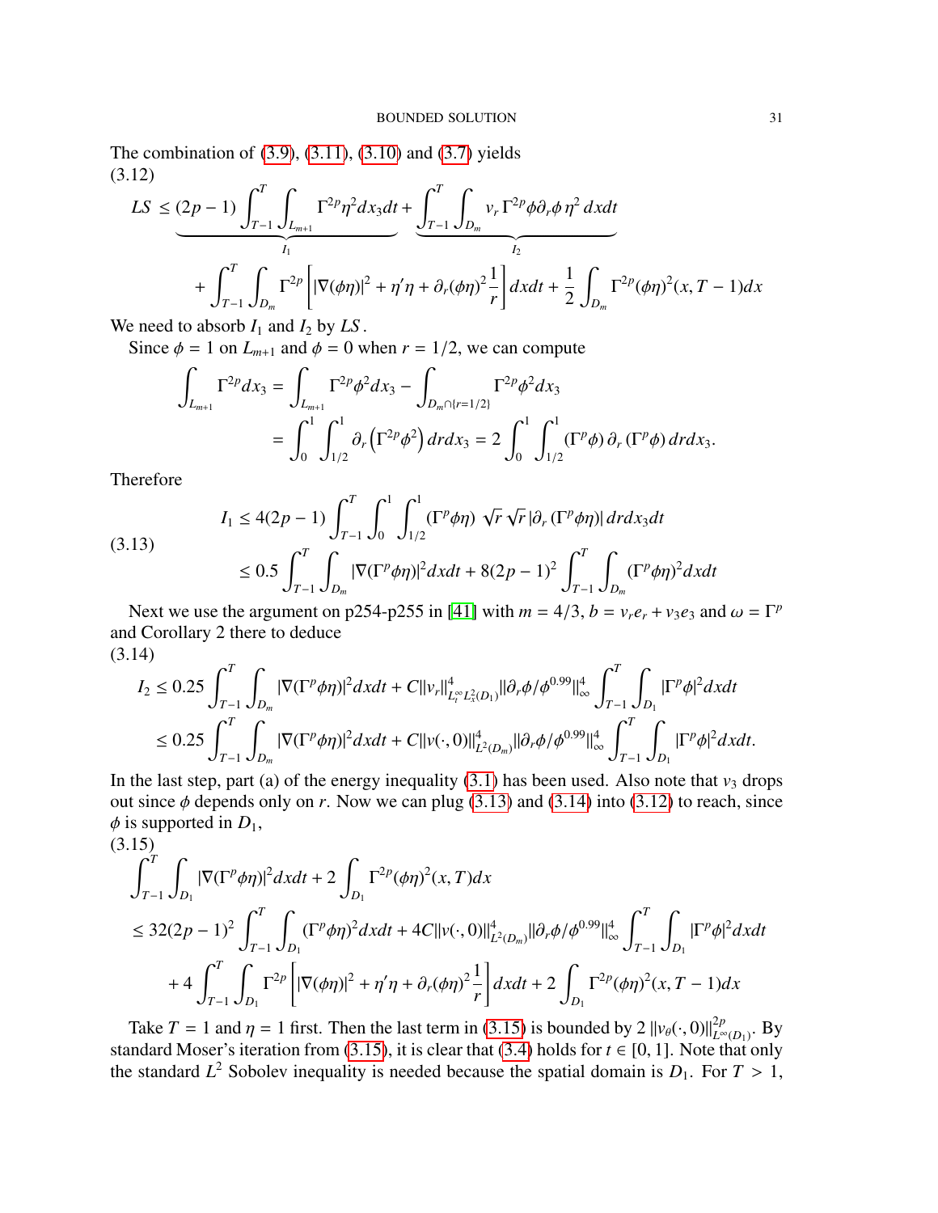The combination of (3.9), (3.11), (3.10) and (3.7) yields

$$
\begin{aligned}
LS \le &\underbrace{(2p-1)\int_{T-1}^{T}\int_{L_{m+1}} \Gamma^{2p}\eta^2 dx_3 dt}_{I_1} + \underbrace{\int_{T-1}^{T}\int_{D_m} v_r \Gamma^{2p} \phi \partial_r \phi \, \eta^2 \, dxdt}_{I_2} \\
&+ \int_{T-1}^{T}\int_{D_m} \Gamma^{2p}\left[ |\nabla(\phi\eta)|^2 + \eta'\eta + \partial_r(\phi\eta)^2 \frac{1}{r}\right] dxdt + \frac{1}{2}\int_{D_m} \Gamma^{2p}(\phi\eta)^2(x, T-1)dx
\end{aligned} \tag{3.12}
$$

We need to absorb $I_1$ and $I_2$ by $LS$.

Since $\phi = 1$ on $L_{m+1}$ and $\phi = 0$ when $r = 1/2$, we can compute

$$
\begin{aligned}
\int_{L_{m+1}} \Gamma^{2p} dx_3 &= \int_{L_{m+1}} \Gamma^{2p}\phi^2 dx_3 - \int_{D_m \cap \{r=1/2\}} \Gamma^{2p}\phi^2 dx_3 \\
&= \int_0^1 \int_{1/2}^1 \partial_r \left(\Gamma^{2p}\phi^2\right) dr dx_3 = 2\int_0^1 \int_{1/2}^1 (\Gamma^p \phi)\, \partial_r (\Gamma^p \phi)\, dr dx_3.
\end{aligned}
$$

Therefore

$$
\begin{aligned}
I_1 &\le 4(2p-1)\int_{T-1}^{T}\int_0^1\int_{1/2}^1 (\Gamma^p\phi\eta)\ \sqrt{r}\,\sqrt{r}\,|\partial_r(\Gamma^p\phi\eta)|\, dr dx_3 dt \\
&\le 0.5\int_{T-1}^{T}\int_{D_m} |\nabla(\Gamma^p\phi\eta)|^2 dxdt + 8(2p-1)^2 \int_{T-1}^{T}\int_{D_m} (\Gamma^p\phi\eta)^2 dxdt
\end{aligned} \tag{3.13}
$$

Next we use the argument on p254-p255 in [41] with $m = 4/3$, $b = v_r e_r + v_3 e_3$ and $\omega = \Gamma^p$ and Corollary 2 there to deduce

$$
\begin{aligned}
I_2 &\le 0.25\int_{T-1}^{T}\int_{D_m} |\nabla(\Gamma^p\phi\eta)|^2 dxdt + C\|v_r\|^4_{L^\infty_t L^2_x(D_1)} \|\partial_r\phi/\phi^{0.99}\|^4_\infty \int_{T-1}^{T}\int_{D_1} |\Gamma^p\phi|^2 dxdt \\
&\le 0.25\int_{T-1}^{T}\int_{D_m} |\nabla(\Gamma^p\phi\eta)|^2 dxdt + C\|v(\cdot,0)\|^4_{L^2(D_m)} \|\partial_r\phi/\phi^{0.99}\|^4_\infty \int_{T-1}^{T}\int_{D_1} |\Gamma^p\phi|^2 dxdt.
\end{aligned} \tag{3.14}
$$

In the last step, part (a) of the energy inequality (3.1) has been used. Also note that $v_3$ drops out since $\phi$ depends only on $r$. Now we can plug (3.13) and (3.14) into (3.12) to reach, since $\phi$ is supported in $D_1$,

$$
\begin{aligned}
&\int_{T-1}^{T}\int_{D_1} |\nabla(\Gamma^p\phi\eta)|^2 dxdt + 2\int_{D_1} \Gamma^{2p}(\phi\eta)^2(x,T)dx \\
&\le 32(2p-1)^2 \int_{T-1}^{T}\int_{D_1} (\Gamma^p\phi\eta)^2 dxdt + 4C\|v(\cdot,0)\|^4_{L^2(D_m)} \|\partial_r\phi/\phi^{0.99}\|^4_\infty \int_{T-1}^{T}\int_{D_1} |\Gamma^p\phi|^2 dxdt \\
&\quad + 4\int_{T-1}^{T}\int_{D_1} \Gamma^{2p}\left[ |\nabla(\phi\eta)|^2 + \eta'\eta + \partial_r(\phi\eta)^2\frac{1}{r}\right] dxdt + 2\int_{D_1} \Gamma^{2p}(\phi\eta)^2(x,T-1)dx
\end{aligned} \tag{3.15}
$$

Take $T = 1$ and $\eta = 1$ first. Then the last term in (3.15) is bounded by $2\,\|v_\theta(\cdot,0)\|^{2p}_{L^\infty(D_1)}$. By standard Moser's iteration from (3.15), it is clear that (3.4) holds for $t \in [0,1]$. Note that only the standard $L^2$ Sobolev inequality is needed because the spatial domain is $D_1$. For $T > 1$,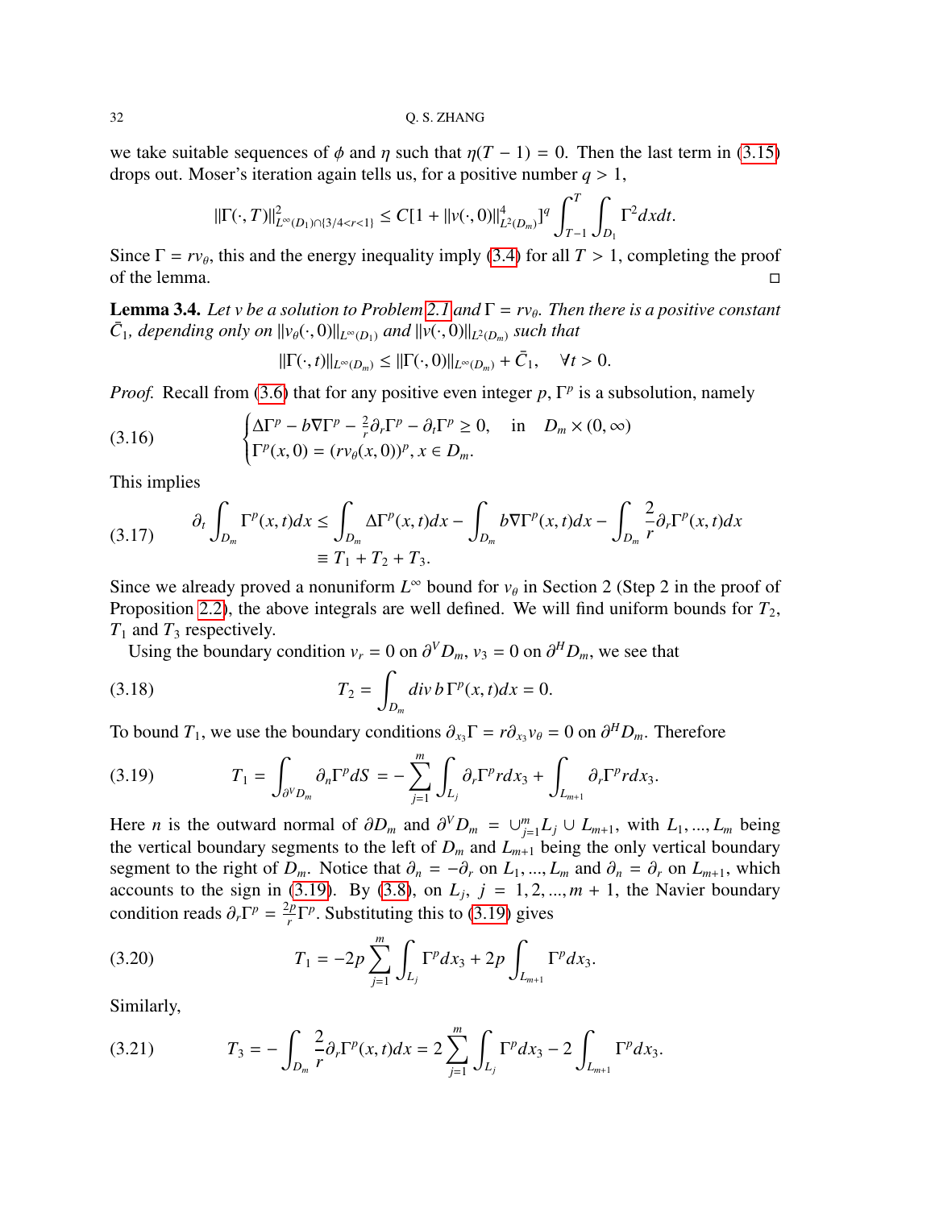we take suitable sequences of $\phi$ and $\eta$ such that $\eta(T-1)=0$. Then the last term in (3.15) drops out. Moser's iteration again tells us, for a positive number $q>1$,

$$\|\Gamma(\cdot,T)\|^2_{L^\infty(D_1)\cap\{3/4<r<1\}} \le C[1+\|v(\cdot,0)\|^4_{L^2(D_m)}]^q \int_{T-1}^T \int_{D_1} \Gamma^2 dx dt.$$

Since $\Gamma = rv_\theta$, this and the energy inequality imply (3.4) for all $T>1$, completing the proof of the lemma. □

**Lemma 3.4.** *Let $v$ be a solution to Problem 2.1 and $\Gamma = rv_\theta$. Then there is a positive constant $\bar{C}_1$, depending only on $\|v_\theta(\cdot,0)\|_{L^\infty(D_1)}$ and $\|v(\cdot,0)\|_{L^2(D_m)}$ such that*

$$\|\Gamma(\cdot,t)\|_{L^\infty(D_m)} \le \|\Gamma(\cdot,0)\|_{L^\infty(D_m)} + \bar{C}_1, \quad \forall t>0.$$

*Proof.* Recall from (3.6) that for any positive even integer $p$, $\Gamma^p$ is a subsolution, namely

$$\begin{cases} \Delta\Gamma^p - b\nabla\Gamma^p - \frac{2}{r}\partial_r\Gamma^p - \partial_t\Gamma^p \ge 0, \quad \text{in} \quad D_m\times(0,\infty) \\ \Gamma^p(x,0) = (rv_\theta(x,0))^p, x\in D_m. \end{cases} \tag{3.16}$$

This implies

$$\begin{aligned} \partial_t \int_{D_m} \Gamma^p(x,t)dx &\le \int_{D_m} \Delta\Gamma^p(x,t)dx - \int_{D_m} b\nabla\Gamma^p(x,t)dx - \int_{D_m} \frac{2}{r}\partial_r\Gamma^p(x,t)dx \\ &\equiv T_1+T_2+T_3. \end{aligned} \tag{3.17}$$

Since we already proved a nonuniform $L^\infty$ bound for $v_\theta$ in Section 2 (Step 2 in the proof of Proposition 2.2), the above integrals are well defined. We will find uniform bounds for $T_2$, $T_1$ and $T_3$ respectively.

Using the boundary condition $v_r=0$ on $\partial^V D_m$, $v_3=0$ on $\partial^H D_m$, we see that

$$T_2 = \int_{D_m} div\, b\, \Gamma^p(x,t)dx = 0. \tag{3.18}$$

To bound $T_1$, we use the boundary conditions $\partial_{x_3}\Gamma = r\partial_{x_3}v_\theta = 0$ on $\partial^H D_m$. Therefore

$$T_1 = \int_{\partial^V D_m} \partial_n \Gamma^p dS = -\sum_{j=1}^m \int_{L_j} \partial_r\Gamma^p r dx_3 + \int_{L_{m+1}} \partial_r\Gamma^p r dx_3. \tag{3.19}$$

Here $n$ is the outward normal of $\partial D_m$ and $\partial^V D_m = \cup_{j=1}^m L_j \cup L_{m+1}$, with $L_1,...,L_m$ being the vertical boundary segments to the left of $D_m$ and $L_{m+1}$ being the only vertical boundary segment to the right of $D_m$. Notice that $\partial_n = -\partial_r$ on $L_1,...,L_m$ and $\partial_n = \partial_r$ on $L_{m+1}$, which accounts to the sign in (3.19). By (3.8), on $L_j$, $j=1,2,...,m+1$, the Navier boundary condition reads $\partial_r\Gamma^p = \frac{2p}{r}\Gamma^p$. Substituting this to (3.19) gives

$$T_1 = -2p\sum_{j=1}^m \int_{L_j} \Gamma^p dx_3 + 2p\int_{L_{m+1}} \Gamma^p dx_3. \tag{3.20}$$

Similarly,

$$T_3 = -\int_{D_m} \frac{2}{r}\partial_r\Gamma^p(x,t)dx = 2\sum_{j=1}^m \int_{L_j} \Gamma^p dx_3 - 2\int_{L_{m+1}} \Gamma^p dx_3. \tag{3.21}$$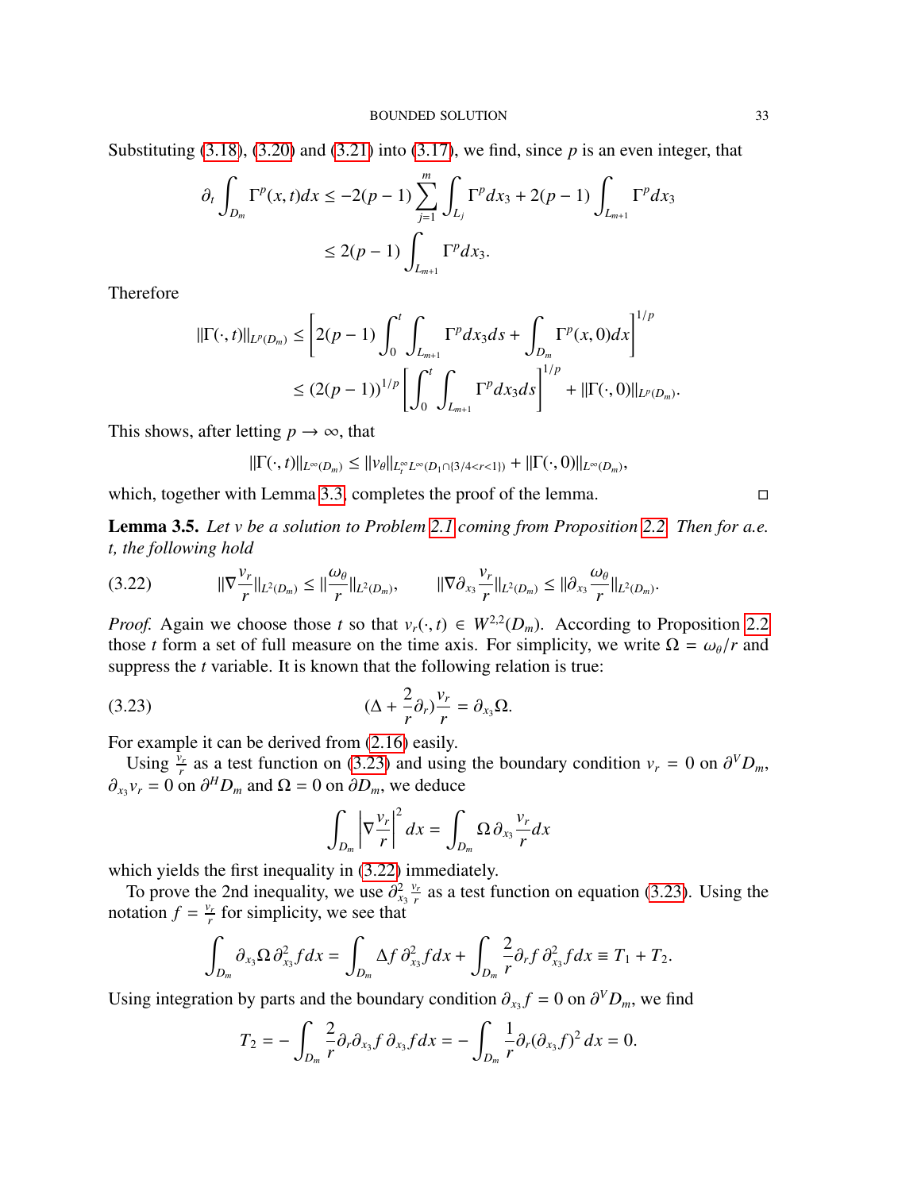Substituting (3.18), (3.20) and (3.21) into (3.17), we find, since $p$ is an even integer, that

$$
\begin{aligned}
\partial_t \int_{D_m} \Gamma^p(x,t)dx &\leq -2(p-1)\sum_{j=1}^{m}\int_{L_j}\Gamma^p dx_3 + 2(p-1)\int_{L_{m+1}}\Gamma^p dx_3 \\
&\leq 2(p-1)\int_{L_{m+1}}\Gamma^p dx_3.
\end{aligned}
$$

Therefore

$$
\begin{aligned}
\|\Gamma(\cdot,t)\|_{L^p(D_m)} &\leq \left[2(p-1)\int_0^t\int_{L_{m+1}}\Gamma^p dx_3 ds + \int_{D_m}\Gamma^p(x,0)dx\right]^{1/p} \\
&\leq (2(p-1))^{1/p}\left[\int_0^t\int_{L_{m+1}}\Gamma^p dx_3 ds\right]^{1/p} + \|\Gamma(\cdot,0)\|_{L^p(D_m)}.
\end{aligned}
$$

This shows, after letting $p\to\infty$, that

$$
\|\Gamma(\cdot,t)\|_{L^\infty(D_m)} \leq \|v_\theta\|_{L^\infty_t L^\infty(D_1\cap\{3/4<r<1\})} + \|\Gamma(\cdot,0)\|_{L^\infty(D_m)},
$$

which, together with Lemma 3.3, completes the proof of the lemma. □

**Lemma 3.5.** *Let $v$ be a solution to Problem 2.1 coming from Proposition 2.2. Then for a.e. $t$, the following hold*

$$
\|\nabla\frac{v_r}{r}\|_{L^2(D_m)} \leq \|\frac{\omega_\theta}{r}\|_{L^2(D_m)}, \qquad \|\nabla\partial_{x_3}\frac{v_r}{r}\|_{L^2(D_m)} \leq \|\partial_{x_3}\frac{\omega_\theta}{r}\|_{L^2(D_m)}. \tag{3.22}
$$

*Proof.* Again we choose those $t$ so that $v_r(\cdot,t)\in W^{2,2}(D_m)$. According to Proposition 2.2 those $t$ form a set of full measure on the time axis. For simplicity, we write $\Omega = \omega_\theta/r$ and suppress the $t$ variable. It is known that the following relation is true:

$$
(\Delta + \frac{2}{r}\partial_r)\frac{v_r}{r} = \partial_{x_3}\Omega. \tag{3.23}
$$

For example it can be derived from (2.16) easily.

Using $\frac{v_r}{r}$ as a test function on (3.23) and using the boundary condition $v_r = 0$ on $\partial^V D_m$, $\partial_{x_3}v_r = 0$ on $\partial^H D_m$ and $\Omega = 0$ on $\partial D_m$, we deduce

$$
\int_{D_m}\left|\nabla\frac{v_r}{r}\right|^2 dx = \int_{D_m}\Omega\,\partial_{x_3}\frac{v_r}{r}dx
$$

which yields the first inequality in (3.22) immediately.

To prove the 2nd inequality, we use $\partial^2_{x_3}\frac{v_r}{r}$ as a test function on equation (3.23). Using the notation $f = \frac{v_r}{r}$ for simplicity, we see that

$$
\int_{D_m}\partial_{x_3}\Omega\,\partial^2_{x_3}f dx = \int_{D_m}\Delta f\,\partial^2_{x_3}f dx + \int_{D_m}\frac{2}{r}\partial_r f\,\partial^2_{x_3}f dx \equiv T_1 + T_2.
$$

Using integration by parts and the boundary condition $\partial_{x_3}f = 0$ on $\partial^V D_m$, we find

$$
T_2 = -\int_{D_m}\frac{2}{r}\partial_r\partial_{x_3}f\,\partial_{x_3}f dx = -\int_{D_m}\frac{1}{r}\partial_r(\partial_{x_3}f)^2\,dx = 0.
$$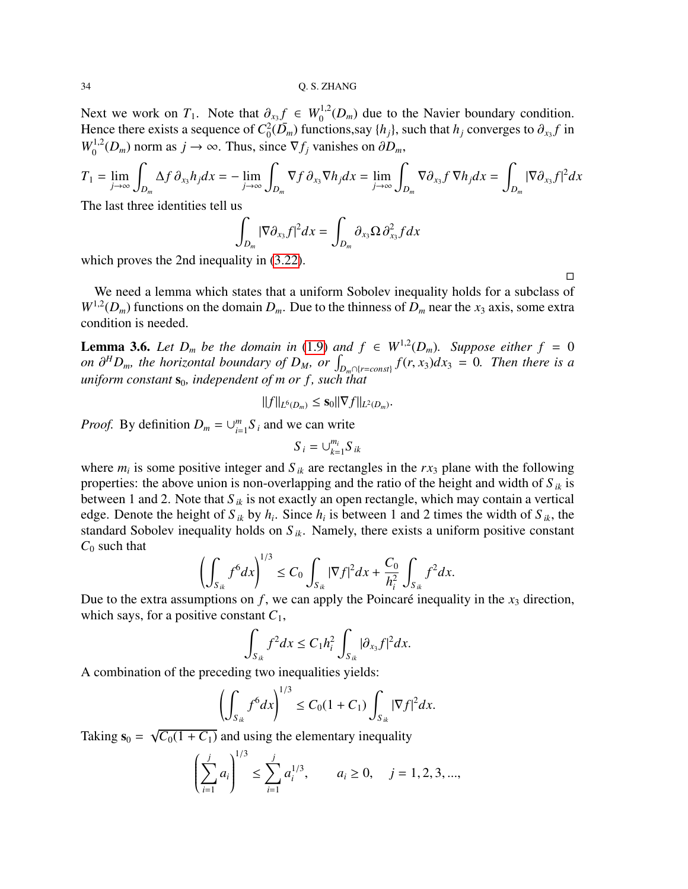Next we work on $T_1$. Note that $\partial_{x_3} f \in W_0^{1,2}(D_m)$ due to the Navier boundary condition. Hence there exists a sequence of $C_0^2(\bar{D_m})$ functions,say $\{h_j\}$, such that $h_j$ converges to $\partial_{x_3} f$ in $W_0^{1,2}(D_m)$ norm as $j \to \infty$. Thus, since $\nabla f_j$ vanishes on $\partial D_m$,

$$T_1 = \lim_{j\to\infty} \int_{D_m} \Delta f \, \partial_{x_3} h_j dx = -\lim_{j\to\infty} \int_{D_m} \nabla f \, \partial_{x_3} \nabla h_j dx = \lim_{j\to\infty} \int_{D_m} \nabla \partial_{x_3} f \, \nabla h_j dx = \int_{D_m} |\nabla \partial_{x_3} f|^2 dx$$

The last three identities tell us

$$\int_{D_m} |\nabla \partial_{x_3} f|^2 dx = \int_{D_m} \partial_{x_3} \Omega \, \partial_{x_3}^2 f dx$$

which proves the 2nd inequality in (3.22).

□

We need a lemma which states that a uniform Sobolev inequality holds for a subclass of $W^{1,2}(D_m)$ functions on the domain $D_m$. Due to the thinness of $D_m$ near the $x_3$ axis, some extra condition is needed.

**Lemma 3.6.** *Let $D_m$ be the domain in (1.9) and $f \in W^{1,2}(D_m)$. Suppose either $f = 0$ on $\partial^H D_m$, the horizontal boundary of $D_M$, or $\int_{D_m \cap \{r=const\}} f(r, x_3) dx_3 = 0$. Then there is a uniform constant $\mathbf{s}_0$, independent of $m$ or $f$, such that*

$$\|f\|_{L^6(D_m)} \le \mathbf{s}_0 \|\nabla f\|_{L^2(D_m)}.$$

*Proof.* By definition $D_m = \cup_{i=1}^m S_i$ and we can write

$$S_i = \cup_{k=1}^{m_i} S_{ik}$$

where $m_i$ is some positive integer and $S_{ik}$ are rectangles in the $rx_3$ plane with the following properties: the above union is non-overlapping and the ratio of the height and width of $S_{ik}$ is between 1 and 2. Note that $S_{ik}$ is not exactly an open rectangle, which may contain a vertical edge. Denote the height of $S_{ik}$ by $h_i$. Since $h_i$ is between 1 and 2 times the width of $S_{ik}$, the standard Sobolev inequality holds on $S_{ik}$. Namely, there exists a uniform positive constant $C_0$ such that

$$\left( \int_{S_{ik}} f^6 dx \right)^{1/3} \le C_0 \int_{S_{ik}} |\nabla f|^2 dx + \frac{C_0}{h_i^2} \int_{S_{ik}} f^2 dx.$$

Due to the extra assumptions on $f$, we can apply the Poincaré inequality in the $x_3$ direction, which says, for a positive constant $C_1$,

$$\int_{S_{ik}} f^2 dx \le C_1 h_i^2 \int_{S_{ik}} |\partial_{x_3} f|^2 dx.$$

A combination of the preceding two inequalities yields:

$$\left( \int_{S_{ik}} f^6 dx \right)^{1/3} \le C_0(1 + C_1) \int_{S_{ik}} |\nabla f|^2 dx.$$

Taking $\mathbf{s}_0 = \sqrt{C_0(1 + C_1)}$ and using the elementary inequality

$$\left( \sum_{i=1}^{j} a_i \right)^{1/3} \le \sum_{i=1}^{j} a_i^{1/3}, \qquad a_i \ge 0, \quad j = 1, 2, 3, ...,$$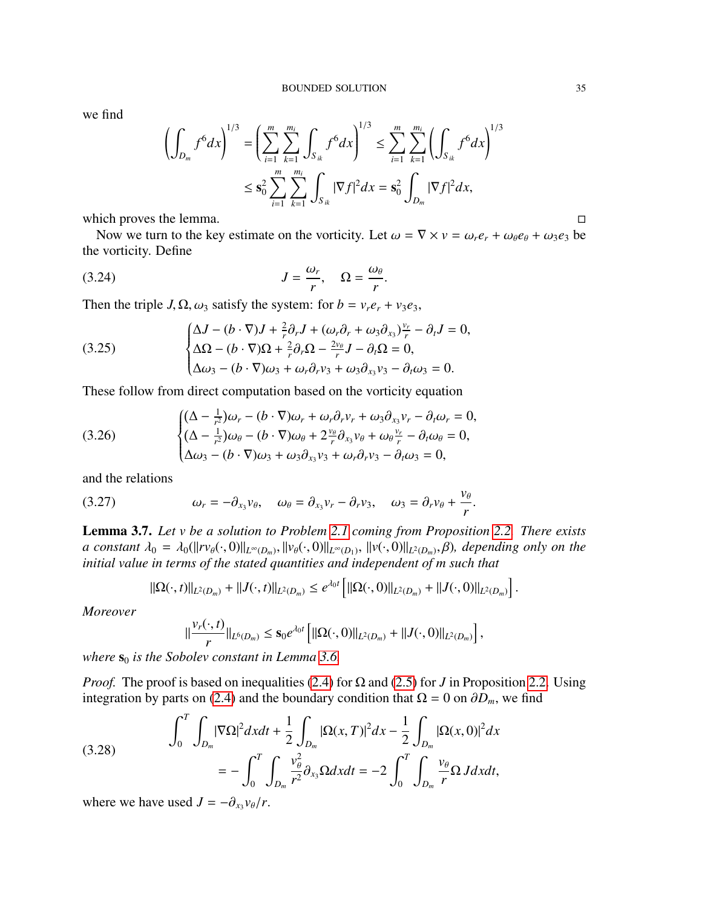we find

$$\left( \int_{D_m} f^6 dx \right)^{1/3} = \left( \sum_{i=1}^{m} \sum_{k=1}^{m_i} \int_{S_{ik}} f^6 dx \right)^{1/3} \le \sum_{i=1}^{m} \sum_{k=1}^{m_i} \left( \int_{S_{ik}} f^6 dx \right)^{1/3}$$
$$\le \mathbf{s}_0^2 \sum_{i=1}^{m} \sum_{k=1}^{m_i} \int_{S_{ik}} |\nabla f|^2 dx = \mathbf{s}_0^2 \int_{D_m} |\nabla f|^2 dx,$$

which proves the lemma. □

Now we turn to the key estimate on the vorticity. Let $\omega = \nabla \times v = \omega_r e_r + \omega_\theta e_\theta + \omega_3 e_3$ be the vorticity. Define

$$J = \frac{\omega_r}{r}, \quad \Omega = \frac{\omega_\theta}{r}. \tag{3.24}$$

Then the triple $J, \Omega, \omega_3$ satisfy the system: for $b = v_r e_r + v_3 e_3$,

$$\begin{cases} \Delta J - (b \cdot \nabla) J + \frac{2}{r} \partial_r J + (\omega_r \partial_r + \omega_3 \partial_{x_3}) \frac{v_r}{r} - \partial_t J = 0, \\ \Delta \Omega - (b \cdot \nabla) \Omega + \frac{2}{r} \partial_r \Omega - \frac{2 v_\theta}{r} J - \partial_t \Omega = 0, \\ \Delta \omega_3 - (b \cdot \nabla) \omega_3 + \omega_r \partial_r v_3 + \omega_3 \partial_{x_3} v_3 - \partial_t \omega_3 = 0. \end{cases} \tag{3.25}$$

These follow from direct computation based on the vorticity equation

$$\begin{cases} (\Delta - \frac{1}{r^2}) \omega_r - (b \cdot \nabla) \omega_r + \omega_r \partial_r v_r + \omega_3 \partial_{x_3} v_r - \partial_t \omega_r = 0, \\ (\Delta - \frac{1}{r^2}) \omega_\theta - (b \cdot \nabla) \omega_\theta + 2 \frac{v_\theta}{r} \partial_{x_3} v_\theta + \omega_\theta \frac{v_r}{r} - \partial_t \omega_\theta = 0, \\ \Delta \omega_3 - (b \cdot \nabla) \omega_3 + \omega_3 \partial_{x_3} v_3 + \omega_r \partial_r v_3 - \partial_t \omega_3 = 0, \end{cases} \tag{3.26}$$

and the relations

$$\omega_r = -\partial_{x_3} v_\theta, \quad \omega_\theta = \partial_{x_3} v_r - \partial_r v_3, \quad \omega_3 = \partial_r v_\theta + \frac{v_\theta}{r}. \tag{3.27}$$

**Lemma 3.7.** *Let $v$ be a solution to Problem 2.1 coming from Proposition 2.2. There exists a constant $\lambda_0 = \lambda_0(\|r v_\theta(\cdot, 0)\|_{L^\infty(D_m)}, \|v_\theta(\cdot, 0)\|_{L^\infty(D_1)}, \|v(\cdot, 0)\|_{L^2(D_m)}, \beta)$, depending only on the initial value in terms of the stated quantities and independent of $m$ such that*

$$\|\Omega(\cdot, t)\|_{L^2(D_m)} + \|J(\cdot, t)\|_{L^2(D_m)} \le e^{\lambda_0 t} \left[ \|\Omega(\cdot, 0)\|_{L^2(D_m)} + \|J(\cdot, 0)\|_{L^2(D_m)} \right].$$

*Moreover*

$$\|\frac{v_r(\cdot, t)}{r}\|_{L^6(D_m)} \le \mathbf{s}_0 e^{\lambda_0 t} \left[ \|\Omega(\cdot, 0)\|_{L^2(D_m)} + \|J(\cdot, 0)\|_{L^2(D_m)} \right],$$

*where $\mathbf{s}_0$ is the Sobolev constant in Lemma 3.6.*

*Proof.* The proof is based on inequalities (2.4) for $\Omega$ and (2.5) for $J$ in Proposition 2.2. Using integration by parts on (2.4) and the boundary condition that $\Omega = 0$ on $\partial D_m$, we find

$$\begin{aligned} &\int_0^T \int_{D_m} |\nabla \Omega|^2 dx dt + \frac{1}{2} \int_{D_m} |\Omega(x, T)|^2 dx - \frac{1}{2} \int_{D_m} |\Omega(x, 0)|^2 dx \\ &\quad = - \int_0^T \int_{D_m} \frac{v_\theta^2}{r^2} \partial_{x_3} \Omega dx dt = -2 \int_0^T \int_{D_m} \frac{v_\theta}{r} \Omega \, J dx dt, \end{aligned} \tag{3.28}$$

where we have used $J = -\partial_{x_3} v_\theta / r$.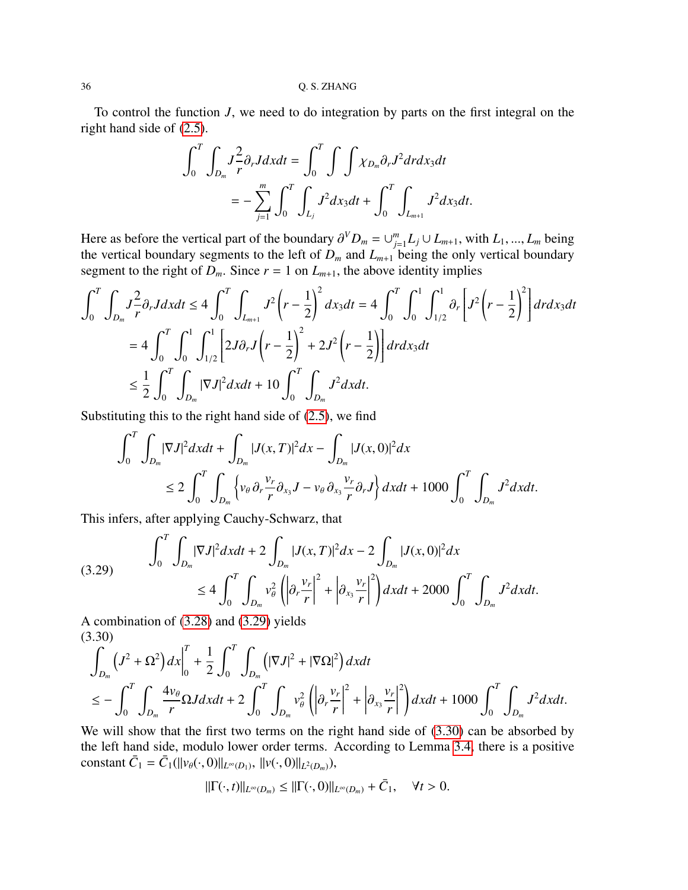To control the function $J$, we need to do integration by parts on the first integral on the right hand side of (2.5).

$$
\begin{aligned}
\int_0^T \int_{D_m} J \frac{2}{r} \partial_r J dx dt &= \int_0^T \int \int \chi_{D_m} \partial_r J^2 dr dx_3 dt \\
&= -\sum_{j=1}^m \int_0^T \int_{L_j} J^2 dx_3 dt + \int_0^T \int_{L_{m+1}} J^2 dx_3 dt.
\end{aligned}
$$

Here as before the vertical part of the boundary $\partial^V D_m = \cup_{j=1}^m L_j \cup L_{m+1}$, with $L_1, ..., L_m$ being the vertical boundary segments to the left of $D_m$ and $L_{m+1}$ being the only vertical boundary segment to the right of $D_m$. Since $r = 1$ on $L_{m+1}$, the above identity implies

$$
\begin{aligned}
\int_0^T \int_{D_m} J \frac{2}{r} \partial_r J dx dt &\le 4 \int_0^T \int_{L_{m+1}} J^2 \left(r - \frac{1}{2}\right)^2 dx_3 dt = 4 \int_0^T \int_0^1 \int_{1/2}^1 \partial_r \left[ J^2 \left(r - \frac{1}{2}\right)^2 \right] dr dx_3 dt \\
&= 4 \int_0^T \int_0^1 \int_{1/2}^1 \left[ 2J \partial_r J \left(r - \frac{1}{2}\right)^2 + 2J^2 \left(r - \frac{1}{2}\right) \right] dr dx_3 dt \\
&\le \frac{1}{2} \int_0^T \int_{D_m} |\nabla J|^2 dx dt + 10 \int_0^T \int_{D_m} J^2 dx dt.
\end{aligned}
$$

Substituting this to the right hand side of (2.5), we find

$$
\begin{aligned}
&\int_0^T \int_{D_m} |\nabla J|^2 dx dt + \int_{D_m} |J(x,T)|^2 dx - \int_{D_m} |J(x,0)|^2 dx \\
&\qquad \le 2 \int_0^T \int_{D_m} \left\{ v_\theta \, \partial_r \frac{v_r}{r} \partial_{x_3} J - v_\theta \, \partial_{x_3} \frac{v_r}{r} \partial_r J \right\} dx dt + 1000 \int_0^T \int_{D_m} J^2 dx dt.
\end{aligned}
$$

This infers, after applying Cauchy-Schwarz, that

$$
\begin{aligned}
&\int_0^T \int_{D_m} |\nabla J|^2 dx dt + 2 \int_{D_m} |J(x,T)|^2 dx - 2 \int_{D_m} |J(x,0)|^2 dx \\
&\qquad \le 4 \int_0^T \int_{D_m} v_\theta^2 \left( \left| \partial_r \frac{v_r}{r} \right|^2 + \left| \partial_{x_3} \frac{v_r}{r} \right|^2 \right) dx dt + 2000 \int_0^T \int_{D_m} J^2 dx dt.
\end{aligned}
\tag{3.29}
$$

A combination of (3.28) and (3.29) yields

$$
\begin{aligned}
&\int_{D_m} \left( J^2 + \Omega^2 \right) dx \Big|_0^T + \frac{1}{2} \int_0^T \int_{D_m} \left( |\nabla J|^2 + |\nabla \Omega|^2 \right) dx dt \\
&\le -\int_0^T \int_{D_m} \frac{4 v_\theta}{r} \Omega J dx dt + 2 \int_0^T \int_{D_m} v_\theta^2 \left( \left| \partial_r \frac{v_r}{r} \right|^2 + \left| \partial_{x_3} \frac{v_r}{r} \right|^2 \right) dx dt + 1000 \int_0^T \int_{D_m} J^2 dx dt.
\end{aligned}
\tag{3.30}
$$

We will show that the first two terms on the right hand side of (3.30) can be absorbed by the left hand side, modulo lower order terms. According to Lemma 3.4, there is a positive constant $\bar{C}_1 = \bar{C}_1(\|v_\theta(\cdot, 0)\|_{L^\infty(D_1)}, \|v(\cdot, 0)\|_{L^2(D_m)})$,

$$
\|\Gamma(\cdot, t)\|_{L^\infty(D_m)} \le \|\Gamma(\cdot, 0)\|_{L^\infty(D_m)} + \bar{C}_1, \quad \forall t > 0.
$$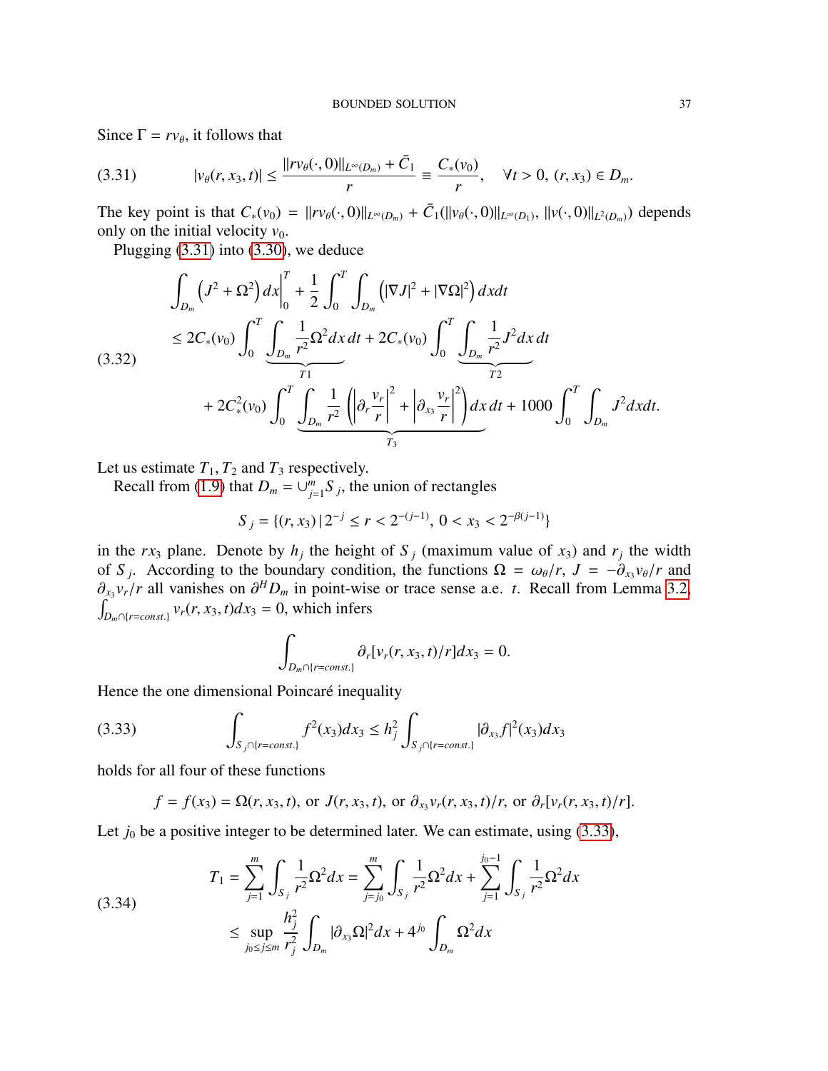Since $\Gamma = rv_\theta$, it follows that

$$|v_\theta(r, x_3, t)| \le \frac{\|rv_\theta(\cdot, 0)\|_{L^\infty(D_m)} + \bar{C}_1}{r} \equiv \frac{C_*(v_0)}{r}, \quad \forall t > 0,\ (r, x_3) \in D_m. \tag{3.31}$$

The key point is that $C_*(v_0) = \|rv_\theta(\cdot, 0)\|_{L^\infty(D_m)} + \bar{C}_1(\|v_\theta(\cdot, 0)\|_{L^\infty(D_1)}, \|v(\cdot, 0)\|_{L^2(D_m)})$ depends only on the initial velocity $v_0$.

Plugging (3.31) into (3.30), we deduce

$$\begin{aligned}
&\int_{D_m} \left(J^2 + \Omega^2\right) dx\Big|_0^T + \frac{1}{2}\int_0^T \int_{D_m} \left(|\nabla J|^2 + |\nabla \Omega|^2\right) dxdt \\
&\le 2C_*(v_0) \int_0^T \underbrace{\int_{D_m} \frac{1}{r^2}\Omega^2 dx}_{T1} dt + 2C_*(v_0) \int_0^T \underbrace{\int_{D_m} \frac{1}{r^2} J^2 dx}_{T2} dt \\
&\quad + 2C_*^2(v_0) \int_0^T \underbrace{\int_{D_m} \frac{1}{r^2}\left(\left|\partial_r \frac{v_r}{r}\right|^2 + \left|\partial_{x_3} \frac{v_r}{r}\right|^2\right) dx}_{T_3} dt + 1000 \int_0^T \int_{D_m} J^2 dxdt.
\end{aligned} \tag{3.32}$$

Let us estimate $T_1, T_2$ and $T_3$ respectively.

Recall from (1.9) that $D_m = \cup_{j=1}^m S_j$, the union of rectangles

$$S_j = \{(r, x_3) \,|\, 2^{-j} \le r < 2^{-(j-1)},\ 0 < x_3 < 2^{-\beta(j-1)}\}$$

in the $rx_3$ plane. Denote by $h_j$ the height of $S_j$ (maximum value of $x_3$) and $r_j$ the width of $S_j$. According to the boundary condition, the functions $\Omega = \omega_\theta/r$, $J = -\partial_{x_3} v_\theta/r$ and $\partial_{x_3} v_r/r$ all vanishes on $\partial^H D_m$ in point-wise or trace sense a.e. $t$. Recall from Lemma 3.2, $\int_{D_m \cap \{r=const.\}} v_r(r, x_3, t) dx_3 = 0$, which infers

$$\int_{D_m \cap \{r=const.\}} \partial_r [v_r(r, x_3, t)/r] dx_3 = 0.$$

Hence the one dimensional Poincaré inequality

$$\int_{S_j \cap \{r=const.\}} f^2(x_3) dx_3 \le h_j^2 \int_{S_j \cap \{r=const.\}} |\partial_{x_3} f|^2(x_3) dx_3 \tag{3.33}$$

holds for all four of these functions

$$f = f(x_3) = \Omega(r, x_3, t), \text{ or } J(r, x_3, t), \text{ or } \partial_{x_3} v_r(r, x_3, t)/r, \text{ or } \partial_r[v_r(r, x_3, t)/r].$$

Let $j_0$ be a positive integer to be determined later. We can estimate, using (3.33),

$$\begin{aligned}
T_1 &= \sum_{j=1}^m \int_{S_j} \frac{1}{r^2}\Omega^2 dx = \sum_{j=j_0}^m \int_{S_j} \frac{1}{r^2}\Omega^2 dx + \sum_{j=1}^{j_0-1} \int_{S_j} \frac{1}{r^2}\Omega^2 dx \\
&\le \sup_{j_0 \le j \le m} \frac{h_j^2}{r_j^2} \int_{D_m} |\partial_{x_3}\Omega|^2 dx + 4^{j_0} \int_{D_m} \Omega^2 dx
\end{aligned} \tag{3.34}$$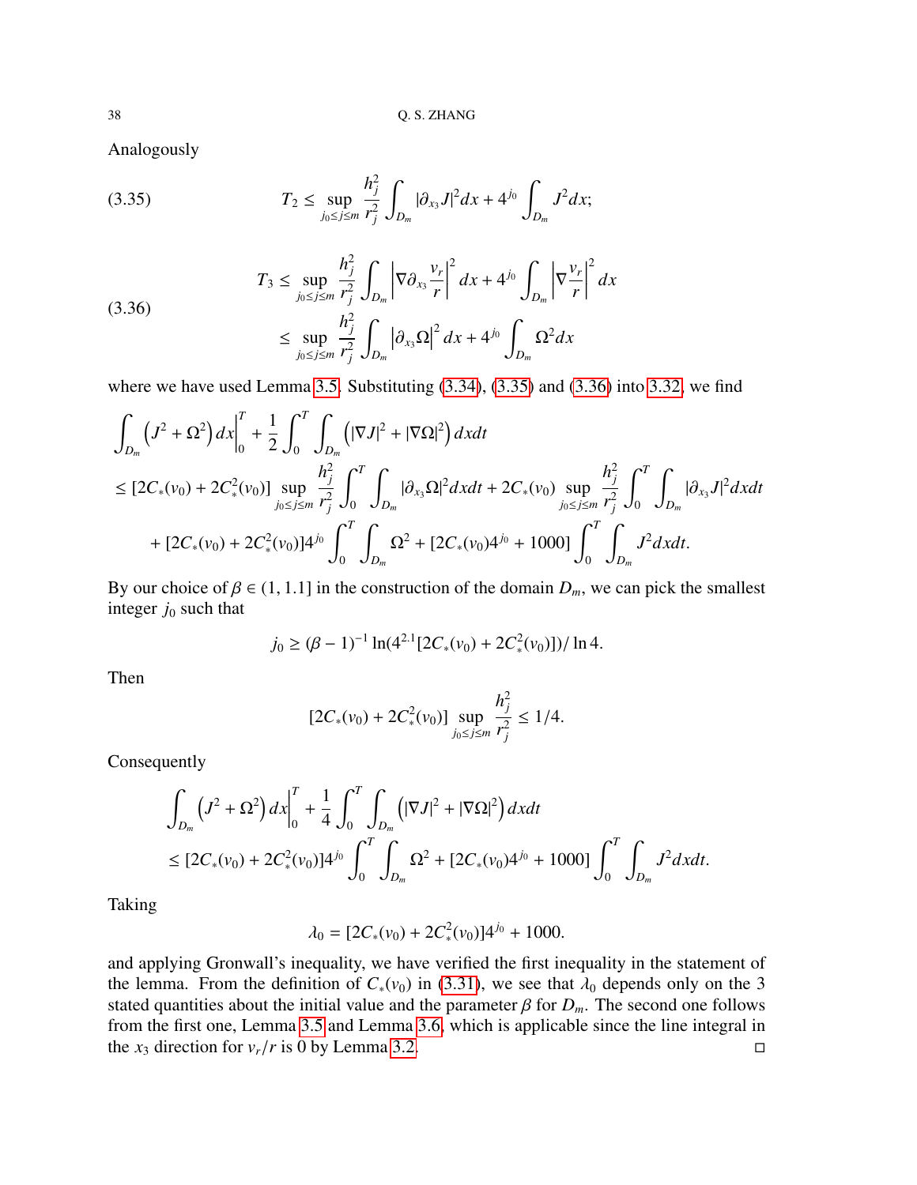Analogously

$$
T_2 \le \sup_{j_0 \le j \le m} \frac{h_j^2}{r_j^2} \int_{D_m} |\partial_{x_3} J|^2 dx + 4^{j_0} \int_{D_m} J^2 dx; \tag{3.35}
$$

$$
\begin{aligned}
T_3 &\le \sup_{j_0 \le j \le m} \frac{h_j^2}{r_j^2} \int_{D_m} \left| \nabla \partial_{x_3} \frac{v_r}{r} \right|^2 dx + 4^{j_0} \int_{D_m} \left| \nabla \frac{v_r}{r} \right|^2 dx \\
&\le \sup_{j_0 \le j \le m} \frac{h_j^2}{r_j^2} \int_{D_m} \left| \partial_{x_3} \Omega \right|^2 dx + 4^{j_0} \int_{D_m} \Omega^2 dx
\end{aligned} \tag{3.36}
$$

where we have used Lemma 3.5. Substituting (3.34), (3.35) and (3.36) into 3.32, we find

$$
\begin{aligned}
&\int_{D_m} \left( J^2 + \Omega^2 \right) dx \Big|_0^T + \frac{1}{2} \int_0^T \int_{D_m} \left( |\nabla J|^2 + |\nabla \Omega|^2 \right) dx dt \\
&\le [2C_*(v_0) + 2C_*^2(v_0)] \sup_{j_0 \le j \le m} \frac{h_j^2}{r_j^2} \int_0^T \int_{D_m} |\partial_{x_3} \Omega|^2 dx dt + 2C_*(v_0) \sup_{j_0 \le j \le m} \frac{h_j^2}{r_j^2} \int_0^T \int_{D_m} |\partial_{x_3} J|^2 dx dt \\
&\qquad + [2C_*(v_0) + 2C_*^2(v_0)] 4^{j_0} \int_0^T \int_{D_m} \Omega^2 + [2C_*(v_0) 4^{j_0} + 1000] \int_0^T \int_{D_m} J^2 dx dt.
\end{aligned}
$$

By our choice of $\beta \in (1, 1.1]$ in the construction of the domain $D_m$, we can pick the smallest integer $j_0$ such that

$$
j_0 \ge (\beta - 1)^{-1} \ln(4^{2.1}[2C_*(v_0) + 2C_*^2(v_0)]) / \ln 4.
$$

Then

$$
[2C_*(v_0) + 2C_*^2(v_0)] \sup_{j_0 \le j \le m} \frac{h_j^2}{r_j^2} \le 1/4.
$$

Consequently

$$
\begin{aligned}
&\int_{D_m} \left( J^2 + \Omega^2 \right) dx \Big|_0^T + \frac{1}{4} \int_0^T \int_{D_m} \left( |\nabla J|^2 + |\nabla \Omega|^2 \right) dx dt \\
&\le [2C_*(v_0) + 2C_*^2(v_0)] 4^{j_0} \int_0^T \int_{D_m} \Omega^2 + [2C_*(v_0) 4^{j_0} + 1000] \int_0^T \int_{D_m} J^2 dx dt.
\end{aligned}
$$

Taking

$$
\lambda_0 = [2C_*(v_0) + 2C_*^2(v_0)] 4^{j_0} + 1000.
$$

and applying Gronwall's inequality, we have verified the first inequality in the statement of the lemma. From the definition of $C_*(v_0)$ in (3.31), we see that $\lambda_0$ depends only on the 3 stated quantities about the initial value and the parameter $\beta$ for $D_m$. The second one follows from the first one, Lemma 3.5 and Lemma 3.6, which is applicable since the line integral in the $x_3$ direction for $v_r/r$ is 0 by Lemma 3.2. □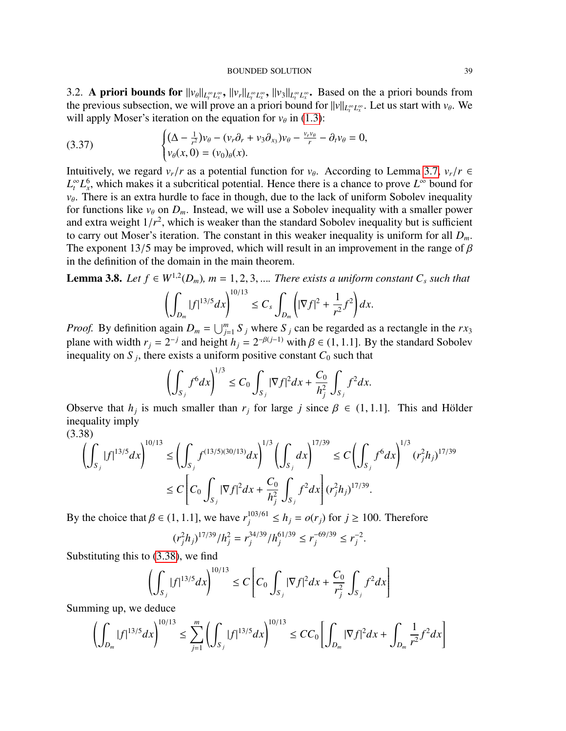3.2. **A priori bounds for $\|v_\theta\|_{L^\infty_t L^\infty_x}$, $\|v_r\|_{L^\infty_t L^\infty_x}$, $\|v_3\|_{L^\infty_t L^\infty_x}$.** Based on the a priori bounds from the previous subsection, we will prove an a priori bound for $\|v\|_{L^\infty_t L^\infty_x}$. Let us start with $v_\theta$. We will apply Moser's iteration on the equation for $v_\theta$ in (1.3):

$$
\begin{cases}
(\Delta - \frac{1}{r^2})v_\theta - (v_r\partial_r + v_3\partial_{x_3})v_\theta - \frac{v_r v_\theta}{r} - \partial_t v_\theta = 0, \\
v_\theta(x,0) = (v_0)_\theta(x).
\end{cases}
\tag{3.37}
$$

Intuitively, we regard $v_r/r$ as a potential function for $v_\theta$. According to Lemma 3.7, $v_r/r \in L^\infty_t L^6_x$, which makes it a subcritical potential. Hence there is a chance to prove $L^\infty$ bound for $v_\theta$. There is an extra hurdle to face in though, due to the lack of uniform Sobolev inequality for functions like $v_\theta$ on $D_m$. Instead, we will use a Sobolev inequality with a smaller power and extra weight $1/r^2$, which is weaker than the standard Sobolev inequality but is sufficient to carry out Moser's iteration. The constant in this weaker inequality is uniform for all $D_m$. The exponent $13/5$ may be improved, which will result in an improvement in the range of $\beta$ in the definition of the domain in the main theorem.

**Lemma 3.8.** *Let $f \in W^{1,2}(D_m)$, $m = 1, 2, 3, ....$ There exists a uniform constant $C_s$ such that*

$$
\left( \int_{D_m} |f|^{13/5} dx \right)^{10/13} \le C_s \int_{D_m} \left( |\nabla f|^2 + \frac{1}{r^2} f^2 \right) dx.
$$

*Proof.* By definition again $D_m = \bigcup_{j=1}^m S_j$ where $S_j$ can be regarded as a rectangle in the $rx_3$ plane with width $r_j = 2^{-j}$ and height $h_j = 2^{-\beta(j-1)}$ with $\beta \in (1, 1.1]$. By the standard Sobolev inequality on $S_j$, there exists a uniform positive constant $C_0$ such that

$$
\left( \int_{S_j} f^6 dx \right)^{1/3} \le C_0 \int_{S_j} |\nabla f|^2 dx + \frac{C_0}{h_j^2} \int_{S_j} f^2 dx.
$$

Observe that $h_j$ is much smaller than $r_j$ for large $j$ since $\beta \in (1, 1.1]$. This and Hölder inequality imply

$$
\begin{aligned}
\left( \int_{S_j} |f|^{13/5} dx \right)^{10/13} &\le \left( \int_{S_j} f^{(13/5)(30/13)} dx \right)^{1/3} \left( \int_{S_j} dx \right)^{17/39} \le C \left( \int_{S_j} f^6 dx \right)^{1/3} (r_j^2 h_j)^{17/39} \\
&\le C \left[ C_0 \int_{S_j} |\nabla f|^2 dx + \frac{C_0}{h_j^2} \int_{S_j} f^2 dx \right] (r_j^2 h_j)^{17/39}.
\end{aligned}
\tag{3.38}
$$

By the choice that $\beta \in (1, 1.1]$, we have $r_j^{103/61} \le h_j = o(r_j)$ for $j \ge 100$. Therefore

$$
(r_j^2 h_j)^{17/39} / h_j^2 = r_j^{34/39} / h_j^{61/39} \le r_j^{-69/39} \le r_j^{-2}.
$$

Substituting this to (3.38), we find

$$
\left( \int_{S_j} |f|^{13/5} dx \right)^{10/13} \le C \left[ C_0 \int_{S_j} |\nabla f|^2 dx + \frac{C_0}{r_j^2} \int_{S_j} f^2 dx \right]
$$

Summing up, we deduce

$$
\left( \int_{D_m} |f|^{13/5} dx \right)^{10/13} \le \sum_{j=1}^m \left( \int_{S_j} |f|^{13/5} dx \right)^{10/13} \le CC_0 \left[ \int_{D_m} |\nabla f|^2 dx + \int_{D_m} \frac{1}{r^2} f^2 dx \right]
$$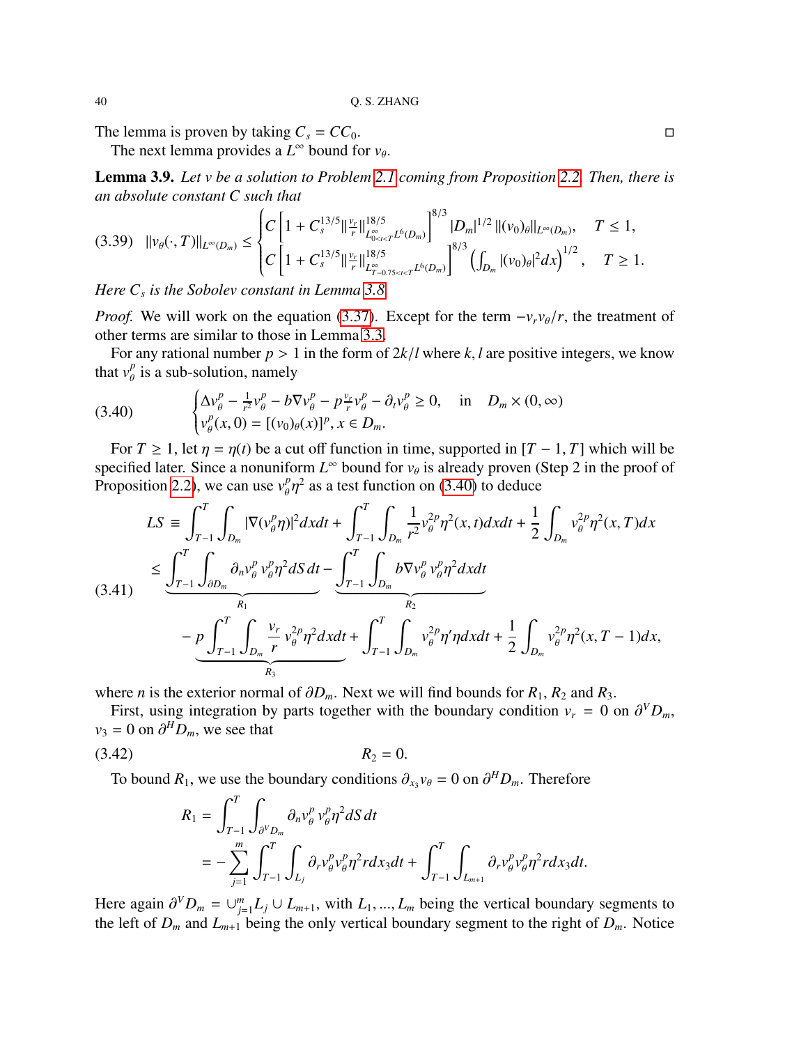The lemma is proven by taking $C_s = CC_0$. □

The next lemma provides a $L^\infty$ bound for $v_\theta$.

**Lemma 3.9.** *Let $v$ be a solution to Problem 2.1 coming from Proposition 2.2. Then, there is an absolute constant $C$ such that*

$$
\|v_\theta(\cdot,T)\|_{L^\infty(D_m)} \le \begin{cases} C\left[1 + C_s^{13/5} \|\frac{v_r}{r}\|^{18/5}_{L^\infty_{0<t<T} L^6(D_m)}\right]^{8/3} |D_m|^{1/2} \, \|(v_0)_\theta\|_{L^\infty(D_m)}, & T \le 1, \\ C\left[1 + C_s^{13/5} \|\frac{v_r}{r}\|^{18/5}_{L^\infty_{T-0.75<t<T} L^6(D_m)}\right]^{8/3} \left(\int_{D_m} |(v_0)_\theta|^2 dx\right)^{1/2}, & T \ge 1. \end{cases} \tag{3.39}
$$

*Here $C_s$ is the Sobolev constant in Lemma 3.8.*

*Proof.* We will work on the equation (3.37). Except for the term $-v_r v_\theta / r$, the treatment of other terms are similar to those in Lemma 3.3.

For any rational number $p > 1$ in the form of $2k/l$ where $k, l$ are positive integers, we know that $v_\theta^p$ is a sub-solution, namely

$$
\begin{cases} \Delta v_\theta^p - \frac{1}{r^2} v_\theta^p - b \nabla v_\theta^p - p \frac{v_r}{r} v_\theta^p - \partial_t v_\theta^p \ge 0, & \text{in} \quad D_m \times (0,\infty) \\ v_\theta^p(x,0) = [(v_0)_\theta(x)]^p, x \in D_m. \end{cases} \tag{3.40}
$$

For $T \ge 1$, let $\eta = \eta(t)$ be a cut off function in time, supported in $[T-1, T]$ which will be specified later. Since a nonuniform $L^\infty$ bound for $v_\theta$ is already proven (Step 2 in the proof of Proposition 2.2), we can use $v_\theta^p \eta^2$ as a test function on (3.40) to deduce

$$
\begin{aligned}
LS \equiv & \int_{T-1}^T \int_{D_m} |\nabla (v_\theta^p \eta)|^2 dx dt + \int_{T-1}^T \int_{D_m} \frac{1}{r^2} v_\theta^{2p} \eta^2 (x,t) dx dt + \frac{1}{2} \int_{D_m} v_\theta^{2p} \eta^2 (x,T) dx \\
\le & \underbrace{\int_{T-1}^T \int_{\partial D_m} \partial_n v_\theta^p \, v_\theta^p \eta^2 dS \, dt}_{R_1} - \underbrace{\int_{T-1}^T \int_{D_m} b \nabla v_\theta^p \, v_\theta^p \eta^2 dx dt}_{R_2} \\
& - \underbrace{p \int_{T-1}^T \int_{D_m} \frac{v_r}{r} v_\theta^{2p} \eta^2 dx dt}_{R_3} + \int_{T-1}^T \int_{D_m} v_\theta^{2p} \eta' \eta \, dx dt + \frac{1}{2} \int_{D_m} v_\theta^{2p} \eta^2 (x, T-1) dx,
\end{aligned} \tag{3.41}
$$

where $n$ is the exterior normal of $\partial D_m$. Next we will find bounds for $R_1$, $R_2$ and $R_3$.

First, using integration by parts together with the boundary condition $v_r = 0$ on $\partial^V D_m$, $v_3 = 0$ on $\partial^H D_m$, we see that

$$
R_2 = 0. \tag{3.42}
$$

To bound $R_1$, we use the boundary conditions $\partial_{x_3} v_\theta = 0$ on $\partial^H D_m$. Therefore

$$
\begin{aligned}
R_1 &= \int_{T-1}^T \int_{\partial^V D_m} \partial_n v_\theta^p \, v_\theta^p \eta^2 dS \, dt \\
&= -\sum_{j=1}^m \int_{T-1}^T \int_{L_j} \partial_r v_\theta^p v_\theta^p \eta^2 r dx_3 dt + \int_{T-1}^T \int_{L_{m+1}} \partial_r v_\theta^p v_\theta^p \eta^2 r dx_3 dt.
\end{aligned}
$$

Here again $\partial^V D_m = \cup_{j=1}^m L_j \cup L_{m+1}$, with $L_1, ..., L_m$ being the vertical boundary segments to the left of $D_m$ and $L_{m+1}$ being the only vertical boundary segment to the right of $D_m$. Notice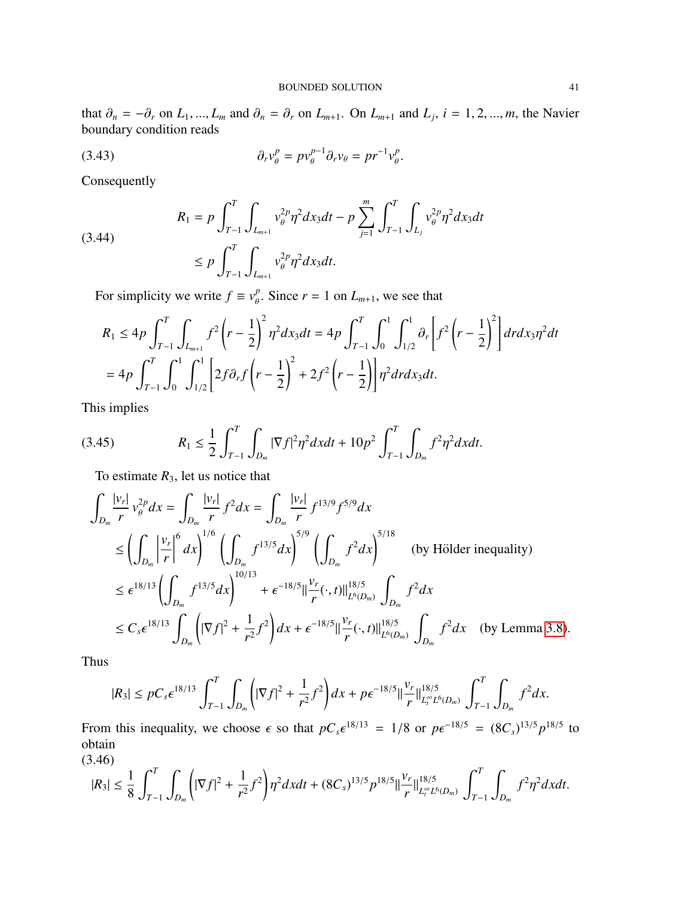that $\partial_n = -\partial_r$ on $L_1, ..., L_m$ and $\partial_n = \partial_r$ on $L_{m+1}$. On $L_{m+1}$ and $L_j$, $i = 1, 2, ..., m$, the Navier boundary condition reads

$$\partial_r v_\theta^p = p v_\theta^{p-1} \partial_r v_\theta = p r^{-1} v_\theta^p. \tag{3.43}$$

Consequently

$$\begin{aligned} R_1 &= p \int_{T-1}^T \int_{L_{m+1}} v_\theta^{2p} \eta^2 dx_3 dt - p \sum_{j=1}^m \int_{T-1}^T \int_{L_j} v_\theta^{2p} \eta^2 dx_3 dt \\ &\leq p \int_{T-1}^T \int_{L_{m+1}} v_\theta^{2p} \eta^2 dx_3 dt. \end{aligned} \tag{3.44}$$

For simplicity we write $f \equiv v_\theta^p$. Since $r = 1$ on $L_{m+1}$, we see that

$$\begin{aligned} R_1 &\leq 4p \int_{T-1}^T \int_{L_{m+1}} f^2 \left(r - \frac{1}{2}\right)^2 \eta^2 dx_3 dt = 4p \int_{T-1}^T \int_0^1 \int_{1/2}^1 \partial_r \left[ f^2 \left(r - \frac{1}{2}\right)^2 \right] dr dx_3 \eta^2 dt \\ &= 4p \int_{T-1}^T \int_0^1 \int_{1/2}^1 \left[ 2f \partial_r f \left(r - \frac{1}{2}\right)^2 + 2f^2 \left(r - \frac{1}{2}\right) \right] \eta^2 dr dx_3 dt. \end{aligned}$$

This implies

$$R_1 \leq \frac{1}{2} \int_{T-1}^T \int_{D_m} |\nabla f|^2 \eta^2 dx dt + 10p^2 \int_{T-1}^T \int_{D_m} f^2 \eta^2 dx dt. \tag{3.45}$$

To estimate $R_3$, let us notice that

$$\begin{aligned} \int_{D_m} \frac{|v_r|}{r} v_\theta^{2p} dx &= \int_{D_m} \frac{|v_r|}{r} f^2 dx = \int_{D_m} \frac{|v_r|}{r} f^{13/9} f^{5/9} dx \\ &\leq \left( \int_{D_m} \left| \frac{v_r}{r} \right|^6 dx \right)^{1/6} \left( \int_{D_m} f^{13/5} dx \right)^{5/9} \left( \int_{D_m} f^2 dx \right)^{5/18} \quad \text{(by Hölder inequality)} \\ &\leq \epsilon^{18/13} \left( \int_{D_m} f^{13/5} dx \right)^{10/13} + \epsilon^{-18/5} \| \frac{v_r}{r}(\cdot, t) \|_{L^6(D_m)}^{18/5} \int_{D_m} f^2 dx \\ &\leq C_s \epsilon^{18/13} \int_{D_m} \left( |\nabla f|^2 + \frac{1}{r^2} f^2 \right) dx + \epsilon^{-18/5} \| \frac{v_r}{r}(\cdot, t) \|_{L^6(D_m)}^{18/5} \int_{D_m} f^2 dx \quad \text{(by Lemma 3.8)}. \end{aligned}$$

Thus

$$|R_3| \leq p C_s \epsilon^{18/13} \int_{T-1}^T \int_{D_m} \left( |\nabla f|^2 + \frac{1}{r^2} f^2 \right) dx + p \epsilon^{-18/5} \| \frac{v_r}{r} \|_{L_t^\infty L^6(D_m)}^{18/5} \int_{T-1}^T \int_{D_m} f^2 dx.$$

From this inequality, we choose $\epsilon$ so that $p C_s \epsilon^{18/13} = 1/8$ or $p \epsilon^{-18/5} = (8C_s)^{13/5} p^{18/5}$ to obtain

$$|R_3| \leq \frac{1}{8} \int_{T-1}^T \int_{D_m} \left( |\nabla f|^2 + \frac{1}{r^2} f^2 \right) \eta^2 dx dt + (8C_s)^{13/5} p^{18/5} \| \frac{v_r}{r} \|_{L_t^\infty L^6(D_m)}^{18/5} \int_{T-1}^T \int_{D_m} f^2 \eta^2 dx dt. \tag{3.46}$$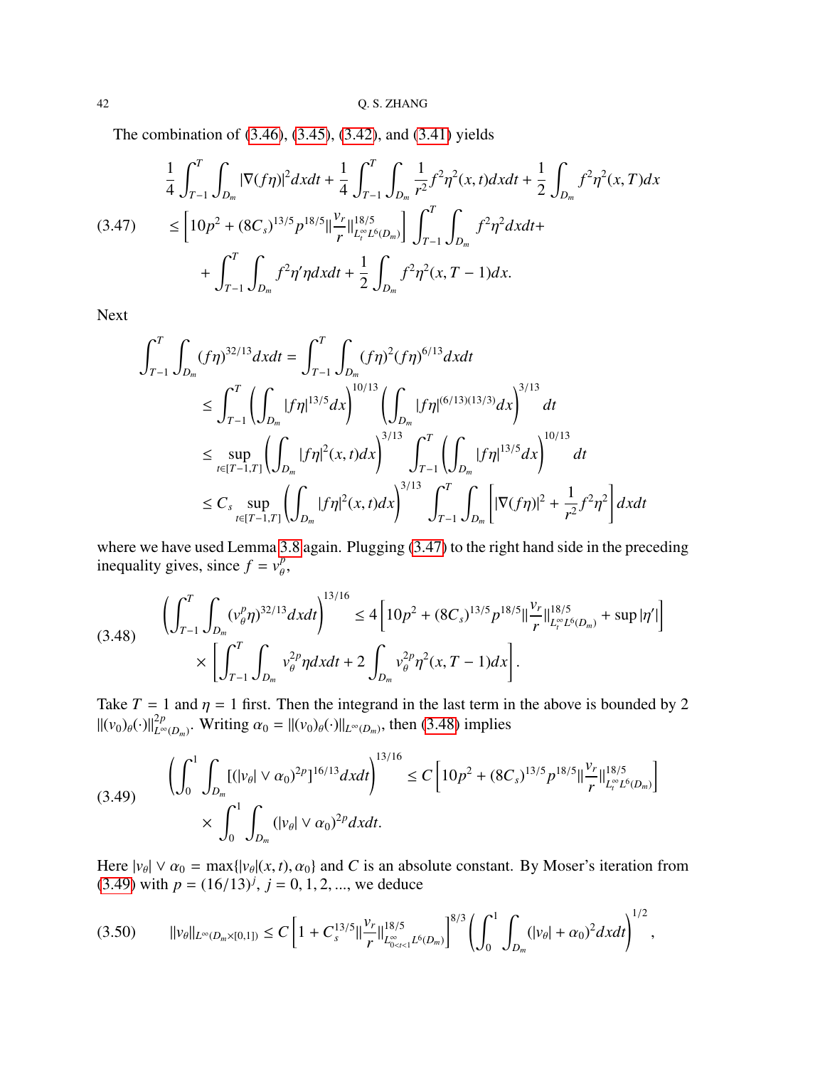The combination of (3.46), (3.45), (3.42), and (3.41) yields

$$
\begin{aligned}
&\frac{1}{4}\int_{T-1}^{T}\int_{D_m} |\nabla(f\eta)|^2 dxdt + \frac{1}{4}\int_{T-1}^{T}\int_{D_m} \frac{1}{r^2} f^2\eta^2(x,t)dxdt + \frac{1}{2}\int_{D_m} f^2\eta^2(x,T)dx \\
&\le \left[10p^2 + (8C_s)^{13/5} p^{18/5} \|\frac{v_r}{r}\|^{18/5}_{L^\infty_t L^6(D_m)}\right] \int_{T-1}^{T}\int_{D_m} f^2\eta^2 dxdt + \\
&\quad + \int_{T-1}^{T}\int_{D_m} f^2\eta'\eta dxdt + \frac{1}{2}\int_{D_m} f^2\eta^2(x,T-1)dx. 
\end{aligned} \tag{3.47}
$$

Next

$$
\begin{aligned}
\int_{T-1}^{T}\int_{D_m} (f\eta)^{32/13} dxdt &= \int_{T-1}^{T}\int_{D_m} (f\eta)^2 (f\eta)^{6/13} dxdt \\
&\le \int_{T-1}^{T} \left(\int_{D_m} |f\eta|^{13/5} dx\right)^{10/13} \left(\int_{D_m} |f\eta|^{(6/13)(13/3)} dx\right)^{3/13} dt \\
&\le \sup_{t\in[T-1,T]} \left(\int_{D_m} |f\eta|^2(x,t)dx\right)^{3/13} \int_{T-1}^{T} \left(\int_{D_m} |f\eta|^{13/5} dx\right)^{10/13} dt \\
&\le C_s \sup_{t\in[T-1,T]} \left(\int_{D_m} |f\eta|^2(x,t)dx\right)^{3/13} \int_{T-1}^{T}\int_{D_m} \left[|\nabla(f\eta)|^2 + \frac{1}{r^2} f^2\eta^2\right] dxdt
\end{aligned}
$$

where we have used Lemma 3.8 again. Plugging (3.47) to the right hand side in the preceding inequality gives, since $f = v_\theta^p$,

$$
\begin{aligned}
\left(\int_{T-1}^{T}\int_{D_m} (v_\theta^p \eta)^{32/13} dxdt\right)^{13/16} &\le 4\left[10p^2 + (8C_s)^{13/5} p^{18/5} \|\frac{v_r}{r}\|^{18/5}_{L^\infty_t L^6(D_m)} + \sup|\eta'|\right] \\
&\quad \times \left[\int_{T-1}^{T}\int_{D_m} v_\theta^{2p}\eta dxdt + 2\int_{D_m} v_\theta^{2p}\eta^2(x,T-1)dx\right].
\end{aligned} \tag{3.48}
$$

Take $T = 1$ and $\eta = 1$ first. Then the integrand in the last term in the above is bounded by 2 $\|(v_0)_\theta(\cdot)\|^{2p}_{L^\infty(D_m)}$. Writing $\alpha_0 = \|(v_0)_\theta(\cdot)\|_{L^\infty(D_m)}$, then (3.48) implies

$$
\begin{aligned}
\left(\int_0^1\int_{D_m} [(|v_\theta| \vee \alpha_0)^{2p}]^{16/13} dxdt\right)^{13/16} &\le C\left[10p^2 + (8C_s)^{13/5} p^{18/5} \|\frac{v_r}{r}\|^{18/5}_{L^\infty_t L^6(D_m)}\right] \\
&\quad \times \int_0^1\int_{D_m} (|v_\theta| \vee \alpha_0)^{2p} dxdt.
\end{aligned} \tag{3.49}
$$

Here $|v_\theta| \vee \alpha_0 = \max\{|v_\theta|(x,t), \alpha_0\}$ and $C$ is an absolute constant. By Moser's iteration from (3.49) with $p = (16/13)^j$, $j = 0, 1, 2, \ldots$, we deduce

$$
\|v_\theta\|_{L^\infty(D_m\times[0,1])} \le C\left[1 + C_s^{13/5} \|\frac{v_r}{r}\|^{18/5}_{L^\infty_{0<t<1} L^6(D_m)}\right]^{8/3} \left(\int_0^1\int_{D_m} (|v_\theta| + \alpha_0)^2 dxdt\right)^{1/2}, \tag{3.50}
$$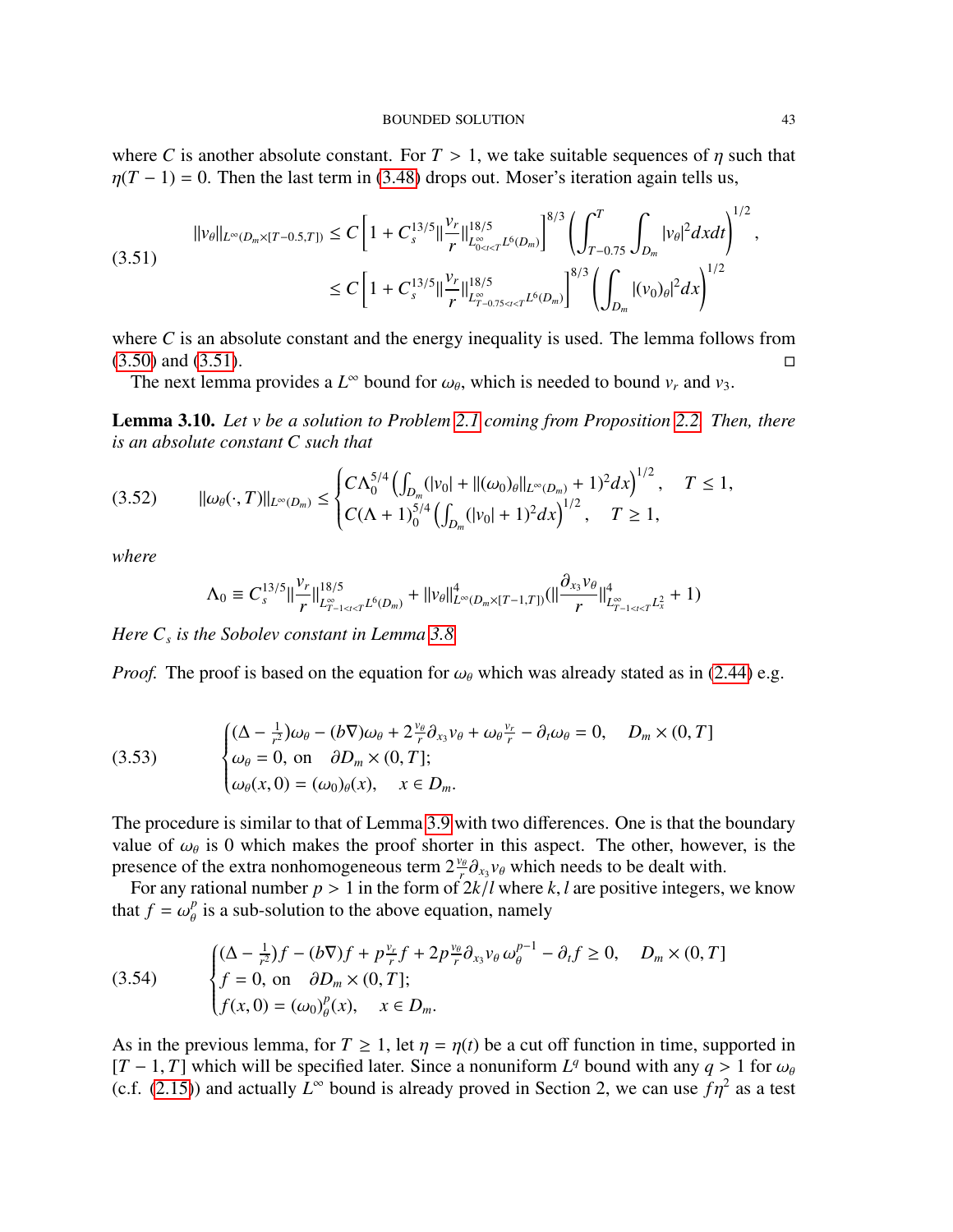where $C$ is another absolute constant. For $T > 1$, we take suitable sequences of $\eta$ such that $\eta(T-1) = 0$. Then the last term in (3.48) drops out. Moser's iteration again tells us,

$$
\begin{aligned}
\|v_\theta\|_{L^\infty(D_m\times[T-0.5,T])} &\le C\left[1 + C_s^{13/5}\|\frac{v_r}{r}\|^{18/5}_{L^\infty_{0<t<T}L^6(D_m)}\right]^{8/3}\left(\int_{T-0.75}^{T}\int_{D_m}|v_\theta|^2 dxdt\right)^{1/2}, \\
&\le C\left[1 + C_s^{13/5}\|\frac{v_r}{r}\|^{18/5}_{L^\infty_{T-0.75<t<T}L^6(D_m)}\right]^{8/3}\left(\int_{D_m}|(v_0)_\theta|^2 dx\right)^{1/2}
\end{aligned}
\tag{3.51}
$$

where $C$ is an absolute constant and the energy inequality is used. The lemma follows from (3.50) and (3.51). ◻

The next lemma provides a $L^\infty$ bound for $\omega_\theta$, which is needed to bound $v_r$ and $v_3$.

**Lemma 3.10.** *Let $v$ be a solution to Problem 2.1 coming from Proposition 2.2. Then, there is an absolute constant $C$ such that*

$$
\|\omega_\theta(\cdot,T)\|_{L^\infty(D_m)} \le
\begin{cases}
C\Lambda_0^{5/4}\left(\int_{D_m}(|v_0| + \|(\omega_0)_\theta\|_{L^\infty(D_m)} + 1)^2 dx\right)^{1/2}, & T \le 1, \\
C(\Lambda+1)_0^{5/4}\left(\int_{D_m}(|v_0| + 1)^2 dx\right)^{1/2}, & T \ge 1,
\end{cases}
\tag{3.52}
$$

*where*

$$
\Lambda_0 \equiv C_s^{13/5}\|\frac{v_r}{r}\|^{18/5}_{L^\infty_{T-1<t<T}L^6(D_m)} + \|v_\theta\|^4_{L^\infty(D_m\times[T-1,T])}(\|\frac{\partial_{x_3}v_\theta}{r}\|^4_{L^\infty_{T-1<t<T}L^2_x} + 1)
$$

*Here $C_s$ is the Sobolev constant in Lemma 3.8.*

*Proof.* The proof is based on the equation for $\omega_\theta$ which was already stated as in (2.44) e.g.

$$
\begin{cases}
(\Delta - \frac{1}{r^2})\omega_\theta - (b\nabla)\omega_\theta + 2\frac{v_\theta}{r}\partial_{x_3}v_\theta + \omega_\theta\frac{v_r}{r} - \partial_t\omega_\theta = 0, & D_m\times(0,T] \\
\omega_\theta = 0, \text{ on } \ \partial D_m\times(0,T]; \\
\omega_\theta(x,0) = (\omega_0)_\theta(x), \quad x\in D_m.
\end{cases}
\tag{3.53}
$$

The procedure is similar to that of Lemma 3.9 with two differences. One is that the boundary value of $\omega_\theta$ is 0 which makes the proof shorter in this aspect. The other, however, is the presence of the extra nonhomogeneous term $2\frac{v_\theta}{r}\partial_{x_3}v_\theta$ which needs to be dealt with.

For any rational number $p > 1$ in the form of $2k/l$ where $k, l$ are positive integers, we know that $f = \omega_\theta^p$ is a sub-solution to the above equation, namely

$$
\begin{cases}
(\Delta - \frac{1}{r^2})f - (b\nabla)f + p\frac{v_r}{r}f + 2p\frac{v_\theta}{r}\partial_{x_3}v_\theta\,\omega_\theta^{p-1} - \partial_t f \ge 0, & D_m\times(0,T] \\
f = 0, \text{ on } \ \partial D_m\times(0,T]; \\
f(x,0) = (\omega_0)^p_\theta(x), \quad x\in D_m.
\end{cases}
\tag{3.54}
$$

As in the previous lemma, for $T \ge 1$, let $\eta = \eta(t)$ be a cut off function in time, supported in $[T-1,T]$ which will be specified later. Since a nonuniform $L^q$ bound with any $q > 1$ for $\omega_\theta$ (c.f. (2.15)) and actually $L^\infty$ bound is already proved in Section 2, we can use $f\eta^2$ as a test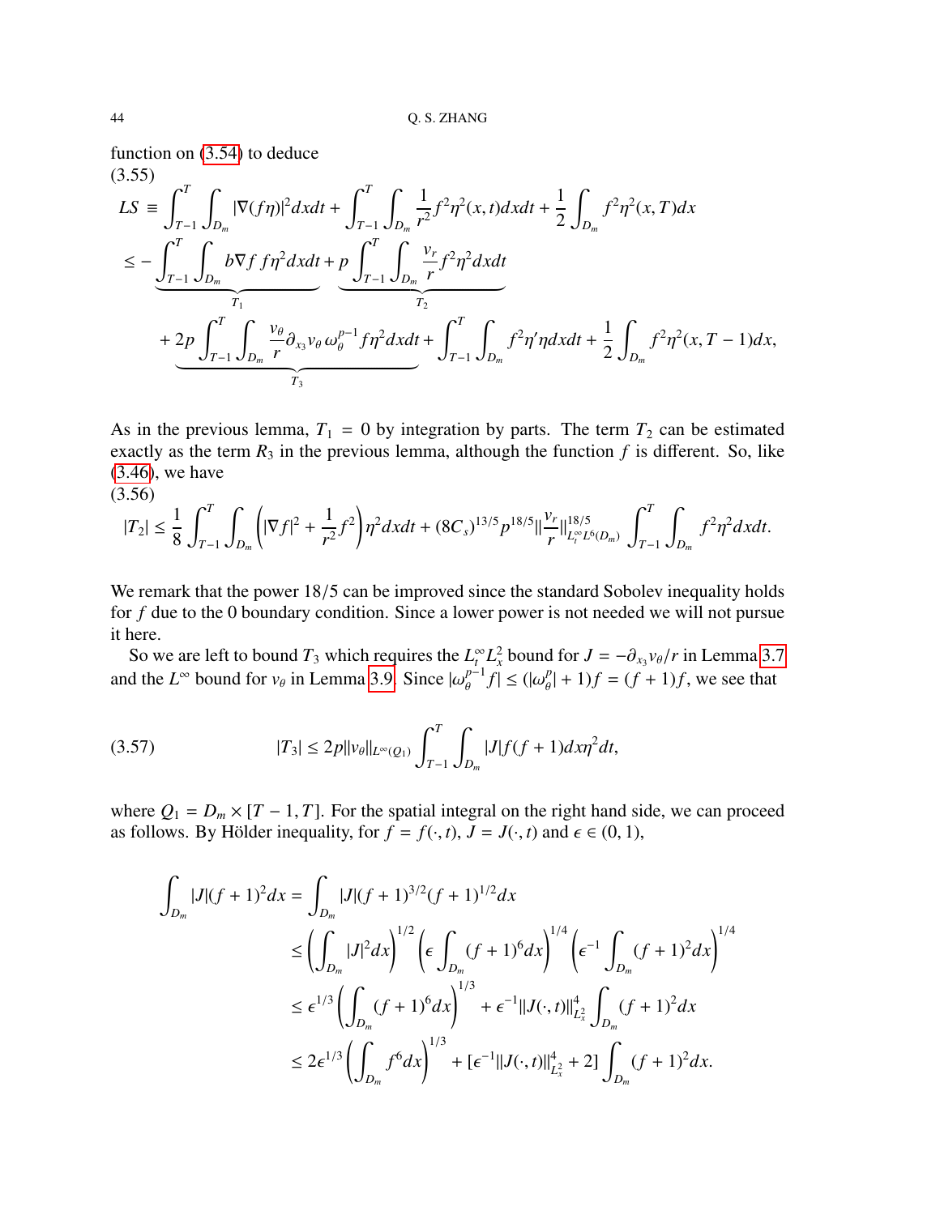function on (3.54) to deduce

(3.55)

$$
\begin{aligned}
LS &\equiv \int_{T-1}^{T}\int_{D_m} |\nabla(f\eta)|^2 dxdt + \int_{T-1}^{T}\int_{D_m} \frac{1}{r^2} f^2\eta^2(x,t) dxdt + \frac{1}{2}\int_{D_m} f^2\eta^2(x,T)dx \\
&\le \underbrace{- \int_{T-1}^{T}\int_{D_m} b\nabla f\, f\eta^2 dxdt}_{T_1} + \underbrace{p\int_{T-1}^{T}\int_{D_m} \frac{v_r}{r} f^2\eta^2 dxdt}_{T_2} \\
&\quad + \underbrace{2p\int_{T-1}^{T}\int_{D_m} \frac{v_\theta}{r}\partial_{x_3} v_\theta\, \omega_\theta^{p-1} f\eta^2 dxdt}_{T_3} + \int_{T-1}^{T}\int_{D_m} f^2\eta'\eta dxdt + \frac{1}{2}\int_{D_m} f^2\eta^2(x,T-1)dx,
\end{aligned}
$$

As in the previous lemma, $T_1 = 0$ by integration by parts. The term $T_2$ can be estimated exactly as the term $R_3$ in the previous lemma, although the function $f$ is different. So, like (3.46), we have

(3.56)

$$
|T_2| \le \frac{1}{8}\int_{T-1}^{T}\int_{D_m}\left(|\nabla f|^2 + \frac{1}{r^2}f^2\right)\eta^2 dxdt + (8C_s)^{13/5} p^{18/5} \|\frac{v_r}{r}\|^{18/5}_{L^\infty_t L^6(D_m)} \int_{T-1}^{T}\int_{D_m} f^2\eta^2 dxdt.
$$

We remark that the power $18/5$ can be improved since the standard Sobolev inequality holds for $f$ due to the 0 boundary condition. Since a lower power is not needed we will not pursue it here.

So we are left to bound $T_3$ which requires the $L^\infty_t L^2_x$ bound for $J = -\partial_{x_3} v_\theta / r$ in Lemma 3.7 and the $L^\infty$ bound for $v_\theta$ in Lemma 3.9. Since $|\omega_\theta^{p-1} f| \le (|\omega_\theta^p| + 1) f = (f+1) f$, we see that

$$
|T_3| \le 2p \|v_\theta\|_{L^\infty(Q_1)} \int_{T-1}^{T}\int_{D_m} |J| f(f+1) dx \eta^2 dt, \tag{3.57}
$$

where $Q_1 = D_m \times [T-1, T]$. For the spatial integral on the right hand side, we can proceed as follows. By Hölder inequality, for $f = f(\cdot, t)$, $J = J(\cdot, t)$ and $\epsilon \in (0,1)$,

$$
\begin{aligned}
\int_{D_m} |J|(f+1)^2 dx &= \int_{D_m} |J|(f+1)^{3/2}(f+1)^{1/2} dx \\
&\le \left(\int_{D_m} |J|^2 dx\right)^{1/2} \left(\epsilon \int_{D_m} (f+1)^6 dx\right)^{1/4} \left(\epsilon^{-1}\int_{D_m} (f+1)^2 dx\right)^{1/4} \\
&\le \epsilon^{1/3} \left(\int_{D_m} (f+1)^6 dx\right)^{1/3} + \epsilon^{-1} \|J(\cdot,t)\|^4_{L^2_x} \int_{D_m} (f+1)^2 dx \\
&\le 2\epsilon^{1/3} \left(\int_{D_m} f^6 dx\right)^{1/3} + [\epsilon^{-1}\|J(\cdot,t)\|^4_{L^2_x} + 2] \int_{D_m} (f+1)^2 dx.
\end{aligned}
$$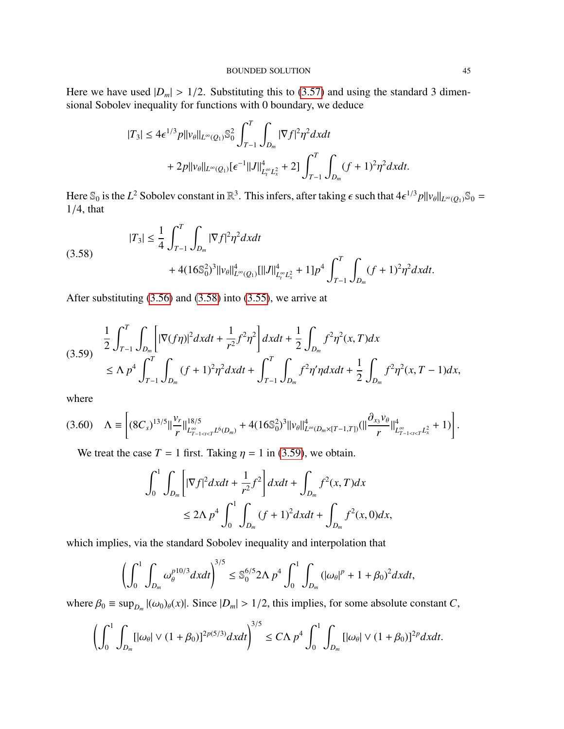Here we have used $|D_m| > 1/2$. Substituting this to (3.57) and using the standard 3 dimensional Sobolev inequality for functions with 0 boundary, we deduce

$$
\begin{aligned}
|T_3| \le & \, 4\epsilon^{1/3} p \|v_\theta\|_{L^\infty(Q_1)} \mathbb{S}_0^2 \int_{T-1}^T \int_{D_m} |\nabla f|^2 \eta^2 dx dt \\
& + 2p \|v_\theta\|_{L^\infty(Q_1)} [\epsilon^{-1} \|J\|^4_{L^\infty_t L^2_x} + 2] \int_{T-1}^T \int_{D_m} (f+1)^2 \eta^2 dx dt.
\end{aligned}
$$

Here $\mathbb{S}_0$ is the $L^2$ Sobolev constant in $\mathbb{R}^3$. This infers, after taking $\epsilon$ such that $4\epsilon^{1/3} p \|v_\theta\|_{L^\infty(Q_1)} \mathbb{S}_0 = 1/4$, that

$$
\begin{aligned}
|T_3| \le & \, \frac{1}{4} \int_{T-1}^T \int_{D_m} |\nabla f|^2 \eta^2 dx dt \\
& + 4(16\mathbb{S}_0^2)^3 \|v_\theta\|^4_{L^\infty(Q_1)} [\|J\|^4_{L^\infty_t L^2_x} + 1] p^4 \int_{T-1}^T \int_{D_m} (f+1)^2 \eta^2 dx dt.
\end{aligned} \tag{3.58}
$$

After substituting (3.56) and (3.58) into (3.55), we arrive at

$$
\begin{aligned}
& \frac{1}{2} \int_{T-1}^T \int_{D_m} \left[ |\nabla (f\eta)|^2 dx dt + \frac{1}{r^2} f^2 \eta^2 \right] dx dt + \frac{1}{2} \int_{D_m} f^2 \eta^2 (x, T) dx \\
& \le \Lambda \, p^4 \int_{T-1}^T \int_{D_m} (f+1)^2 \eta^2 dx dt + \int_{T-1}^T \int_{D_m} f^2 \eta' \eta dx dt + \frac{1}{2} \int_{D_m} f^2 \eta^2 (x, T-1) dx,
\end{aligned} \tag{3.59}
$$

where

$$
\Lambda \equiv \left[ (8C_s)^{13/5} \|\frac{v_r}{r}\|^{18/5}_{L^\infty_{T-1<t<T} L^6(D_m)} + 4(16\mathbb{S}_0^2)^3 \|v_\theta\|^4_{L^\infty(D_m \times [T-1,T])} (\|\frac{\partial_{x_3} v_\theta}{r}\|^4_{L^\infty_{T-1<t<T} L^2_x} + 1) \right]. \tag{3.60}
$$

We treat the case $T = 1$ first. Taking $\eta = 1$ in (3.59), we obtain.

$$
\begin{aligned}
& \int_0^1 \int_{D_m} \left[ |\nabla f|^2 dx dt + \frac{1}{r^2} f^2 \right] dx dt + \int_{D_m} f^2 (x, T) dx \\
& \qquad \le 2\Lambda \, p^4 \int_0^1 \int_{D_m} (f+1)^2 dx dt + \int_{D_m} f^2 (x, 0) dx,
\end{aligned}
$$

which implies, via the standard Sobolev inequality and interpolation that

$$
\left( \int_0^1 \int_{D_m} \omega_\theta^{p10/3} dx dt \right)^{3/5} \le \mathbb{S}_0^{6/5} 2\Lambda \, p^4 \int_0^1 \int_{D_m} (|\omega_\theta|^p + 1 + \beta_0)^2 dx dt,
$$

where $\beta_0 \equiv \sup_{D_m} |(\omega_0)_\theta(x)|$. Since $|D_m| > 1/2$, this implies, for some absolute constant $C$,

$$
\left( \int_0^1 \int_{D_m} [|\omega_\theta| \vee (1+\beta_0)]^{2p(5/3)} dx dt \right)^{3/5} \le C\Lambda \, p^4 \int_0^1 \int_{D_m} [|\omega_\theta| \vee (1+\beta_0)]^{2p} dx dt.
$$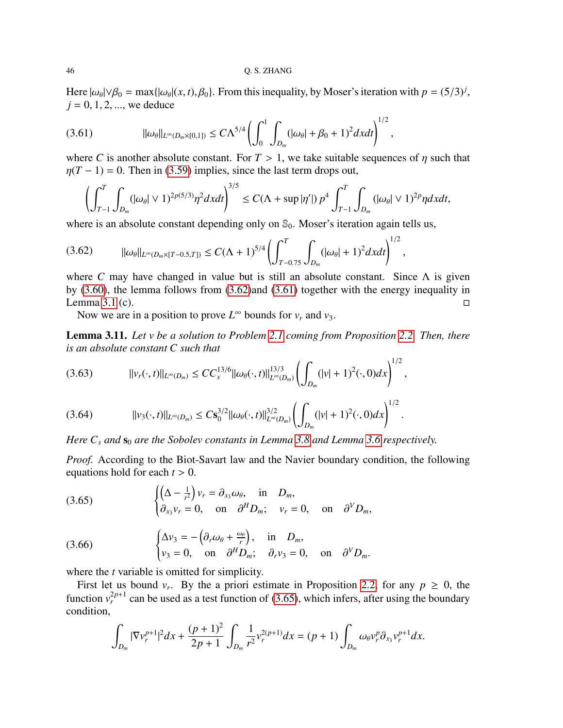Here $|\omega_\theta| \vee \beta_0 = \max\{|\omega_\theta|(x,t), \beta_0\}$. From this inequality, by Moser's iteration with $p = (5/3)^j$, $j = 0, 1, 2, ...$, we deduce

$$
\|\omega_\theta\|_{L^\infty(D_m \times [0,1])} \le C \Lambda^{5/4} \left( \int_0^1 \int_{D_m} (|\omega_\theta| + \beta_0 + 1)^2 dx dt \right)^{1/2}, \tag{3.61}
$$

where $C$ is another absolute constant. For $T > 1$, we take suitable sequences of $\eta$ such that $\eta(T-1) = 0$. Then in (3.59) implies, since the last term drops out,

$$
\left( \int_{T-1}^T \int_{D_m} (|\omega_\theta| \vee 1)^{2p(5/3)} \eta^2 dx dt \right)^{3/5} \le C (\Lambda + \sup |\eta'|) \, p^4 \int_{T-1}^T \int_{D_m} (|\omega_\theta| \vee 1)^{2p} \eta dx dt,
$$

where is an absolute constant depending only on $\mathbb{S}_0$. Moser's iteration again tells us,

$$
\|\omega_\theta\|_{L^\infty(D_m \times [T-0.5, T])} \le C (\Lambda + 1)^{5/4} \left( \int_{T-0.75}^T \int_{D_m} (|\omega_\theta| + 1)^2 dx dt \right)^{1/2}, \tag{3.62}
$$

where $C$ may have changed in value but is still an absolute constant. Since $\Lambda$ is given by (3.60), the lemma follows from (3.62)and (3.61) together with the energy inequality in Lemma 3.1 (c). $\square$

Now we are in a position to prove $L^\infty$ bounds for $v_r$ and $v_3$.

**Lemma 3.11.** *Let $v$ be a solution to Problem 2.1 coming from Proposition 2.2. Then, there is an absolute constant $C$ such that*

$$
\|v_r(\cdot,t)\|_{L^\infty(D_m)} \le C C_s^{13/6} \|\omega_\theta(\cdot,t)\|_{L^\infty(D_m)}^{13/3} \left( \int_{D_m} (|v|+1)^2 (\cdot, 0) dx \right)^{1/2}, \tag{3.63}
$$

$$
\|v_3(\cdot,t)\|_{L^\infty(D_m)} \le C \mathbf{s}_0^{3/2} \|\omega_\theta(\cdot,t)\|_{L^\infty(D_m)}^{3/2} \left( \int_{D_m} (|v|+1)^2 (\cdot, 0) dx \right)^{1/2}. \tag{3.64}
$$

*Here $C_s$ and $\mathbf{s}_0$ are the Sobolev constants in Lemma 3.8 and Lemma 3.6 respectively.*

*Proof.* According to the Biot-Savart law and the Navier boundary condition, the following equations hold for each $t > 0$.

$$
\begin{cases} \left(\Delta - \frac{1}{r^2}\right) v_r = \partial_{x_3} \omega_\theta, & \text{in} \quad D_m, \\ \partial_{x_3} v_r = 0, \quad \text{on} \quad \partial^H D_m; & v_r = 0, \quad \text{on} \quad \partial^V D_m, \end{cases} \tag{3.65}
$$

$$
\begin{cases} \Delta v_3 = -\left(\partial_r \omega_\theta + \frac{\omega_\theta}{r}\right), & \text{in} \quad D_m, \\ v_3 = 0, \quad \text{on} \quad \partial^H D_m; & \partial_r v_3 = 0, \quad \text{on} \quad \partial^V D_m. \end{cases} \tag{3.66}
$$

where the $t$ variable is omitted for simplicity.

First let us bound $v_r$. By the a priori estimate in Proposition 2.2, for any $p \ge 0$, the function $v_r^{2p+1}$ can be used as a test function of (3.65), which infers, after using the boundary condition,

$$
\int_{D_m} |\nabla v_r^{p+1}|^2 dx + \frac{(p+1)^2}{2p+1} \int_{D_m} \frac{1}{r^2} v_r^{2(p+1)} dx = (p+1) \int_{D_m} \omega_\theta v_r^p \partial_{x_3} v_r^{p+1} dx.
$$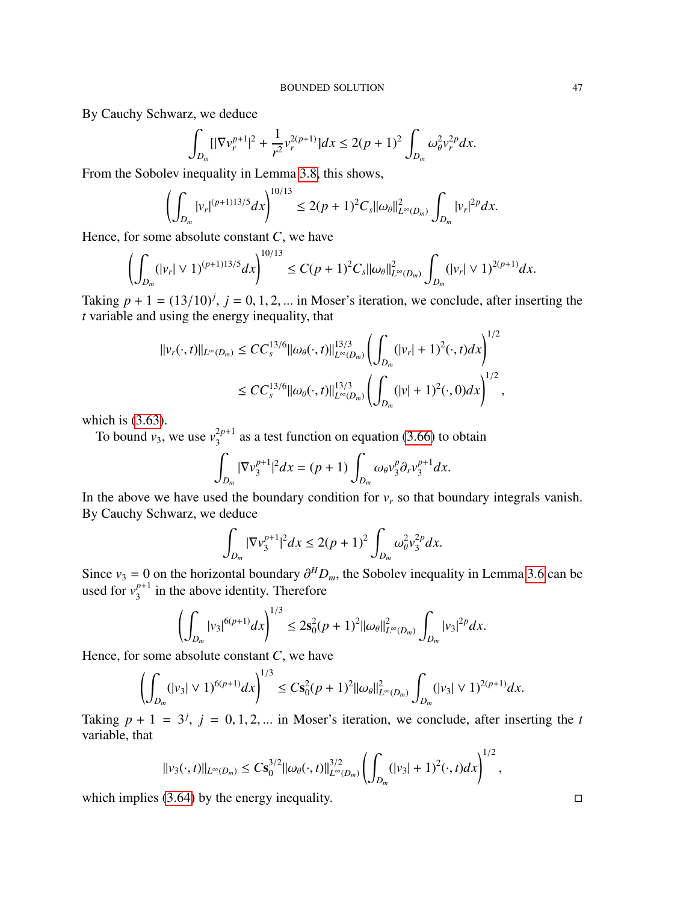By Cauchy Schwarz, we deduce

$$\int_{D_m} [|\nabla v_r^{p+1}|^2 + \frac{1}{r^2} v_r^{2(p+1)}] dx \le 2(p+1)^2 \int_{D_m} \omega_\theta^2 v_r^{2p} dx.$$

From the Sobolev inequality in Lemma 3.8, this shows,

$$\left( \int_{D_m} |v_r|^{(p+1)13/5} dx \right)^{10/13} \le 2(p+1)^2 C_s \|\omega_\theta\|^2_{L^\infty(D_m)} \int_{D_m} |v_r|^{2p} dx.$$

Hence, for some absolute constant $C$, we have

$$\left( \int_{D_m} (|v_r| \vee 1)^{(p+1)13/5} dx \right)^{10/13} \le C(p+1)^2 C_s \|\omega_\theta\|^2_{L^\infty(D_m)} \int_{D_m} (|v_r| \vee 1)^{2(p+1)} dx.$$

Taking $p+1 = (13/10)^j$, $j = 0, 1, 2, ...$ in Moser's iteration, we conclude, after inserting the $t$ variable and using the energy inequality, that

$$\begin{aligned} \|v_r(\cdot, t)\|_{L^\infty(D_m)} &\le C C_s^{13/6} \|\omega_\theta(\cdot, t)\|^{13/3}_{L^\infty(D_m)} \left( \int_{D_m} (|v_r| + 1)^2 (\cdot, t) dx \right)^{1/2} \\ &\le C C_s^{13/6} \|\omega_\theta(\cdot, t)\|^{13/3}_{L^\infty(D_m)} \left( \int_{D_m} (|v| + 1)^2 (\cdot, 0) dx \right)^{1/2}, \end{aligned}$$

which is (3.63).

To bound $v_3$, we use $v_3^{2p+1}$ as a test function on equation (3.66) to obtain

$$\int_{D_m} |\nabla v_3^{p+1}|^2 dx = (p+1) \int_{D_m} \omega_\theta v_3^p \partial_r v_3^{p+1} dx.$$

In the above we have used the boundary condition for $v_r$ so that boundary integrals vanish. By Cauchy Schwarz, we deduce

$$\int_{D_m} |\nabla v_3^{p+1}|^2 dx \le 2(p+1)^2 \int_{D_m} \omega_\theta^2 v_3^{2p} dx.$$

Since $v_3 = 0$ on the horizontal boundary $\partial^H D_m$, the Sobolev inequality in Lemma 3.6 can be used for $v_3^{p+1}$ in the above identity. Therefore

$$\left( \int_{D_m} |v_3|^{6(p+1)} dx \right)^{1/3} \le 2\mathbf{s}_0^2 (p+1)^2 \|\omega_\theta\|^2_{L^\infty(D_m)} \int_{D_m} |v_3|^{2p} dx.$$

Hence, for some absolute constant $C$, we have

$$\left( \int_{D_m} (|v_3| \vee 1)^{6(p+1)} dx \right)^{1/3} \le C\mathbf{s}_0^2 (p+1)^2 \|\omega_\theta\|^2_{L^\infty(D_m)} \int_{D_m} (|v_3| \vee 1)^{2(p+1)} dx.$$

Taking $p+1 = 3^j$, $j = 0, 1, 2, ...$ in Moser's iteration, we conclude, after inserting the $t$ variable, that

$$\|v_3(\cdot, t)\|_{L^\infty(D_m)} \le C\mathbf{s}_0^{3/2} \|\omega_\theta(\cdot, t)\|^{3/2}_{L^\infty(D_m)} \left( \int_{D_m} (|v_3| + 1)^2 (\cdot, t) dx \right)^{1/2},$$

which implies (3.64) by the energy inequality. □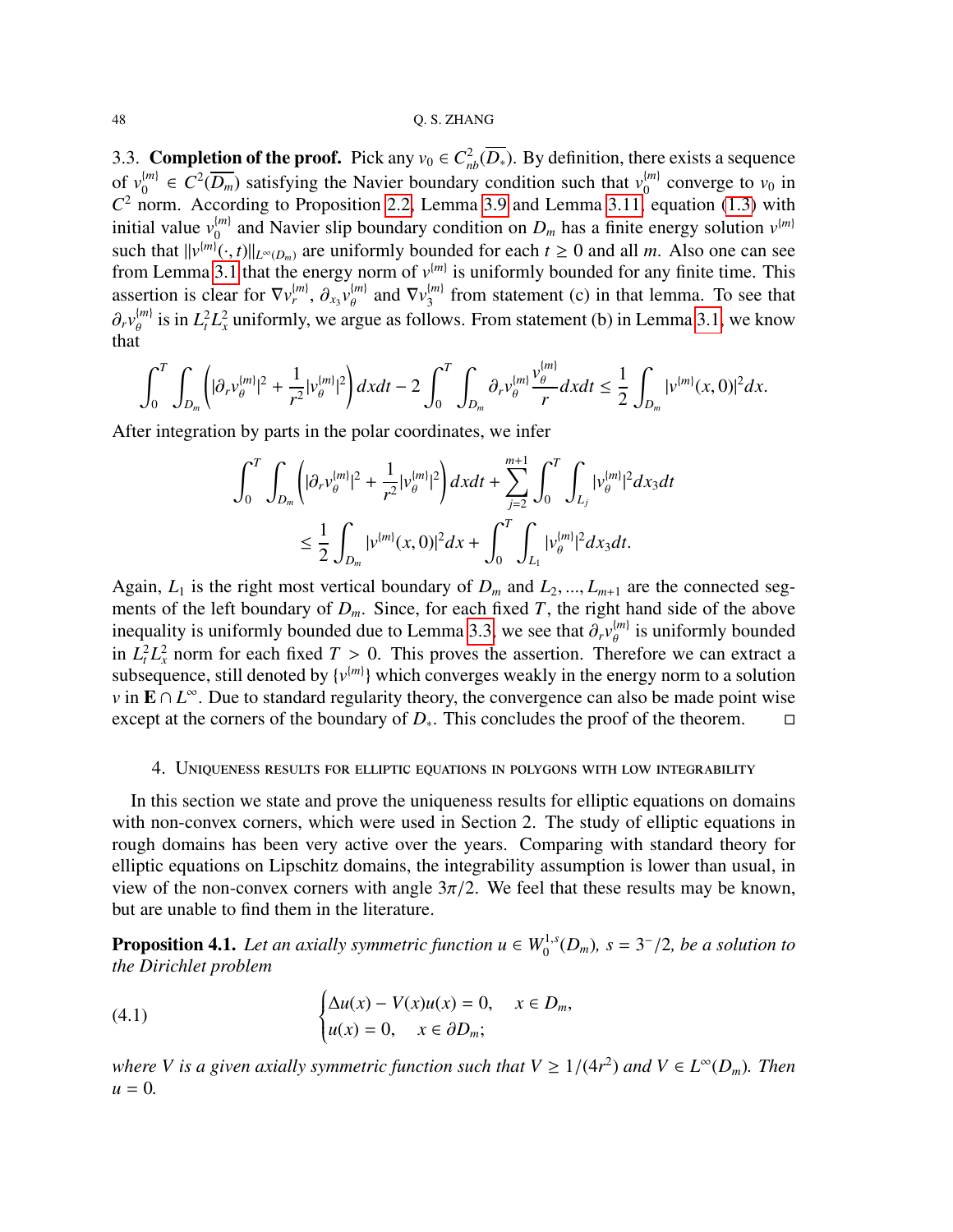3.3. **Completion of the proof.** Pick any $v_0 \in C^2_{nb}(\overline{D_*})$. By definition, there exists a sequence of $v_0^{\{m\}} \in C^2(\overline{D_m})$ satisfying the Navier boundary condition such that $v_0^{\{m\}}$ converge to $v_0$ in $C^2$ norm. According to Proposition 2.2, Lemma 3.9 and Lemma 3.11, equation (1.3) with initial value $v_0^{\{m\}}$ and Navier slip boundary condition on $D_m$ has a finite energy solution $v^{\{m\}}$ such that $\|v^{\{m\}}(\cdot, t)\|_{L^\infty(D_m)}$ are uniformly bounded for each $t \geq 0$ and all $m$. Also one can see from Lemma 3.1 that the energy norm of $v^{\{m\}}$ is uniformly bounded for any finite time. This assertion is clear for $\nabla v_r^{\{m\}}$, $\partial_{x_3} v_\theta^{\{m\}}$ and $\nabla v_3^{\{m\}}$ from statement (c) in that lemma. To see that $\partial_r v_\theta^{\{m\}}$ is in $L^2_t L^2_x$ uniformly, we argue as follows. From statement (b) in Lemma 3.1, we know that

$$\int_0^T \int_{D_m} \left( |\partial_r v_\theta^{\{m\}}|^2 + \frac{1}{r^2} |v_\theta^{\{m\}}|^2 \right) dx dt - 2 \int_0^T \int_{D_m} \partial_r v_\theta^{\{m\}} \frac{v_\theta^{\{m\}}}{r} dx dt \leq \frac{1}{2} \int_{D_m} |v^{\{m\}}(x, 0)|^2 dx.$$

After integration by parts in the polar coordinates, we infer

$$\begin{aligned} \int_0^T \int_{D_m} \left( |\partial_r v_\theta^{\{m\}}|^2 + \frac{1}{r^2} |v_\theta^{\{m\}}|^2 \right) dx dt + \sum_{j=2}^{m+1} \int_0^T \int_{L_j} |v_\theta^{\{m\}}|^2 dx_3 dt \\ \leq \frac{1}{2} \int_{D_m} |v^{\{m\}}(x, 0)|^2 dx + \int_0^T \int_{L_1} |v_\theta^{\{m\}}|^2 dx_3 dt. \end{aligned}$$

Again, $L_1$ is the right most vertical boundary of $D_m$ and $L_2, ..., L_{m+1}$ are the connected segments of the left boundary of $D_m$. Since, for each fixed $T$, the right hand side of the above inequality is uniformly bounded due to Lemma 3.3, we see that $\partial_r v_\theta^{\{m\}}$ is uniformly bounded in $L^2_t L^2_x$ norm for each fixed $T > 0$. This proves the assertion. Therefore we can extract a subsequence, still denoted by $\{v^{\{m\}}\}$ which converges weakly in the energy norm to a solution $v$ in $\mathbf{E} \cap L^\infty$. Due to standard regularity theory, the convergence can also be made point wise except at the corners of the boundary of $D_*$. This concludes the proof of the theorem. □

## 4. Uniqueness results for elliptic equations in polygons with low integrability

In this section we state and prove the uniqueness results for elliptic equations on domains with non-convex corners, which were used in Section 2. The study of elliptic equations in rough domains has been very active over the years. Comparing with standard theory for elliptic equations on Lipschitz domains, the integrability assumption is lower than usual, in view of the non-convex corners with angle $3\pi/2$. We feel that these results may be known, but are unable to find them in the literature.

**Proposition 4.1.** *Let an axially symmetric function $u \in W_0^{1,s}(D_m)$, $s = 3^-/2$, be a solution to the Dirichlet problem*

$$\begin{cases} \Delta u(x) - V(x) u(x) = 0, & x \in D_m, \\ u(x) = 0, & x \in \partial D_m; \end{cases} \tag{4.1}$$

*where $V$ is a given axially symmetric function such that $V \geq 1/(4r^2)$ and $V \in L^\infty(D_m)$. Then $u = 0$.*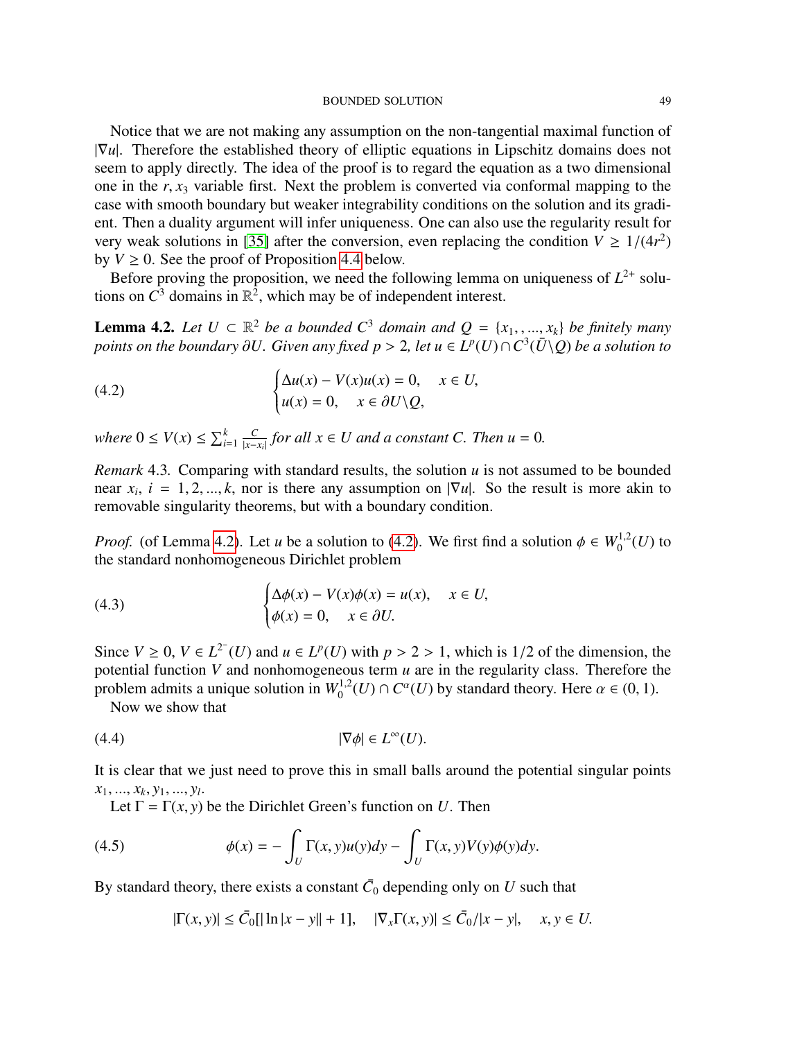Notice that we are not making any assumption on the non-tangential maximal function of $|\nabla u|$. Therefore the established theory of elliptic equations in Lipschitz domains does not seem to apply directly. The idea of the proof is to regard the equation as a two dimensional one in the $r, x_3$ variable first. Next the problem is converted via conformal mapping to the case with smooth boundary but weaker integrability conditions on the solution and its gradient. Then a duality argument will infer uniqueness. One can also use the regularity result for very weak solutions in [35] after the conversion, even replacing the condition $V \geq 1/(4r^2)$ by $V \geq 0$. See the proof of Proposition 4.4 below.

Before proving the proposition, we need the following lemma on uniqueness of $L^{2+}$ solutions on $C^3$ domains in $\mathbb{R}^2$, which may be of independent interest.

**Lemma 4.2.** *Let $U \subset \mathbb{R}^2$ be a bounded $C^3$ domain and $Q = \{x_1, , ..., x_k\}$ be finitely many points on the boundary $\partial U$. Given any fixed $p > 2$, let $u \in L^p(U) \cap C^3(\bar{U} \backslash Q)$ be a solution to*

$$
\begin{cases} \Delta u(x) - V(x)u(x) = 0, & x \in U, \\ u(x) = 0, & x \in \partial U \backslash Q, \end{cases} \tag{4.2}
$$

*where $0 \leq V(x) \leq \sum_{i=1}^{k} \frac{C}{|x-x_i|}$ for all $x \in U$ and a constant $C$. Then $u = 0$.*

*Remark* 4.3. Comparing with standard results, the solution $u$ is not assumed to be bounded near $x_i$, $i = 1, 2, ..., k$, nor is there any assumption on $|\nabla u|$. So the result is more akin to removable singularity theorems, but with a boundary condition.

*Proof.* (of Lemma 4.2). Let $u$ be a solution to (4.2). We first find a solution $\phi \in W_0^{1,2}(U)$ to the standard nonhomogeneous Dirichlet problem

$$
\begin{cases} \Delta \phi(x) - V(x)\phi(x) = u(x), & x \in U, \\ \phi(x) = 0, & x \in \partial U. \end{cases} \tag{4.3}
$$

Since $V \geq 0$, $V \in L^{2^-}(U)$ and $u \in L^p(U)$ with $p > 2 > 1$, which is 1/2 of the dimension, the potential function $V$ and nonhomogeneous term $u$ are in the regularity class. Therefore the problem admits a unique solution in $W_0^{1,2}(U) \cap C^\alpha(U)$ by standard theory. Here $\alpha \in (0, 1)$.

Now we show that

$$
|\nabla \phi| \in L^\infty(U). \tag{4.4}
$$

It is clear that we just need to prove this in small balls around the potential singular points $x_1, ..., x_k, y_1, ..., y_l$.

Let $\Gamma = \Gamma(x, y)$ be the Dirichlet Green's function on $U$. Then

$$
\phi(x) = -\int_U \Gamma(x, y)u(y)dy - \int_U \Gamma(x, y)V(y)\phi(y)dy. \tag{4.5}
$$

By standard theory, there exists a constant $\bar{C}_0$ depending only on $U$ such that

$$
|\Gamma(x, y)| \leq \bar{C}_0[|\ln|x - y|| + 1], \quad |\nabla_x \Gamma(x, y)| \leq \bar{C}_0/|x - y|, \quad x, y \in U.
$$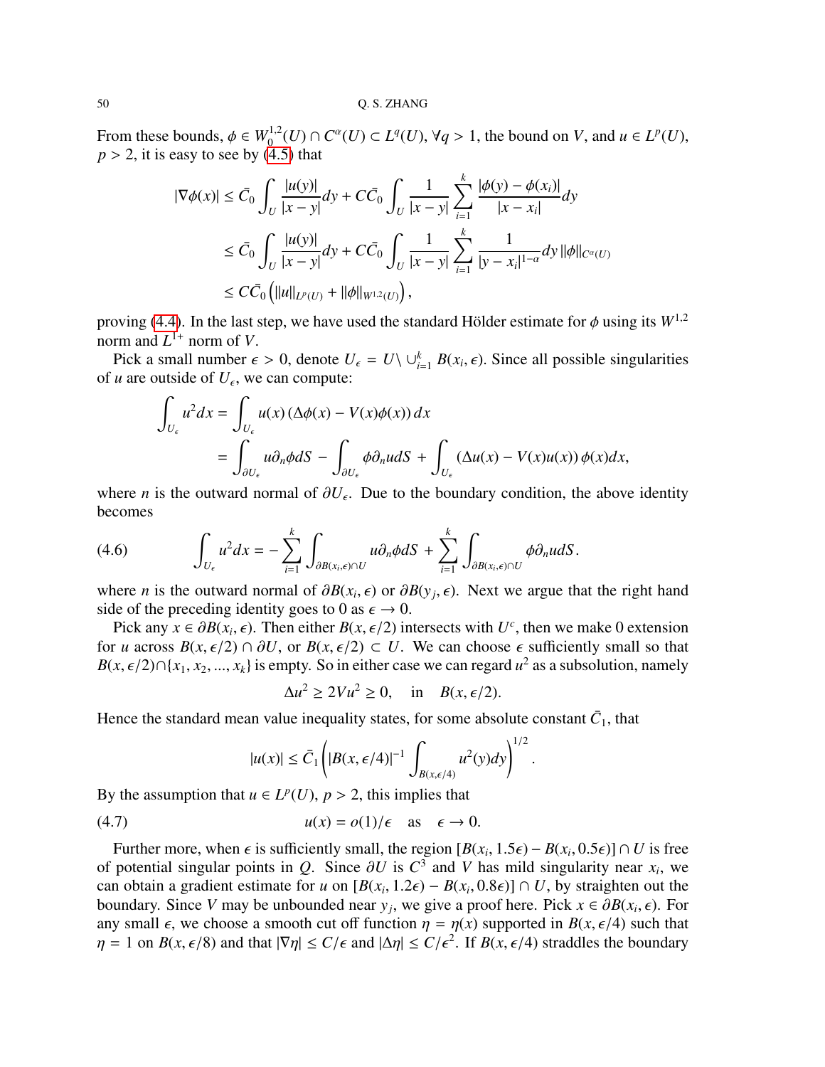From these bounds, $\phi \in W_0^{1,2}(U) \cap C^\alpha(U) \subset L^q(U)$, $\forall q > 1$, the bound on $V$, and $u \in L^p(U)$, $p > 2$, it is easy to see by (4.5) that

$$
\begin{aligned}
|\nabla \phi(x)| &\le \bar{C}_0 \int_U \frac{|u(y)|}{|x-y|} dy + C\bar{C}_0 \int_U \frac{1}{|x-y|} \sum_{i=1}^k \frac{|\phi(y) - \phi(x_i)|}{|x - x_i|} dy \\
&\le \bar{C}_0 \int_U \frac{|u(y)|}{|x-y|} dy + C\bar{C}_0 \int_U \frac{1}{|x-y|} \sum_{i=1}^k \frac{1}{|y - x_i|^{1-\alpha}} dy \, \|\phi\|_{C^\alpha(U)} \\
&\le C\bar{C}_0 \left( \|u\|_{L^p(U)} + \|\phi\|_{W^{1,2}(U)} \right),
\end{aligned}
$$

proving (4.4). In the last step, we have used the standard Hölder estimate for $\phi$ using its $W^{1,2}$ norm and $L^{1+}$ norm of $V$.

Pick a small number $\epsilon > 0$, denote $U_\epsilon = U \setminus \cup_{i=1}^k B(x_i, \epsilon)$. Since all possible singularities of $u$ are outside of $U_\epsilon$, we can compute:

$$
\begin{aligned}
\int_{U_\epsilon} u^2 dx &= \int_{U_\epsilon} u(x) \left( \Delta\phi(x) - V(x)\phi(x) \right) dx \\
&= \int_{\partial U_\epsilon} u \partial_n \phi dS - \int_{\partial U_\epsilon} \phi \partial_n u dS + \int_{U_\epsilon} \left( \Delta u(x) - V(x) u(x) \right) \phi(x) dx,
\end{aligned}
$$

where $n$ is the outward normal of $\partial U_\epsilon$. Due to the boundary condition, the above identity becomes

$$
\int_{U_\epsilon} u^2 dx = -\sum_{i=1}^k \int_{\partial B(x_i,\epsilon)\cap U} u \partial_n \phi dS + \sum_{i=1}^k \int_{\partial B(x_i,\epsilon)\cap U} \phi \partial_n u dS. \tag{4.6}
$$

where $n$ is the outward normal of $\partial B(x_i, \epsilon)$ or $\partial B(y_j, \epsilon)$. Next we argue that the right hand side of the preceding identity goes to 0 as $\epsilon \to 0$.

Pick any $x \in \partial B(x_i, \epsilon)$. Then either $B(x, \epsilon/2)$ intersects with $U^c$, then we make 0 extension for $u$ across $B(x, \epsilon/2) \cap \partial U$, or $B(x, \epsilon/2) \subset U$. We can choose $\epsilon$ sufficiently small so that $B(x, \epsilon/2) \cap \{x_1, x_2, ..., x_k\}$ is empty. So in either case we can regard $u^2$ as a subsolution, namely

$$
\Delta u^2 \ge 2Vu^2 \ge 0, \quad \text{in} \quad B(x, \epsilon/2).
$$

Hence the standard mean value inequality states, for some absolute constant $\bar{C}_1$, that

$$
|u(x)| \le \bar{C}_1 \left( |B(x, \epsilon/4)|^{-1} \int_{B(x,\epsilon/4)} u^2(y) dy \right)^{1/2}.
$$

By the assumption that $u \in L^p(U)$, $p > 2$, this implies that

$$
u(x) = o(1)/\epsilon \quad \text{as} \quad \epsilon \to 0. \tag{4.7}
$$

Further more, when $\epsilon$ is sufficiently small, the region $[B(x_i, 1.5\epsilon) - B(x_i, 0.5\epsilon)] \cap U$ is free of potential singular points in $Q$. Since $\partial U$ is $C^3$ and $V$ has mild singularity near $x_i$, we can obtain a gradient estimate for $u$ on $[B(x_i, 1.2\epsilon) - B(x_i, 0.8\epsilon)] \cap U$, by straighten out the boundary. Since $V$ may be unbounded near $y_j$, we give a proof here. Pick $x \in \partial B(x_i, \epsilon)$. For any small $\epsilon$, we choose a smooth cut off function $\eta = \eta(x)$ supported in $B(x, \epsilon/4)$ such that $\eta = 1$ on $B(x, \epsilon/8)$ and that $|\nabla \eta| \le C/\epsilon$ and $|\Delta \eta| \le C/\epsilon^2$. If $B(x, \epsilon/4)$ straddles the boundary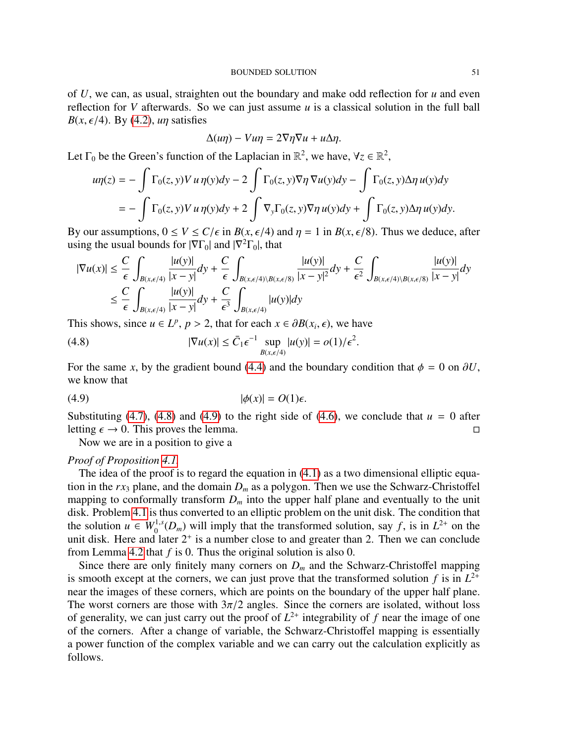of $U$, we can, as usual, straighten out the boundary and make odd reflection for $u$ and even reflection for $V$ afterwards. So we can just assume $u$ is a classical solution in the full ball $B(x, \epsilon/4)$. By (4.2), $u\eta$ satisfies

$$\Delta(u\eta) - Vu\eta = 2\nabla\eta\nabla u + u\Delta\eta.$$

Let $\Gamma_0$ be the Green's function of the Laplacian in $\mathbb{R}^2$, we have, $\forall z \in \mathbb{R}^2$,

$$\begin{aligned}
u\eta(z) &= -\int \Gamma_0(z, y) V\, u\, \eta(y) dy - 2\int \Gamma_0(z, y) \nabla\eta\, \nabla u(y) dy - \int \Gamma_0(z, y) \Delta\eta\, u(y) dy \\
&= -\int \Gamma_0(z, y) V\, u\, \eta(y) dy + 2\int \nabla_y \Gamma_0(z, y) \nabla\eta\, u(y) dy + \int \Gamma_0(z, y) \Delta\eta\, u(y) dy.
\end{aligned}$$

By our assumptions, $0 \le V \le C/\epsilon$ in $B(x, \epsilon/4)$ and $\eta = 1$ in $B(x, \epsilon/8)$. Thus we deduce, after using the usual bounds for $|\nabla\Gamma_0|$ and $|\nabla^2\Gamma_0|$, that

$$\begin{aligned}
|\nabla u(x)| &\le \frac{C}{\epsilon}\int_{B(x,\epsilon/4)} \frac{|u(y)|}{|x-y|} dy + \frac{C}{\epsilon}\int_{B(x,\epsilon/4)\setminus B(x,\epsilon/8)} \frac{|u(y)|}{|x-y|^2} dy + \frac{C}{\epsilon^2}\int_{B(x,\epsilon/4)\setminus B(x,\epsilon/8)} \frac{|u(y)|}{|x-y|} dy \\
&\le \frac{C}{\epsilon}\int_{B(x,\epsilon/4)} \frac{|u(y)|}{|x-y|} dy + \frac{C}{\epsilon^3}\int_{B(x,\epsilon/4)} |u(y)| dy
\end{aligned}$$

This shows, since $u \in L^p$, $p > 2$, that for each $x \in \partial B(x_i, \epsilon)$, we have

$$|\nabla u(x)| \le \bar{C}_1 \epsilon^{-1} \sup_{B(x,\epsilon/4)} |u(y)| = o(1)/\epsilon^2. \tag{4.8}$$

For the same $x$, by the gradient bound (4.4) and the boundary condition that $\phi = 0$ on $\partial U$, we know that

$$|\phi(x)| = O(1)\epsilon. \tag{4.9}$$

Substituting (4.7), (4.8) and (4.9) to the right side of (4.6), we conclude that $u = 0$ after letting $\epsilon \to 0$. This proves the lemma. □

Now we are in a position to give a

*Proof of Proposition 4.1.*

The idea of the proof is to regard the equation in (4.1) as a two dimensional elliptic equation in the $rx_3$ plane, and the domain $D_m$ as a polygon. Then we use the Schwarz-Christoffel mapping to conformally transform $D_m$ into the upper half plane and eventually to the unit disk. Problem 4.1 is thus converted to an elliptic problem on the unit disk. The condition that the solution $u \in W_0^{1,s}(D_m)$ will imply that the transformed solution, say $f$, is in $L^{2+}$ on the unit disk. Here and later $2^+$ is a number close to and greater than 2. Then we can conclude from Lemma 4.2 that $f$ is 0. Thus the original solution is also 0.

Since there are only finitely many corners on $D_m$ and the Schwarz-Christoffel mapping is smooth except at the corners, we can just prove that the transformed solution $f$ is in $L^{2+}$ near the images of these corners, which are points on the boundary of the upper half plane. The worst corners are those with $3\pi/2$ angles. Since the corners are isolated, without loss of generality, we can just carry out the proof of $L^{2+}$ integrability of $f$ near the image of one of the corners. After a change of variable, the Schwarz-Christoffel mapping is essentially a power function of the complex variable and we can carry out the calculation explicitly as follows.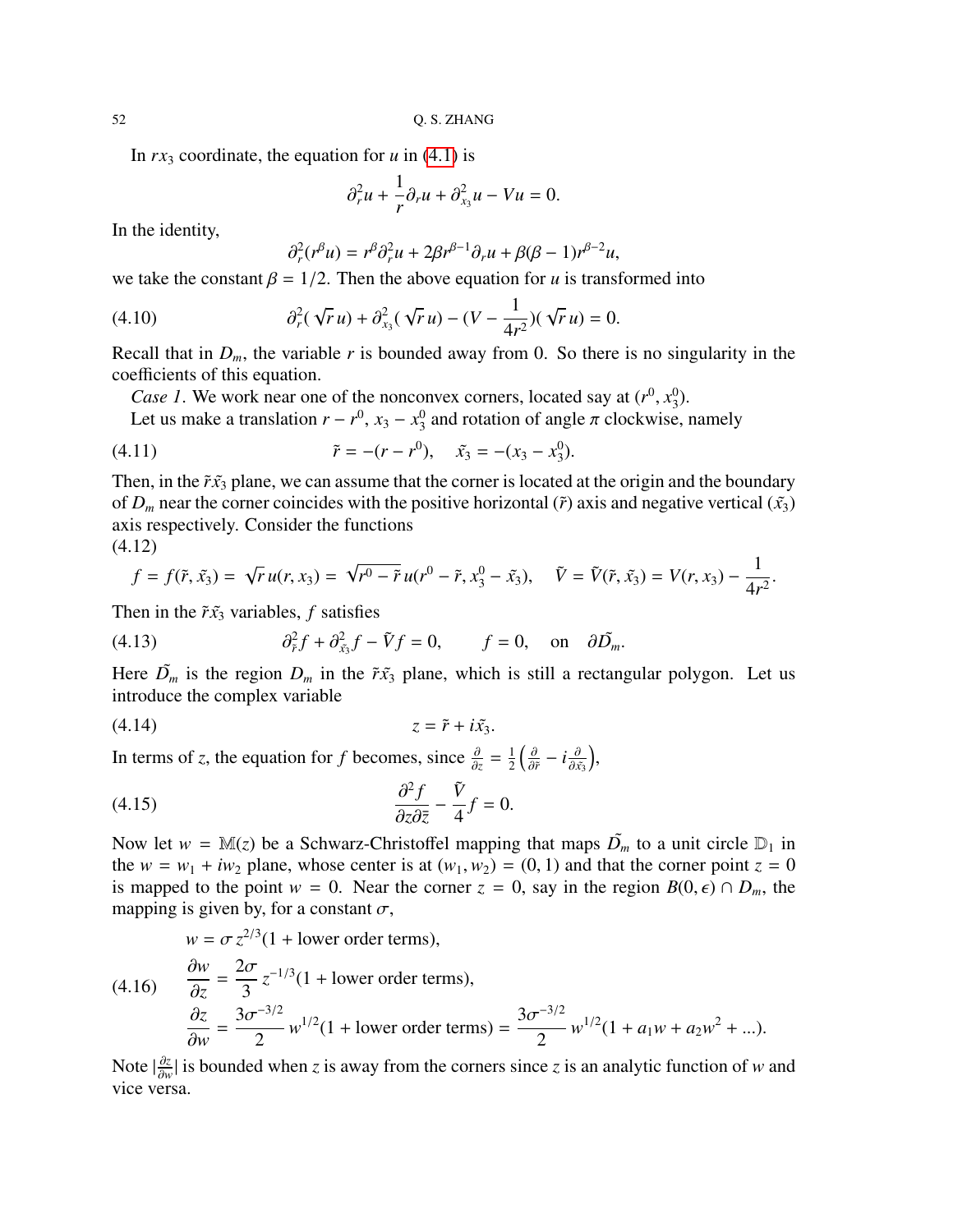In $rx_3$ coordinate, the equation for $u$ in (4.1) is

$$\partial_r^2 u + \frac{1}{r}\partial_r u + \partial_{x_3}^2 u - Vu = 0.$$

In the identity,

$$\partial_r^2(r^\beta u) = r^\beta \partial_r^2 u + 2\beta r^{\beta-1}\partial_r u + \beta(\beta-1)r^{\beta-2}u,$$

we take the constant $\beta = 1/2$. Then the above equation for $u$ is transformed into

$$\partial_r^2(\sqrt{r}\,u) + \partial_{x_3}^2(\sqrt{r}\,u) - (V - \frac{1}{4r^2})(\sqrt{r}\,u) = 0. \tag{4.10}$$

Recall that in $D_m$, the variable $r$ is bounded away from 0. So there is no singularity in the coefficients of this equation.

*Case 1*. We work near one of the nonconvex corners, located say at $(r^0, x_3^0)$.

Let us make a translation $r - r^0$, $x_3 - x_3^0$ and rotation of angle $\pi$ clockwise, namely

$$\tilde{r} = -(r - r^0), \quad \tilde{x_3} = -(x_3 - x_3^0). \tag{4.11}$$

Then, in the $\tilde{r}\tilde{x_3}$ plane, we can assume that the corner is located at the origin and the boundary of $D_m$ near the corner coincides with the positive horizontal ($\tilde{r}$) axis and negative vertical ($\tilde{x_3}$) axis respectively. Consider the functions

$$f = f(\tilde{r}, \tilde{x_3}) = \sqrt{r}\,u(r, x_3) = \sqrt{r^0 - \tilde{r}}\,u(r^0 - \tilde{r}, x_3^0 - \tilde{x_3}), \quad \tilde{V} = \tilde{V}(\tilde{r}, \tilde{x_3}) = V(r, x_3) - \frac{1}{4r^2}. \tag{4.12}$$

Then in the $\tilde{r}\tilde{x_3}$ variables, $f$ satisfies

$$\partial_{\tilde{r}}^2 f + \partial_{\tilde{x_3}}^2 f - \tilde{V} f = 0, \qquad f = 0, \quad \text{on} \quad \partial\tilde{D_m}. \tag{4.13}$$

Here $\tilde{D_m}$ is the region $D_m$ in the $\tilde{r}\tilde{x_3}$ plane, which is still a rectangular polygon. Let us introduce the complex variable

$$z = \tilde{r} + i\tilde{x_3}. \tag{4.14}$$

In terms of $z$, the equation for $f$ becomes, since $\frac{\partial}{\partial z} = \frac{1}{2}\left(\frac{\partial}{\partial \tilde{r}} - i\frac{\partial}{\partial \tilde{x_3}}\right)$,

$$\frac{\partial^2 f}{\partial z \partial \bar{z}} - \frac{\tilde{V}}{4} f = 0. \tag{4.15}$$

Now let $w = \mathbb{M}(z)$ be a Schwarz-Christoffel mapping that maps $\tilde{D_m}$ to a unit circle $\mathbb{D}_1$ in the $w = w_1 + iw_2$ plane, whose center is at $(w_1, w_2) = (0, 1)$ and that the corner point $z = 0$ is mapped to the point $w = 0$. Near the corner $z = 0$, say in the region $B(0, \epsilon) \cap D_m$, the mapping is given by, for a constant $\sigma$,

$$\begin{aligned}
&w = \sigma\, z^{2/3}(1 + \text{lower order terms}),\\
&\frac{\partial w}{\partial z} = \frac{2\sigma}{3}\, z^{-1/3}(1 + \text{lower order terms}),\\
&\frac{\partial z}{\partial w} = \frac{3\sigma^{-3/2}}{2}\, w^{1/2}(1 + \text{lower order terms}) = \frac{3\sigma^{-3/2}}{2}\, w^{1/2}(1 + a_1 w + a_2 w^2 + \ldots).
\end{aligned} \tag{4.16}$$

Note $|\frac{\partial z}{\partial w}|$ is bounded when $z$ is away from the corners since $z$ is an analytic function of $w$ and vice versa.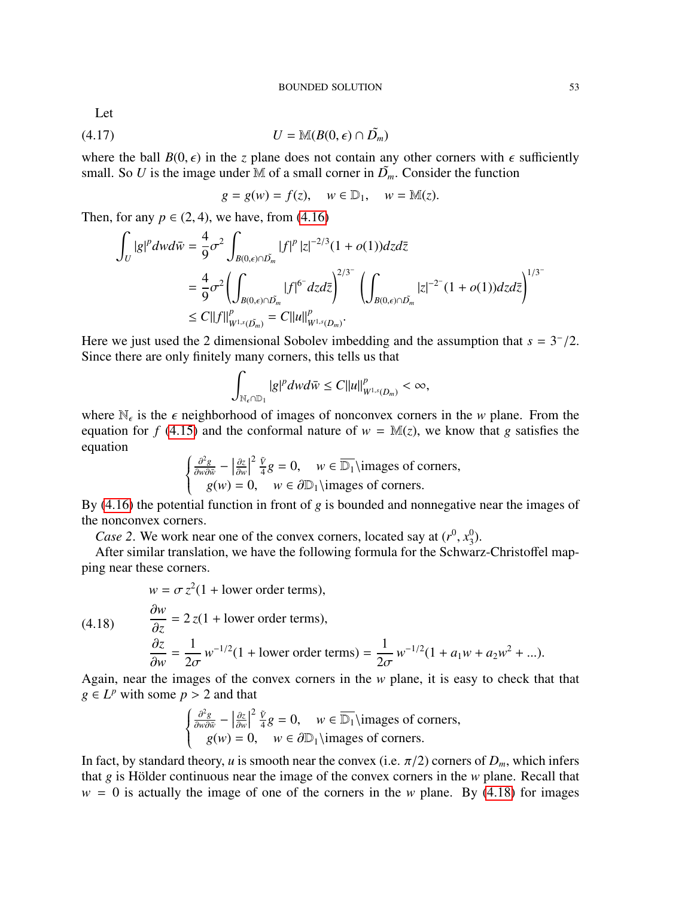Let

$$U = \mathbb{M}(B(0,\epsilon) \cap \tilde{D_m}) \tag{4.17}$$

where the ball $B(0,\epsilon)$ in the $z$ plane does not contain any other corners with $\epsilon$ sufficiently small. So $U$ is the image under $\mathbb{M}$ of a small corner in $\tilde{D_m}$. Consider the function

$$g = g(w) = f(z), \quad w \in \mathbb{D}_1, \quad w = \mathbb{M}(z).$$

Then, for any $p \in (2,4)$, we have, from (4.16)

$$\begin{aligned}
\int_U |g|^p dw d\bar{w} &= \frac{4}{9}\sigma^2 \int_{B(0,\epsilon)\cap\tilde{D_m}} |f|^p |z|^{-2/3}(1+o(1)) dz d\bar{z} \\
&= \frac{4}{9}\sigma^2 \left( \int_{B(0,\epsilon)\cap\tilde{D_m}} |f|^{6^-} dz d\bar{z} \right)^{2/3^-} \left( \int_{B(0,\epsilon)\cap\tilde{D_m}} |z|^{-2^-}(1+o(1)) dz d\bar{z} \right)^{1/3^-} \\
&\le C \|f\|^p_{W^{1,s}(\tilde{D_m})} = C\|u\|^p_{W^{1,s}(D_m)}.
\end{aligned}$$

Here we just used the 2 dimensional Sobolev imbedding and the assumption that $s = 3^-/2$. Since there are only finitely many corners, this tells us that

$$\int_{\mathbb{N}_\epsilon \cap \mathbb{D}_1} |g|^p dw d\bar{w} \le C\|u\|^p_{W^{1,s}(D_m)} < \infty,$$

where $\mathbb{N}_\epsilon$ is the $\epsilon$ neighborhood of images of nonconvex corners in the $w$ plane. From the equation for $f$ (4.15) and the conformal nature of $w = \mathbb{M}(z)$, we know that $g$ satisfies the equation

$$\begin{cases} \frac{\partial^2 g}{\partial w \partial \bar{w}} - \left|\frac{\partial z}{\partial w}\right|^2 \frac{\tilde{V}}{4} g = 0, & w \in \overline{\mathbb{D}_1} \backslash \text{images of corners}, \\ g(w) = 0, & w \in \partial\mathbb{D}_1 \backslash \text{images of corners}. \end{cases}$$

By (4.16) the potential function in front of $g$ is bounded and nonnegative near the images of the nonconvex corners.

*Case 2*. We work near one of the convex corners, located say at $(r^0, x_3^0)$.

After similar translation, we have the following formula for the Schwarz-Christoffel mapping near these corners.

$$\begin{aligned}
&w = \sigma z^2 (1 + \text{lower order terms}), \\
&\frac{\partial w}{\partial z} = 2z(1 + \text{lower order terms}), \\
&\frac{\partial z}{\partial w} = \frac{1}{2\sigma} w^{-1/2}(1 + \text{lower order terms}) = \frac{1}{2\sigma} w^{-1/2}(1 + a_1 w + a_2 w^2 + ...).
\end{aligned} \tag{4.18}$$

Again, near the images of the convex corners in the $w$ plane, it is easy to check that that $g \in L^p$ with some $p > 2$ and that

$$\begin{cases} \frac{\partial^2 g}{\partial w \partial \bar{w}} - \left|\frac{\partial z}{\partial w}\right|^2 \frac{\tilde{V}}{4} g = 0, & w \in \overline{\mathbb{D}_1} \backslash \text{images of corners}, \\ g(w) = 0, & w \in \partial\mathbb{D}_1 \backslash \text{images of corners}. \end{cases}$$

In fact, by standard theory, $u$ is smooth near the convex (i.e. $\pi/2$) corners of $D_m$, which infers that $g$ is Hölder continuous near the image of the convex corners in the $w$ plane. Recall that $w = 0$ is actually the image of one of the corners in the $w$ plane. By (4.18) for images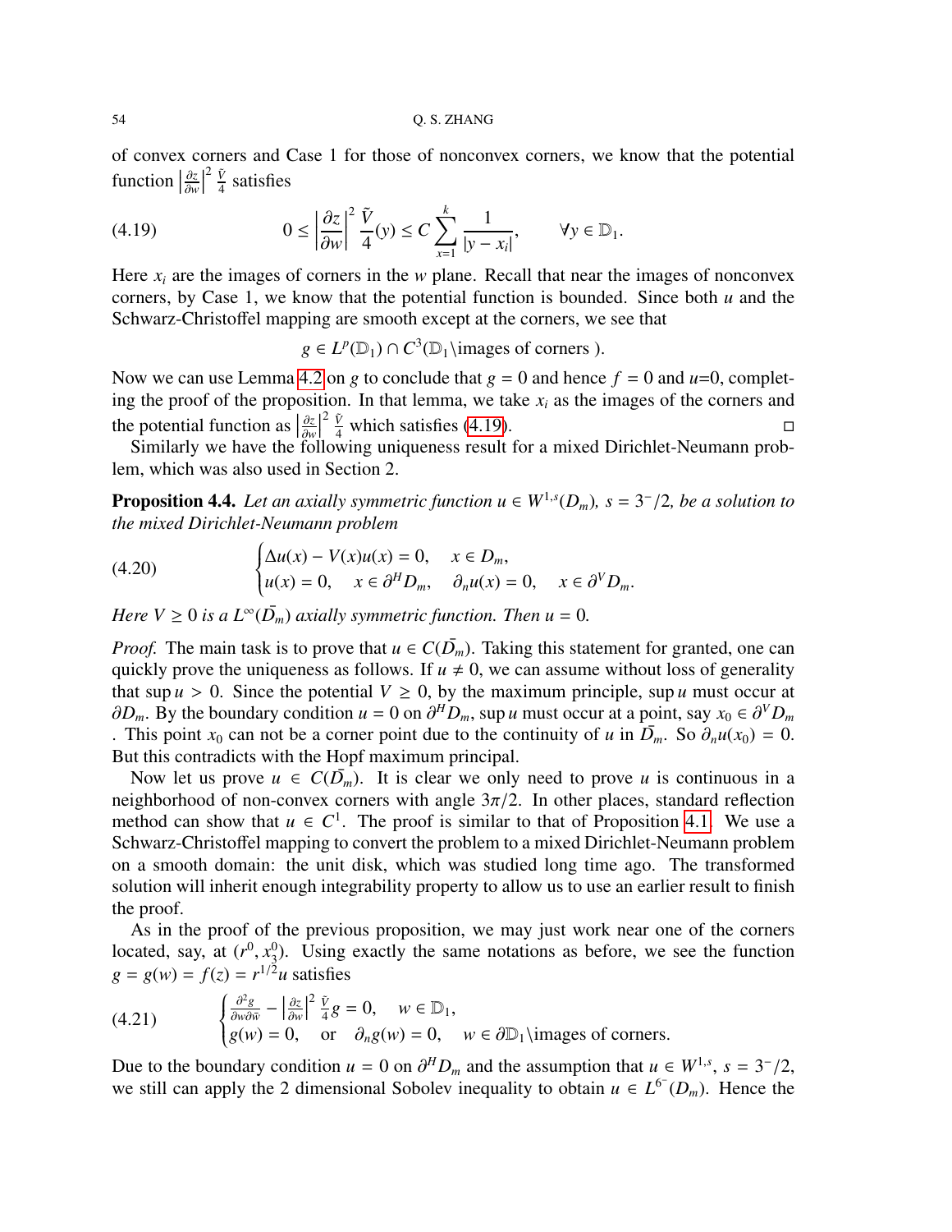of convex corners and Case 1 for those of nonconvex corners, we know that the potential function $\left|\frac{\partial z}{\partial w}\right|^2 \frac{\tilde V}{4}$ satisfies

$$
0 \le \left|\frac{\partial z}{\partial w}\right|^2 \frac{\tilde V}{4}(y) \le C \sum_{x=1}^{k} \frac{1}{|y - x_i|}, \qquad \forall y \in \mathbb{D}_1. \tag{4.19}
$$

Here $x_i$ are the images of corners in the $w$ plane. Recall that near the images of nonconvex corners, by Case 1, we know that the potential function is bounded. Since both $u$ and the Schwarz-Christoffel mapping are smooth except at the corners, we see that

$$
g \in L^p(\mathbb{D}_1) \cap C^3(\mathbb{D}_1 \backslash \text{images of corners }).
$$

Now we can use Lemma 4.2 on $g$ to conclude that $g = 0$ and hence $f = 0$ and $u$=0, completing the proof of the proposition. In that lemma, we take $x_i$ as the images of the corners and the potential function as $\left|\frac{\partial z}{\partial w}\right|^2 \frac{\tilde V}{4}$ which satisfies (4.19). □

Similarly we have the following uniqueness result for a mixed Dirichlet-Neumann problem, which was also used in Section 2.

**Proposition 4.4.** *Let an axially symmetric function $u \in W^{1,s}(D_m)$, $s = 3^-/2$, be a solution to the mixed Dirichlet-Neumann problem*

$$
\begin{cases}
\Delta u(x) - V(x)u(x) = 0, & x \in D_m, \\
u(x) = 0, \quad x \in \partial^H D_m, & \partial_n u(x) = 0, \quad x \in \partial^V D_m.
\end{cases} \tag{4.20}
$$

*Here $V \ge 0$ is a $L^\infty(\bar{D_m})$ axially symmetric function. Then $u = 0$.*

*Proof.* The main task is to prove that $u \in C(\bar{D_m})$. Taking this statement for granted, one can quickly prove the uniqueness as follows. If $u \neq 0$, we can assume without loss of generality that $\sup u > 0$. Since the potential $V \ge 0$, by the maximum principle, $\sup u$ must occur at $\partial D_m$. By the boundary condition $u = 0$ on $\partial^H D_m$, $\sup u$ must occur at a point, say $x_0 \in \partial^V D_m$ . This point $x_0$ can not be a corner point due to the continuity of $u$ in $\bar{D_m}$. So $\partial_n u(x_0) = 0$. But this contradicts with the Hopf maximum principal.

Now let us prove $u \in C(\bar{D_m})$. It is clear we only need to prove $u$ is continuous in a neighborhood of non-convex corners with angle $3\pi/2$. In other places, standard reflection method can show that $u \in C^1$. The proof is similar to that of Proposition 4.1. We use a Schwarz-Christoffel mapping to convert the problem to a mixed Dirichlet-Neumann problem on a smooth domain: the unit disk, which was studied long time ago. The transformed solution will inherit enough integrability property to allow us to use an earlier result to finish the proof.

As in the proof of the previous proposition, we may just work near one of the corners located, say, at $(r^0, x_3^0)$. Using exactly the same notations as before, we see the function $g = g(w) = f(z) = r^{1/2}u$ satisfies

$$
\begin{cases}
\frac{\partial^2 g}{\partial w \partial \bar w} - \left|\frac{\partial z}{\partial w}\right|^2 \frac{\tilde V}{4} g = 0, \quad w \in \mathbb{D}_1, \\
g(w) = 0, \quad \text{or} \quad \partial_n g(w) = 0, \quad w \in \partial \mathbb{D}_1 \backslash \text{images of corners}.
\end{cases} \tag{4.21}
$$

Due to the boundary condition $u = 0$ on $\partial^H D_m$ and the assumption that $u \in W^{1,s}$, $s = 3^-/2$, we still can apply the 2 dimensional Sobolev inequality to obtain $u \in L^{6^-}(D_m)$. Hence the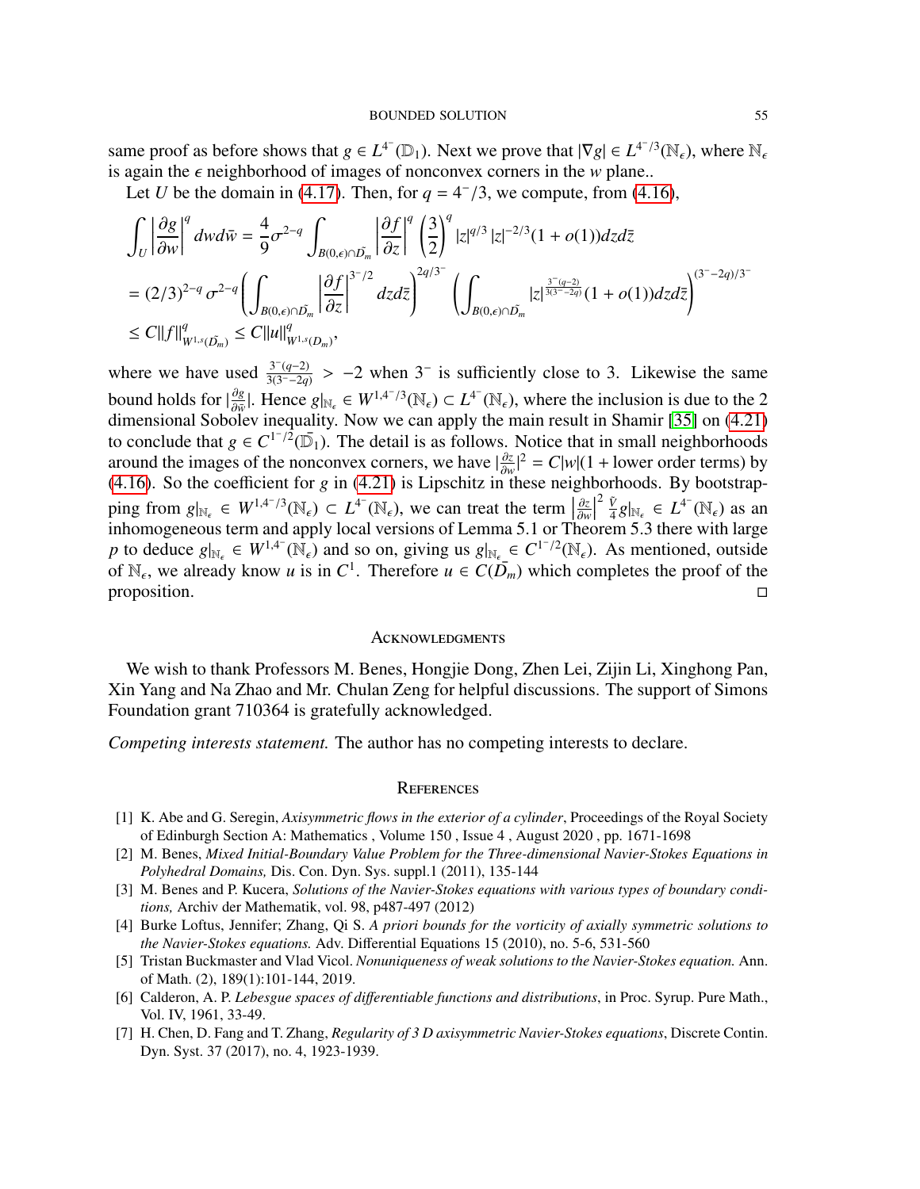same proof as before shows that $g \in L^{4^-}(\mathbb{D}_1)$. Next we prove that $|\nabla g| \in L^{4^-/3}(\mathbb{N}_\epsilon)$, where $\mathbb{N}_\epsilon$ is again the $\epsilon$ neighborhood of images of nonconvex corners in the $w$ plane..

Let $U$ be the domain in (4.17). Then, for $q = 4^-/3$, we compute, from (4.16),

$$
\begin{aligned}
\int_U \left| \frac{\partial g}{\partial w} \right|^q dw d\bar{w} &= \frac{4}{9} \sigma^{2-q} \int_{B(0,\epsilon)\cap \tilde{D_m}} \left| \frac{\partial f}{\partial z} \right|^q \left( \frac{3}{2} \right)^q |z|^{q/3} \, |z|^{-2/3} (1 + o(1)) dz d\bar{z} \\
&= (2/3)^{2-q} \, \sigma^{2-q} \left( \int_{B(0,\epsilon)\cap \tilde{D_m}} \left| \frac{\partial f}{\partial z} \right|^{3^-/2} dz d\bar{z} \right)^{2q/3^-} \left( \int_{B(0,\epsilon)\cap \tilde{D_m}} |z|^{\frac{3^-(q-2)}{3(3^- - 2q)}} (1 + o(1)) dz d\bar{z} \right)^{(3^- - 2q)/3^-} \\
&\le C \|f\|^q_{W^{1,s}(\tilde{D_m})} \le C \|u\|^q_{W^{1,s}(D_m)},
\end{aligned}
$$

where we have used $\frac{3^-(q-2)}{3(3^- - 2q)} > -2$ when $3^-$ is sufficiently close to 3. Likewise the same bound holds for $|\frac{\partial g}{\partial \bar{w}}|$. Hence $g|_{\mathbb{N}_\epsilon} \in W^{1,4^-/3}(\mathbb{N}_\epsilon) \subset L^{4^-}(\mathbb{N}_\epsilon)$, where the inclusion is due to the 2 dimensional Sobolev inequality. Now we can apply the main result in Shamir [35] on (4.21) to conclude that $g \in C^{1^-/2}(\bar{\mathbb{D}}_1)$. The detail is as follows. Notice that in small neighborhoods around the images of the nonconvex corners, we have $|\frac{\partial z}{\partial w}|^2 = C|w|(1 + \text{lower order terms})$ by (4.16). So the coefficient for $g$ in (4.21) is Lipschitz in these neighborhoods. By bootstrapping from $g|_{\mathbb{N}_\epsilon} \in W^{1,4^-/3}(\mathbb{N}_\epsilon) \subset L^{4^-}(\mathbb{N}_\epsilon)$, we can treat the term $\left| \frac{\partial z}{\partial w} \right|^2 \frac{\tilde{V}}{4} g|_{\mathbb{N}_\epsilon} \in L^{4^-}(\mathbb{N}_\epsilon)$ as an inhomogeneous term and apply local versions of Lemma 5.1 or Theorem 5.3 there with large $p$ to deduce $g|_{\mathbb{N}_\epsilon} \in W^{1,4^-}(\mathbb{N}_\epsilon)$ and so on, giving us $g|_{\mathbb{N}_\epsilon} \in C^{1^-/2}(\mathbb{N}_\epsilon)$. As mentioned, outside of $\mathbb{N}_\epsilon$, we already know $u$ is in $C^1$. Therefore $u \in C(\bar{D_m})$ which completes the proof of the proposition. □

## Acknowledgments

We wish to thank Professors M. Benes, Hongjie Dong, Zhen Lei, Zijin Li, Xinghong Pan, Xin Yang and Na Zhao and Mr. Chulan Zeng for helpful discussions. The support of Simons Foundation grant 710364 is gratefully acknowledged.

*Competing interests statement.* The author has no competing interests to declare.

## References

[1] K. Abe and G. Seregin, *Axisymmetric flows in the exterior of a cylinder*, Proceedings of the Royal Society of Edinburgh Section A: Mathematics , Volume 150 , Issue 4 , August 2020 , pp. 1671-1698

[2] M. Benes, *Mixed Initial-Boundary Value Problem for the Three-dimensional Navier-Stokes Equations in Polyhedral Domains,* Dis. Con. Dyn. Sys. suppl.1 (2011), 135-144

[3] M. Benes and P. Kucera, *Solutions of the Navier-Stokes equations with various types of boundary conditions,* Archiv der Mathematik, vol. 98, p487-497 (2012)

[4] Burke Loftus, Jennifer; Zhang, Qi S. *A priori bounds for the vorticity of axially symmetric solutions to the Navier-Stokes equations.* Adv. Differential Equations 15 (2010), no. 5-6, 531-560

[5] Tristan Buckmaster and Vlad Vicol. *Nonuniqueness of weak solutions to the Navier-Stokes equation.* Ann. of Math. (2), 189(1):101-144, 2019.

[6] Calderon, A. P. *Lebesgue spaces of differentiable functions and distributions*, in Proc. Syrup. Pure Math., Vol. IV, 1961, 33-49.

[7] H. Chen, D. Fang and T. Zhang, *Regularity of 3 D axisymmetric Navier-Stokes equations*, Discrete Contin. Dyn. Syst. 37 (2017), no. 4, 1923-1939.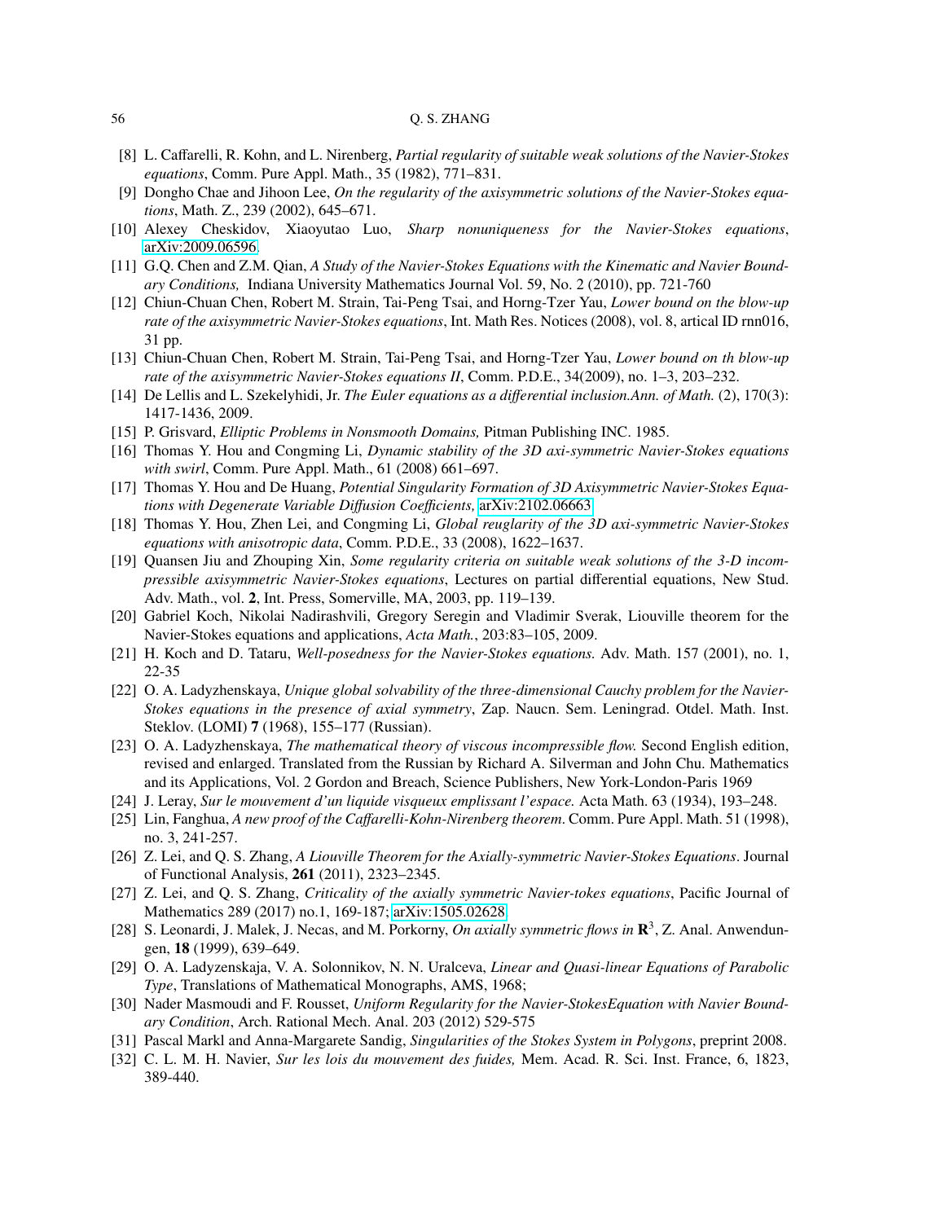[8] L. Caffarelli, R. Kohn, and L. Nirenberg, *Partial regularity of suitable weak solutions of the Navier-Stokes equations*, Comm. Pure Appl. Math., 35 (1982), 771–831.

[9] Dongho Chae and Jihoon Lee, *On the regularity of the axisymmetric solutions of the Navier-Stokes equations*, Math. Z., 239 (2002), 645–671.

[10] Alexey Cheskidov, Xiaoyutao Luo, *Sharp nonuniqueness for the Navier-Stokes equations*, arXiv:2009.06596.

[11] G.Q. Chen and Z.M. Qian, *A Study of the Navier-Stokes Equations with the Kinematic and Navier Boundary Conditions,* Indiana University Mathematics Journal Vol. 59, No. 2 (2010), pp. 721-760

[12] Chiun-Chuan Chen, Robert M. Strain, Tai-Peng Tsai, and Horng-Tzer Yau, *Lower bound on the blow-up rate of the axisymmetric Navier-Stokes equations*, Int. Math Res. Notices (2008), vol. 8, artical ID rnn016, 31 pp.

[13] Chiun-Chuan Chen, Robert M. Strain, Tai-Peng Tsai, and Horng-Tzer Yau, *Lower bound on th blow-up rate of the axisymmetric Navier-Stokes equations II*, Comm. P.D.E., 34(2009), no. 1–3, 203–232.

[14] De Lellis and L. Szekelyhidi, Jr. *The Euler equations as a differential inclusion.Ann. of Math.* (2), 170(3): 1417-1436, 2009.

[15] P. Grisvard, *Elliptic Problems in Nonsmooth Domains,* Pitman Publishing INC. 1985.

[16] Thomas Y. Hou and Congming Li, *Dynamic stability of the 3D axi-symmetric Navier-Stokes equations with swirl*, Comm. Pure Appl. Math., 61 (2008) 661–697.

[17] Thomas Y. Hou and De Huang, *Potential Singularity Formation of 3D Axisymmetric Navier-Stokes Equations with Degenerate Variable Diffusion Coefficients,* arXiv:2102.06663

[18] Thomas Y. Hou, Zhen Lei, and Congming Li, *Global reuglarity of the 3D axi-symmetric Navier-Stokes equations with anisotropic data*, Comm. P.D.E., 33 (2008), 1622–1637.

[19] Quansen Jiu and Zhouping Xin, *Some regularity criteria on suitable weak solutions of the 3-D incompressible axisymmetric Navier-Stokes equations*, Lectures on partial differential equations, New Stud. Adv. Math., vol. **2**, Int. Press, Somerville, MA, 2003, pp. 119–139.

[20] Gabriel Koch, Nikolai Nadirashvili, Gregory Seregin and Vladimir Sverak, Liouville theorem for the Navier-Stokes equations and applications, *Acta Math.*, 203:83–105, 2009.

[21] H. Koch and D. Tataru, *Well-posedness for the Navier-Stokes equations.* Adv. Math. 157 (2001), no. 1, 22-35

[22] O. A. Ladyzhenskaya, *Unique global solvability of the three-dimensional Cauchy problem for the Navier-Stokes equations in the presence of axial symmetry*, Zap. Naucn. Sem. Leningrad. Otdel. Math. Inst. Steklov. (LOMI) **7** (1968), 155–177 (Russian).

[23] O. A. Ladyzhenskaya, *The mathematical theory of viscous incompressible flow.* Second English edition, revised and enlarged. Translated from the Russian by Richard A. Silverman and John Chu. Mathematics and its Applications, Vol. 2 Gordon and Breach, Science Publishers, New York-London-Paris 1969

[24] J. Leray, *Sur le mouvement d'un liquide visqueux emplissant l'espace.* Acta Math. 63 (1934), 193–248.

[25] Lin, Fanghua, *A new proof of the Caffarelli-Kohn-Nirenberg theorem*. Comm. Pure Appl. Math. 51 (1998), no. 3, 241-257.

[26] Z. Lei, and Q. S. Zhang, *A Liouville Theorem for the Axially-symmetric Navier-Stokes Equations*. Journal of Functional Analysis, **261** (2011), 2323–2345.

[27] Z. Lei, and Q. S. Zhang, *Criticality of the axially symmetric Navier-tokes equations*, Pacific Journal of Mathematics 289 (2017) no.1, 169-187; arXiv:1505.02628

[28] S. Leonardi, J. Malek, J. Necas, and M. Porkorny, *On axially symmetric flows in* $\mathbf{R}^3$, Z. Anal. Anwendungen, **18** (1999), 639–649.

[29] O. A. Ladyzenskaja, V. A. Solonnikov, N. N. Uralceva, *Linear and Quasi-linear Equations of Parabolic Type*, Translations of Mathematical Monographs, AMS, 1968;

[30] Nader Masmoudi and F. Rousset, *Uniform Regularity for the Navier-StokesEquation with Navier Boundary Condition*, Arch. Rational Mech. Anal. 203 (2012) 529-575

[31] Pascal Markl and Anna-Margarete Sandig, *Singularities of the Stokes System in Polygons*, preprint 2008.

[32] C. L. M. H. Navier, *Sur les lois du mouvement des fuides,* Mem. Acad. R. Sci. Inst. France, 6, 1823, 389-440.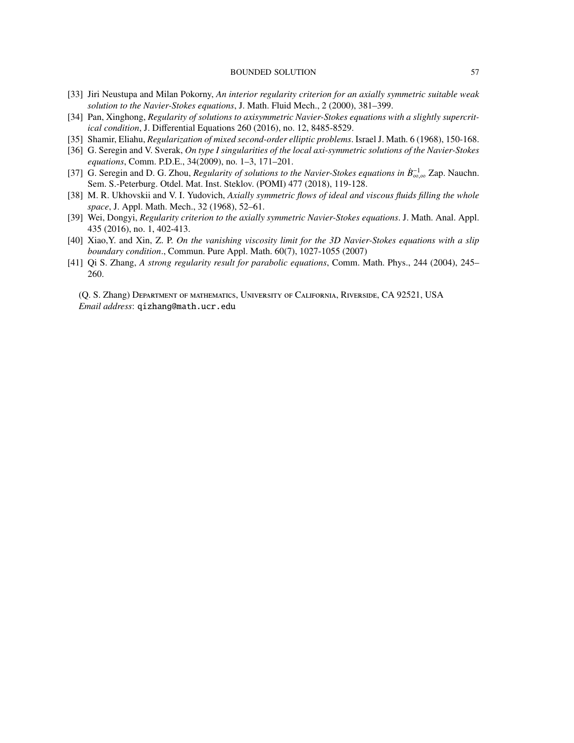[33] Jiri Neustupa and Milan Pokorny, *An interior regularity criterion for an axially symmetric suitable weak solution to the Navier-Stokes equations*, J. Math. Fluid Mech., 2 (2000), 381–399.

[34] Pan, Xinghong, *Regularity of solutions to axisymmetric Navier-Stokes equations with a slightly supercritical condition*, J. Differential Equations 260 (2016), no. 12, 8485-8529.

[35] Shamir, Eliahu, *Regularization of mixed second-order elliptic problems*. Israel J. Math. 6 (1968), 150-168.

[36] G. Seregin and V. Sverak, *On type I singularities of the local axi-symmetric solutions of the Navier-Stokes equations*, Comm. P.D.E., 34(2009), no. 1–3, 171–201.

[37] G. Seregin and D. G. Zhou, *Regularity of solutions to the Navier-Stokes equations in* $\dot{B}^{-1}_{\infty,\infty}$ Zap. Nauchn. Sem. S.-Peterburg. Otdel. Mat. Inst. Steklov. (POMI) 477 (2018), 119-128.

[38] M. R. Ukhovskii and V. I. Yudovich, *Axially symmetric flows of ideal and viscous fluids filling the whole space*, J. Appl. Math. Mech., 32 (1968), 52–61.

[39] Wei, Dongyi, *Regularity criterion to the axially symmetric Navier-Stokes equations*. J. Math. Anal. Appl. 435 (2016), no. 1, 402-413.

[40] Xiao,Y. and Xin, Z. P. *On the vanishing viscosity limit for the 3D Navier-Stokes equations with a slip boundary condition*., Commun. Pure Appl. Math. 60(7), 1027-1055 (2007)

[41] Qi S. Zhang, *A strong regularity result for parabolic equations*, Comm. Math. Phys., 244 (2004), 245–260.

(Q. S. Zhang) Department of mathematics, University of California, Riverside, CA 92521, USA
*Email address*: qizhang@math.ucr.edu